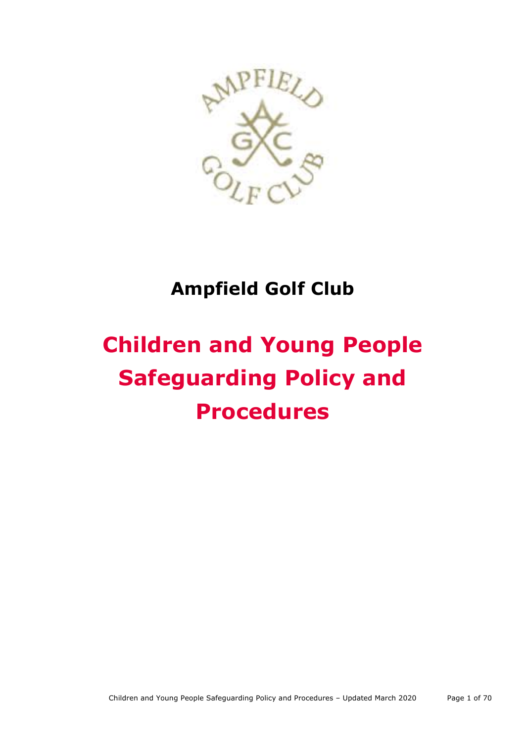# Ampfield Golf Club

# Children and Young People Safeguarding Policy and Procedures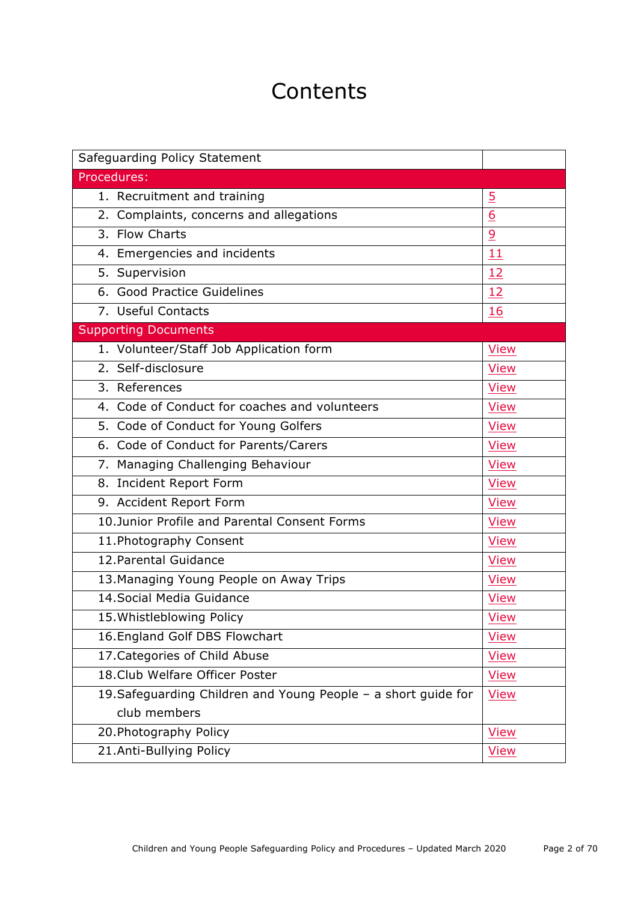# Contents

| Safeguarding Policy Statement | |
|---|---|
| **Procedures:** | |
| 1. Recruitment and training | 5 |
| 2. Complaints, concerns and allegations | 6 |
| 3. Flow Charts | 9 |
| 4. Emergencies and incidents | 11 |
| 5. Supervision | 12 |
| 6. Good Practice Guidelines | 12 |
| 7. Useful Contacts | 16 |
| **Supporting Documents** | |
| 1. Volunteer/Staff Job Application form | View |
| 2. Self-disclosure | View |
| 3. References | View |
| 4. Code of Conduct for coaches and volunteers | View |
| 5. Code of Conduct for Young Golfers | View |
| 6. Code of Conduct for Parents/Carers | View |
| 7. Managing Challenging Behaviour | View |
| 8. Incident Report Form | View |
| 9. Accident Report Form | View |
| 10. Junior Profile and Parental Consent Forms | View |
| 11. Photography Consent | View |
| 12. Parental Guidance | View |
| 13. Managing Young People on Away Trips | View |
| 14. Social Media Guidance | View |
| 15. Whistleblowing Policy | View |
| 16. England Golf DBS Flowchart | View |
| 17. Categories of Child Abuse | View |
| 18. Club Welfare Officer Poster | View |
| 19. Safeguarding Children and Young People – a short guide for club members | View |
| 20. Photography Policy | View |
| 21. Anti-Bullying Policy | View |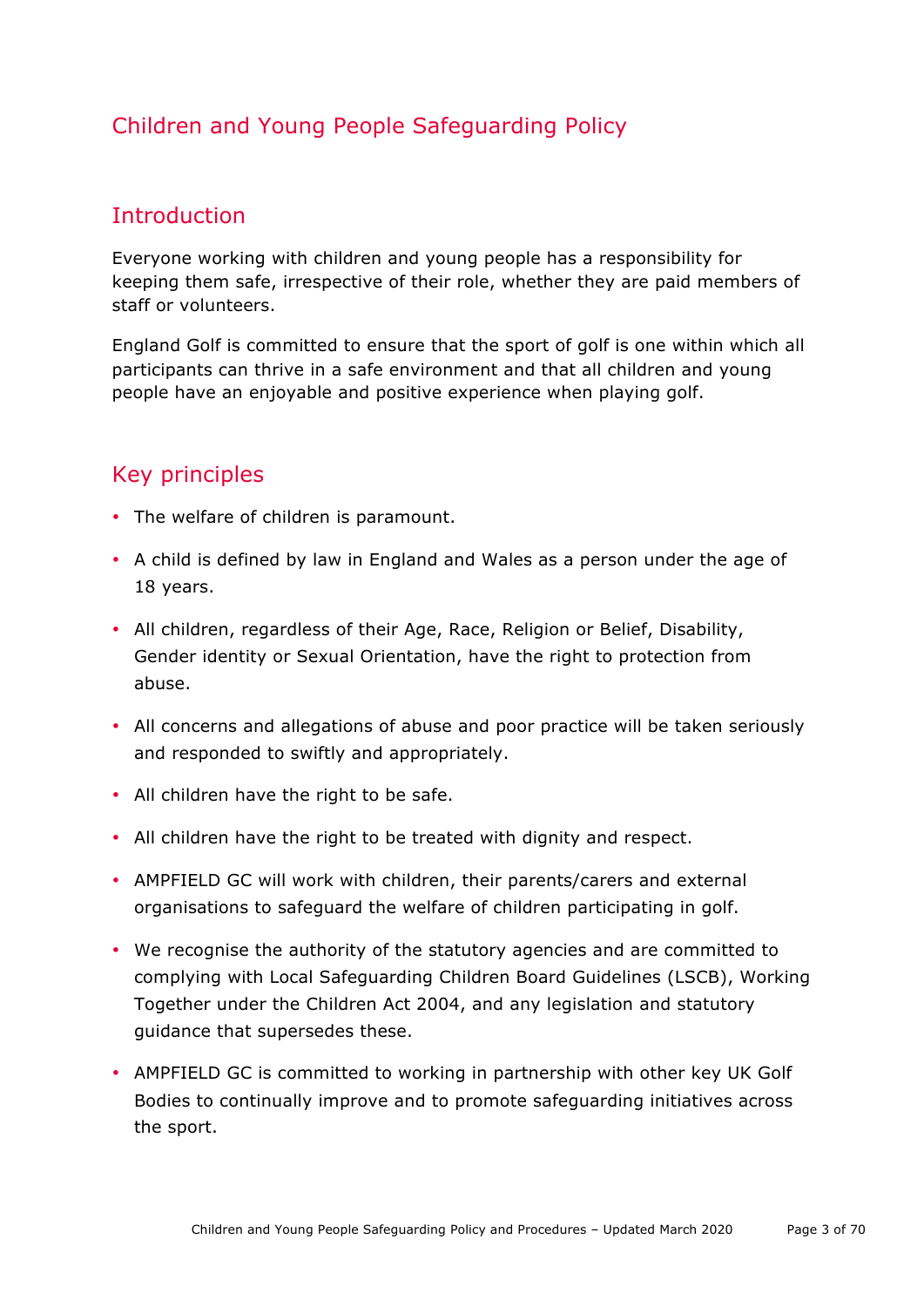# Children and Young People Safeguarding Policy

## Introduction

Everyone working with children and young people has a responsibility for keeping them safe, irrespective of their role, whether they are paid members of staff or volunteers.

England Golf is committed to ensure that the sport of golf is one within which all participants can thrive in a safe environment and that all children and young people have an enjoyable and positive experience when playing golf.

## Key principles

- The welfare of children is paramount.
- A child is defined by law in England and Wales as a person under the age of 18 years.
- All children, regardless of their Age, Race, Religion or Belief, Disability, Gender identity or Sexual Orientation, have the right to protection from abuse.
- All concerns and allegations of abuse and poor practice will be taken seriously and responded to swiftly and appropriately.
- All children have the right to be safe.
- All children have the right to be treated with dignity and respect.
- AMPFIELD GC will work with children, their parents/carers and external organisations to safeguard the welfare of children participating in golf.
- We recognise the authority of the statutory agencies and are committed to complying with Local Safeguarding Children Board Guidelines (LSCB), Working Together under the Children Act 2004, and any legislation and statutory guidance that supersedes these.
- AMPFIELD GC is committed to working in partnership with other key UK Golf Bodies to continually improve and to promote safeguarding initiatives across the sport.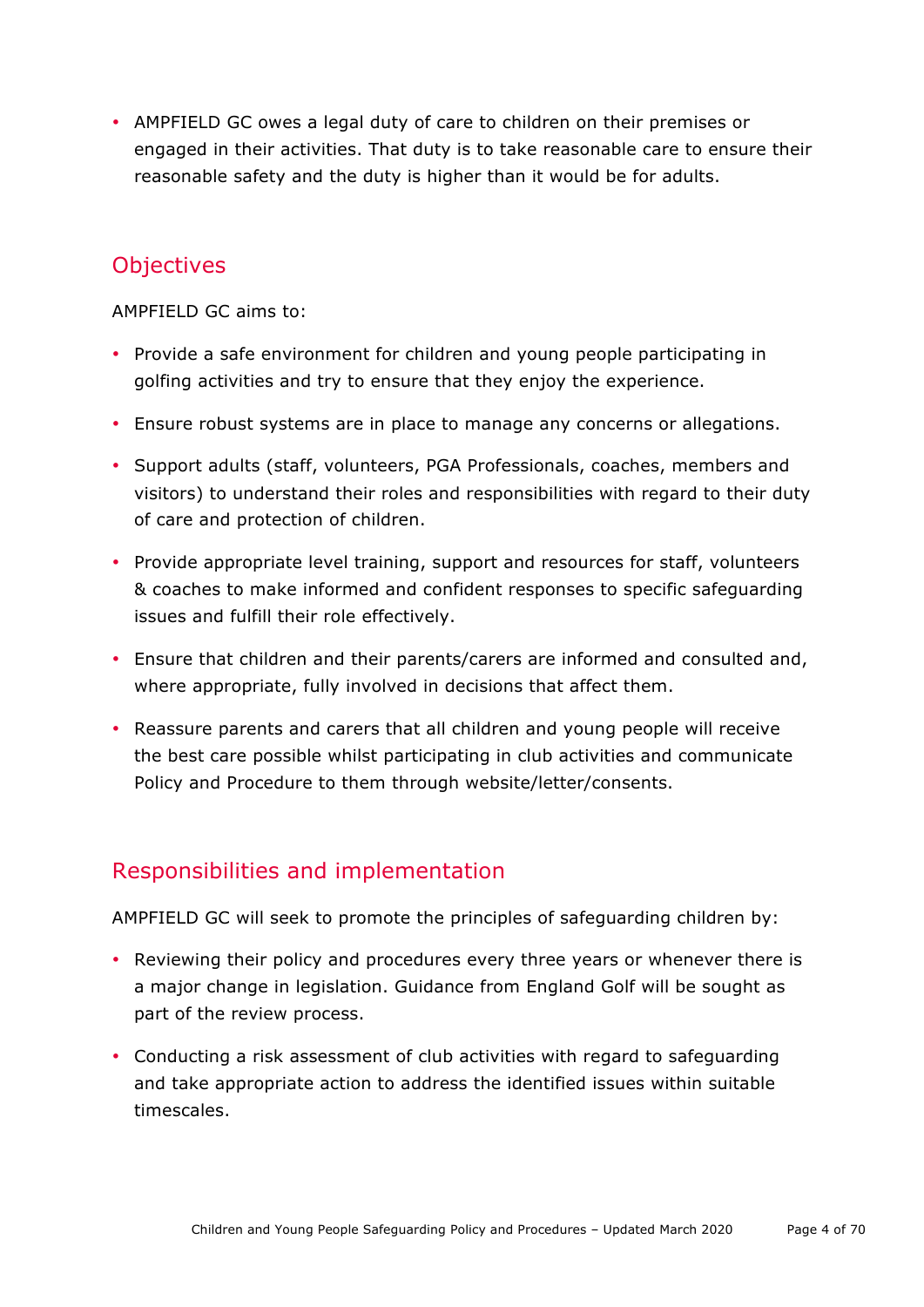- AMPFIELD GC owes a legal duty of care to children on their premises or engaged in their activities. That duty is to take reasonable care to ensure their reasonable safety and the duty is higher than it would be for adults.

## Objectives

AMPFIELD GC aims to:

- Provide a safe environment for children and young people participating in golfing activities and try to ensure that they enjoy the experience.
- Ensure robust systems are in place to manage any concerns or allegations.
- Support adults (staff, volunteers, PGA Professionals, coaches, members and visitors) to understand their roles and responsibilities with regard to their duty of care and protection of children.
- Provide appropriate level training, support and resources for staff, volunteers & coaches to make informed and confident responses to specific safeguarding issues and fulfill their role effectively.
- Ensure that children and their parents/carers are informed and consulted and, where appropriate, fully involved in decisions that affect them.
- Reassure parents and carers that all children and young people will receive the best care possible whilst participating in club activities and communicate Policy and Procedure to them through website/letter/consents.

## Responsibilities and implementation

AMPFIELD GC will seek to promote the principles of safeguarding children by:

- Reviewing their policy and procedures every three years or whenever there is a major change in legislation. Guidance from England Golf will be sought as part of the review process.
- Conducting a risk assessment of club activities with regard to safeguarding and take appropriate action to address the identified issues within suitable timescales.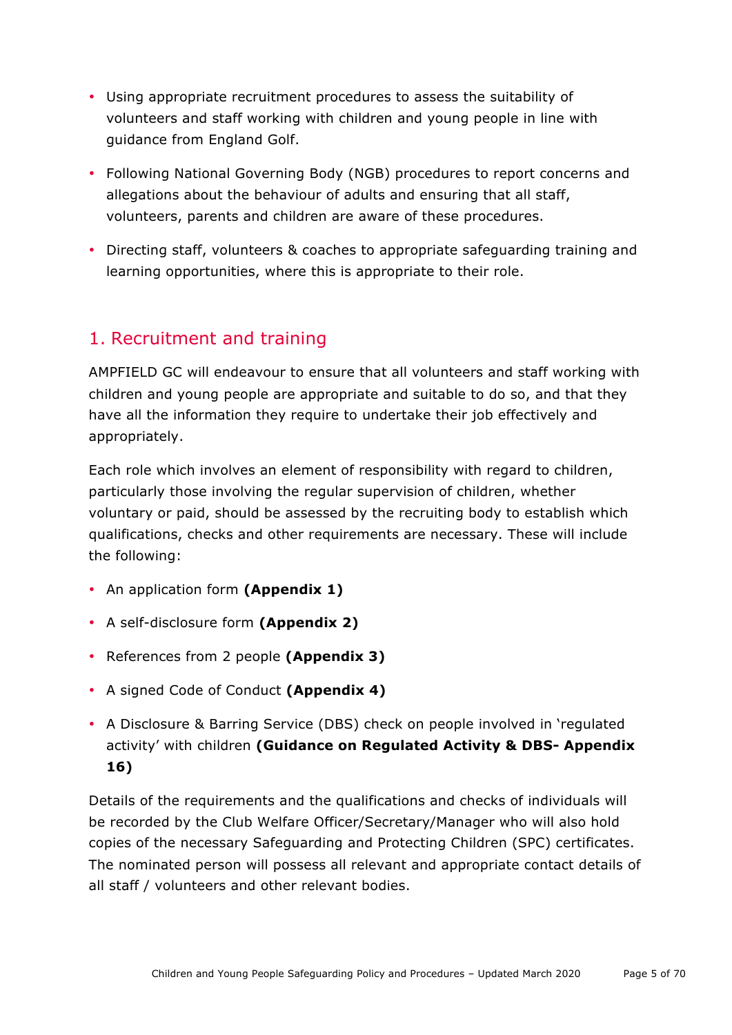- Using appropriate recruitment procedures to assess the suitability of volunteers and staff working with children and young people in line with guidance from England Golf.
- Following National Governing Body (NGB) procedures to report concerns and allegations about the behaviour of adults and ensuring that all staff, volunteers, parents and children are aware of these procedures.
- Directing staff, volunteers & coaches to appropriate safeguarding training and learning opportunities, where this is appropriate to their role.

## 1. Recruitment and training

AMPFIELD GC will endeavour to ensure that all volunteers and staff working with children and young people are appropriate and suitable to do so, and that they have all the information they require to undertake their job effectively and appropriately.

Each role which involves an element of responsibility with regard to children, particularly those involving the regular supervision of children, whether voluntary or paid, should be assessed by the recruiting body to establish which qualifications, checks and other requirements are necessary. These will include the following:

- An application form **(Appendix 1)**
- A self-disclosure form **(Appendix 2)**
- References from 2 people **(Appendix 3)**
- A signed Code of Conduct **(Appendix 4)**
- A Disclosure & Barring Service (DBS) check on people involved in 'regulated activity' with children **(Guidance on Regulated Activity & DBS- Appendix 16)**

Details of the requirements and the qualifications and checks of individuals will be recorded by the Club Welfare Officer/Secretary/Manager who will also hold copies of the necessary Safeguarding and Protecting Children (SPC) certificates. The nominated person will possess all relevant and appropriate contact details of all staff / volunteers and other relevant bodies.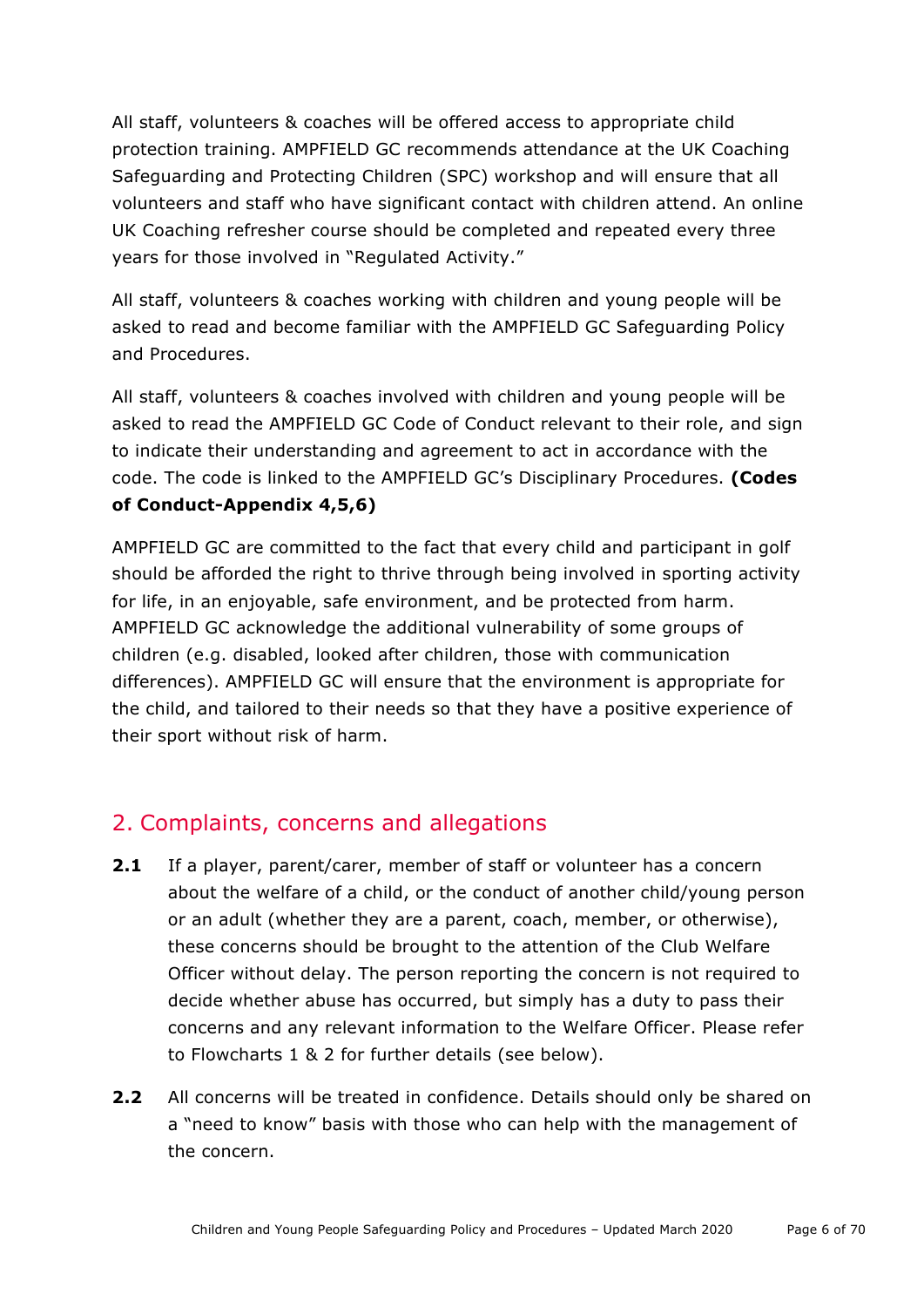All staff, volunteers & coaches will be offered access to appropriate child protection training. AMPFIELD GC recommends attendance at the UK Coaching Safeguarding and Protecting Children (SPC) workshop and will ensure that all volunteers and staff who have significant contact with children attend. An online UK Coaching refresher course should be completed and repeated every three years for those involved in "Regulated Activity."

All staff, volunteers & coaches working with children and young people will be asked to read and become familiar with the AMPFIELD GC Safeguarding Policy and Procedures.

All staff, volunteers & coaches involved with children and young people will be asked to read the AMPFIELD GC Code of Conduct relevant to their role, and sign to indicate their understanding and agreement to act in accordance with the code. The code is linked to the AMPFIELD GC's Disciplinary Procedures. **(Codes of Conduct-Appendix 4,5,6)**

AMPFIELD GC are committed to the fact that every child and participant in golf should be afforded the right to thrive through being involved in sporting activity for life, in an enjoyable, safe environment, and be protected from harm. AMPFIELD GC acknowledge the additional vulnerability of some groups of children (e.g. disabled, looked after children, those with communication differences). AMPFIELD GC will ensure that the environment is appropriate for the child, and tailored to their needs so that they have a positive experience of their sport without risk of harm.

## 2. Complaints, concerns and allegations

**2.1** If a player, parent/carer, member of staff or volunteer has a concern about the welfare of a child, or the conduct of another child/young person or an adult (whether they are a parent, coach, member, or otherwise), these concerns should be brought to the attention of the Club Welfare Officer without delay. The person reporting the concern is not required to decide whether abuse has occurred, but simply has a duty to pass their concerns and any relevant information to the Welfare Officer. Please refer to Flowcharts 1 & 2 for further details (see below).

**2.2** All concerns will be treated in confidence. Details should only be shared on a "need to know" basis with those who can help with the management of the concern.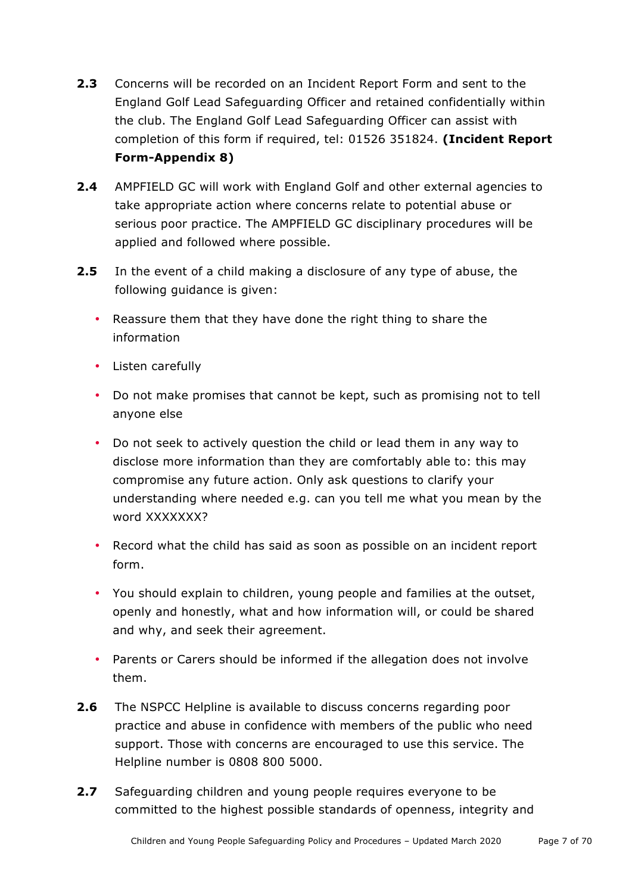**2.3** Concerns will be recorded on an Incident Report Form and sent to the England Golf Lead Safeguarding Officer and retained confidentially within the club. The England Golf Lead Safeguarding Officer can assist with completion of this form if required, tel: 01526 351824. **(Incident Report Form-Appendix 8)**

**2.4** AMPFIELD GC will work with England Golf and other external agencies to take appropriate action where concerns relate to potential abuse or serious poor practice. The AMPFIELD GC disciplinary procedures will be applied and followed where possible.

**2.5** In the event of a child making a disclosure of any type of abuse, the following guidance is given:

- Reassure them that they have done the right thing to share the information
- Listen carefully
- Do not make promises that cannot be kept, such as promising not to tell anyone else
- Do not seek to actively question the child or lead them in any way to disclose more information than they are comfortably able to: this may compromise any future action. Only ask questions to clarify your understanding where needed e.g. can you tell me what you mean by the word XXXXXXX?
- Record what the child has said as soon as possible on an incident report form.
- You should explain to children, young people and families at the outset, openly and honestly, what and how information will, or could be shared and why, and seek their agreement.
- Parents or Carers should be informed if the allegation does not involve them.

**2.6** The NSPCC Helpline is available to discuss concerns regarding poor practice and abuse in confidence with members of the public who need support. Those with concerns are encouraged to use this service. The Helpline number is 0808 800 5000.

**2.7** Safeguarding children and young people requires everyone to be committed to the highest possible standards of openness, integrity and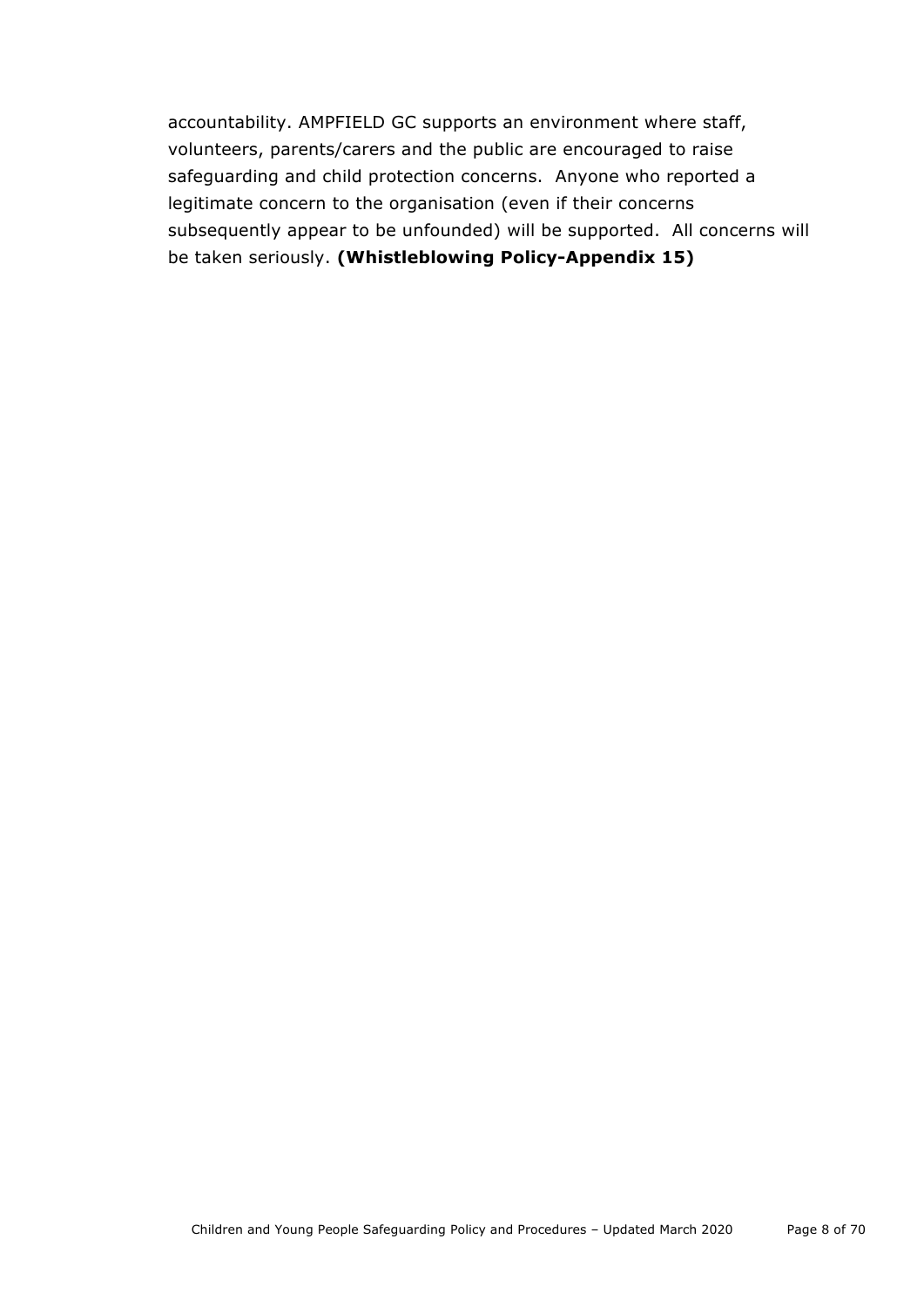accountability. AMPFIELD GC supports an environment where staff, volunteers, parents/carers and the public are encouraged to raise safeguarding and child protection concerns. Anyone who reported a legitimate concern to the organisation (even if their concerns subsequently appear to be unfounded) will be supported. All concerns will be taken seriously. **(Whistleblowing Policy-Appendix 15)**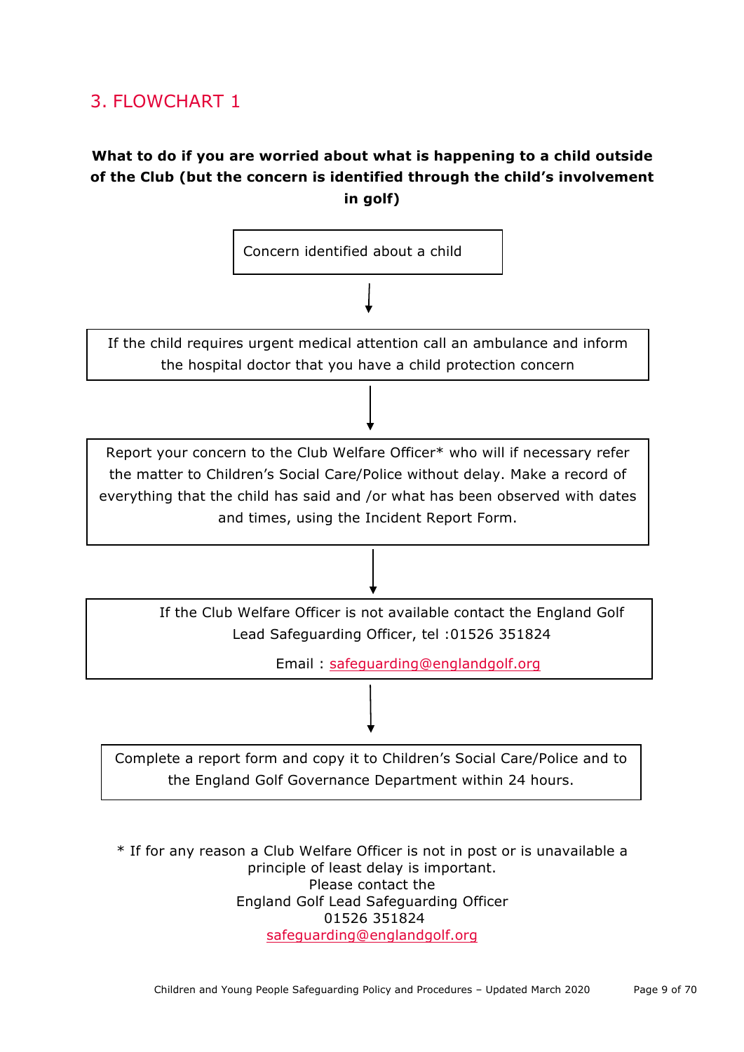## 3. FLOWCHART 1

**What to do if you are worried about what is happening to a child outside of the Club (but the concern is identified through the child's involvement in golf)**

Concern identified about a child

↓

If the child requires urgent medical attention call an ambulance and inform the hospital doctor that you have a child protection concern

↓

Report your concern to the Club Welfare Officer* who will if necessary refer the matter to Children's Social Care/Police without delay. Make a record of everything that the child has said and /or what has been observed with dates and times, using the Incident Report Form.

↓

If the Club Welfare Officer is not available contact the England Golf Lead Safeguarding Officer, tel :01526 351824

Email : safeguarding@englandgolf.org

↓

Complete a report form and copy it to Children's Social Care/Police and to the England Golf Governance Department within 24 hours.

* If for any reason a Club Welfare Officer is not in post or is unavailable a principle of least delay is important.
Please contact the
England Golf Lead Safeguarding Officer
01526 351824
safeguarding@englandgolf.org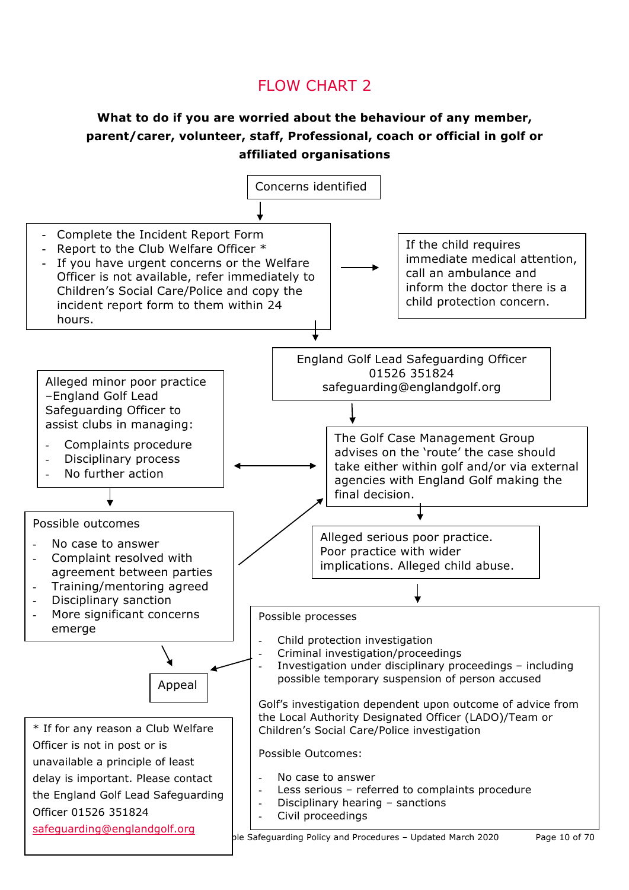# FLOW CHART 2

**What to do if you are worried about the behaviour of any member, parent/carer, volunteer, staff, Professional, coach or official in golf or affiliated organisations**

Concerns identified

- Complete the Incident Report Form
- Report to the Club Welfare Officer *
- If you have urgent concerns or the Welfare Officer is not available, refer immediately to Children's Social Care/Police and copy the incident report form to them within 24 hours.

If the child requires immediate medical attention, call an ambulance and inform the doctor there is a child protection concern.

England Golf Lead Safeguarding Officer
01526 351824
safeguarding@englandgolf.org

The Golf Case Management Group advises on the 'route' the case should take either within golf and/or via external agencies with England Golf making the final decision.

Alleged minor poor practice –England Golf Lead Safeguarding Officer to assist clubs in managing:

- Complaints procedure
- Disciplinary process
- No further action

Possible outcomes

- No case to answer
- Complaint resolved with agreement between parties
- Training/mentoring agreed
- Disciplinary sanction
- More significant concerns emerge

Alleged serious poor practice. Poor practice with wider implications. Alleged child abuse.

Possible processes

- Child protection investigation
- Criminal investigation/proceedings
- Investigation under disciplinary proceedings – including possible temporary suspension of person accused

Golf's investigation dependent upon outcome of advice from the Local Authority Designated Officer (LADO)/Team or Children's Social Care/Police investigation

Possible Outcomes:

- No case to answer
- Less serious – referred to complaints procedure
- Disciplinary hearing – sanctions
- Civil proceedings

Appeal

* If for any reason a Club Welfare Officer is not in post or is unavailable a principle of least delay is important. Please contact the England Golf Lead Safeguarding Officer 01526 351824 safeguarding@englandgolf.org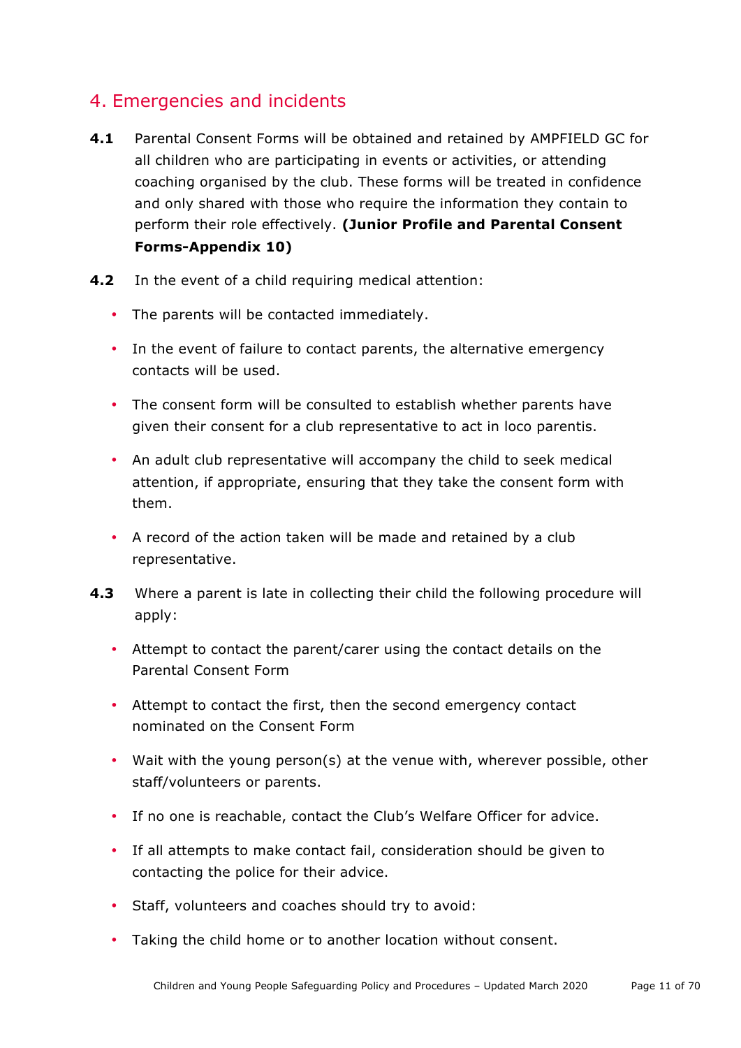## 4. Emergencies and incidents

**4.1** Parental Consent Forms will be obtained and retained by AMPFIELD GC for all children who are participating in events or activities, or attending coaching organised by the club. These forms will be treated in confidence and only shared with those who require the information they contain to perform their role effectively. **(Junior Profile and Parental Consent Forms-Appendix 10)**

**4.2** In the event of a child requiring medical attention:

- The parents will be contacted immediately.
- In the event of failure to contact parents, the alternative emergency contacts will be used.
- The consent form will be consulted to establish whether parents have given their consent for a club representative to act in loco parentis.
- An adult club representative will accompany the child to seek medical attention, if appropriate, ensuring that they take the consent form with them.
- A record of the action taken will be made and retained by a club representative.

**4.3** Where a parent is late in collecting their child the following procedure will apply:

- Attempt to contact the parent/carer using the contact details on the Parental Consent Form
- Attempt to contact the first, then the second emergency contact nominated on the Consent Form
- Wait with the young person(s) at the venue with, wherever possible, other staff/volunteers or parents.
- If no one is reachable, contact the Club's Welfare Officer for advice.
- If all attempts to make contact fail, consideration should be given to contacting the police for their advice.
- Staff, volunteers and coaches should try to avoid:
- Taking the child home or to another location without consent.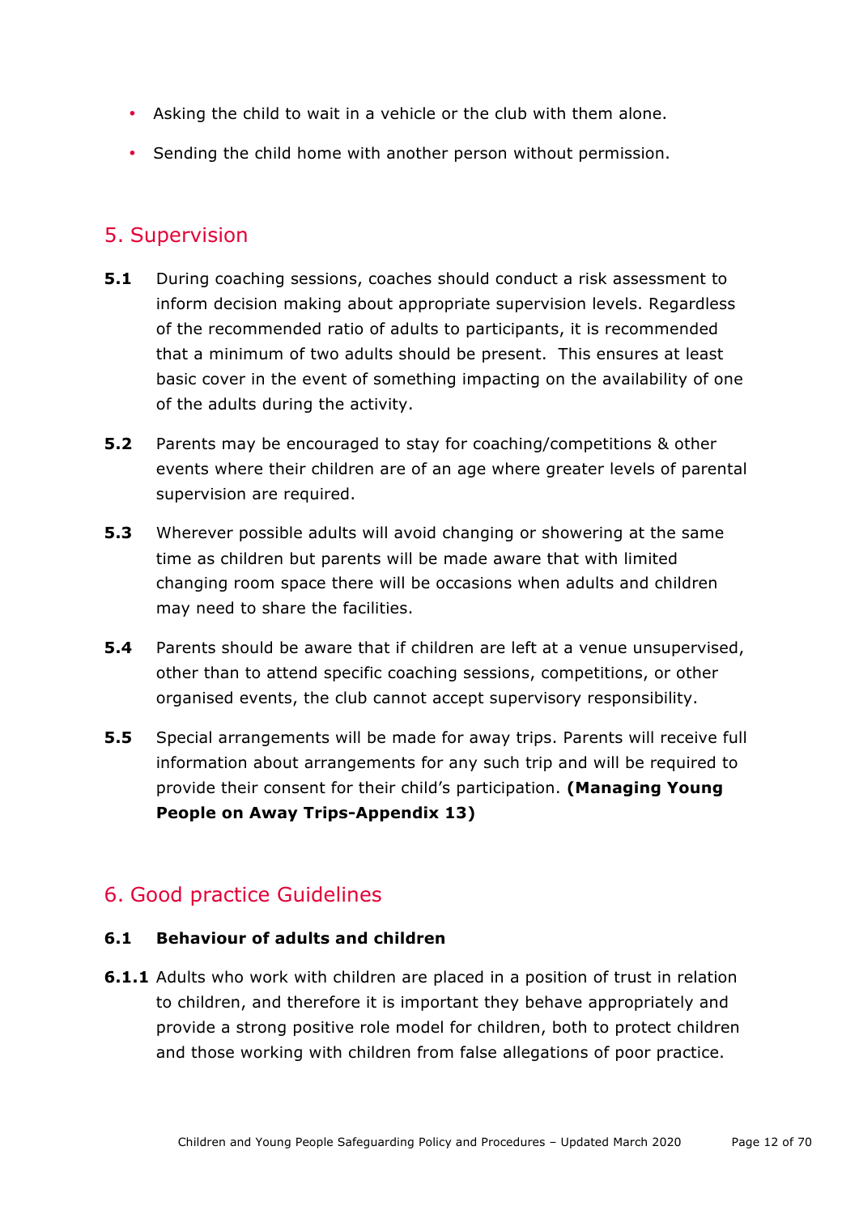- Asking the child to wait in a vehicle or the club with them alone.
- Sending the child home with another person without permission.

## 5. Supervision

**5.1** During coaching sessions, coaches should conduct a risk assessment to inform decision making about appropriate supervision levels. Regardless of the recommended ratio of adults to participants, it is recommended that a minimum of two adults should be present. This ensures at least basic cover in the event of something impacting on the availability of one of the adults during the activity.

**5.2** Parents may be encouraged to stay for coaching/competitions & other events where their children are of an age where greater levels of parental supervision are required.

**5.3** Wherever possible adults will avoid changing or showering at the same time as children but parents will be made aware that with limited changing room space there will be occasions when adults and children may need to share the facilities.

**5.4** Parents should be aware that if children are left at a venue unsupervised, other than to attend specific coaching sessions, competitions, or other organised events, the club cannot accept supervisory responsibility.

**5.5** Special arrangements will be made for away trips. Parents will receive full information about arrangements for any such trip and will be required to provide their consent for their child's participation. **(Managing Young People on Away Trips-Appendix 13)**

## 6. Good practice Guidelines

### 6.1 Behaviour of adults and children

**6.1.1** Adults who work with children are placed in a position of trust in relation to children, and therefore it is important they behave appropriately and provide a strong positive role model for children, both to protect children and those working with children from false allegations of poor practice.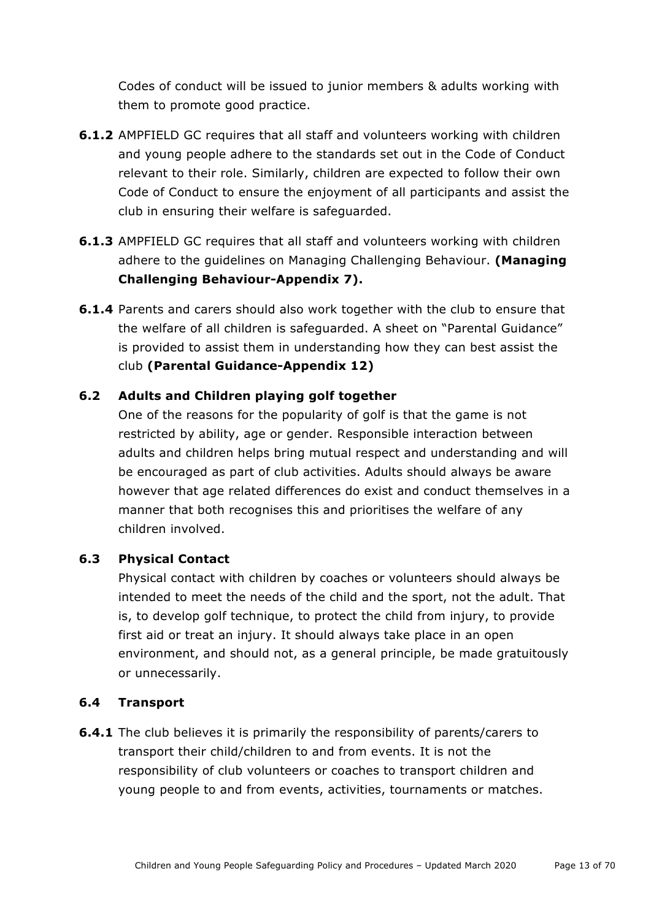Codes of conduct will be issued to junior members & adults working with them to promote good practice.

**6.1.2** AMPFIELD GC requires that all staff and volunteers working with children and young people adhere to the standards set out in the Code of Conduct relevant to their role. Similarly, children are expected to follow their own Code of Conduct to ensure the enjoyment of all participants and assist the club in ensuring their welfare is safeguarded.

**6.1.3** AMPFIELD GC requires that all staff and volunteers working with children adhere to the guidelines on Managing Challenging Behaviour. **(Managing Challenging Behaviour-Appendix 7).**

**6.1.4** Parents and carers should also work together with the club to ensure that the welfare of all children is safeguarded. A sheet on "Parental Guidance" is provided to assist them in understanding how they can best assist the club **(Parental Guidance-Appendix 12)**

### 6.2 Adults and Children playing golf together

One of the reasons for the popularity of golf is that the game is not restricted by ability, age or gender. Responsible interaction between adults and children helps bring mutual respect and understanding and will be encouraged as part of club activities. Adults should always be aware however that age related differences do exist and conduct themselves in a manner that both recognises this and prioritises the welfare of any children involved.

### 6.3 Physical Contact

Physical contact with children by coaches or volunteers should always be intended to meet the needs of the child and the sport, not the adult. That is, to develop golf technique, to protect the child from injury, to provide first aid or treat an injury. It should always take place in an open environment, and should not, as a general principle, be made gratuitously or unnecessarily.

### 6.4 Transport

**6.4.1** The club believes it is primarily the responsibility of parents/carers to transport their child/children to and from events. It is not the responsibility of club volunteers or coaches to transport children and young people to and from events, activities, tournaments or matches.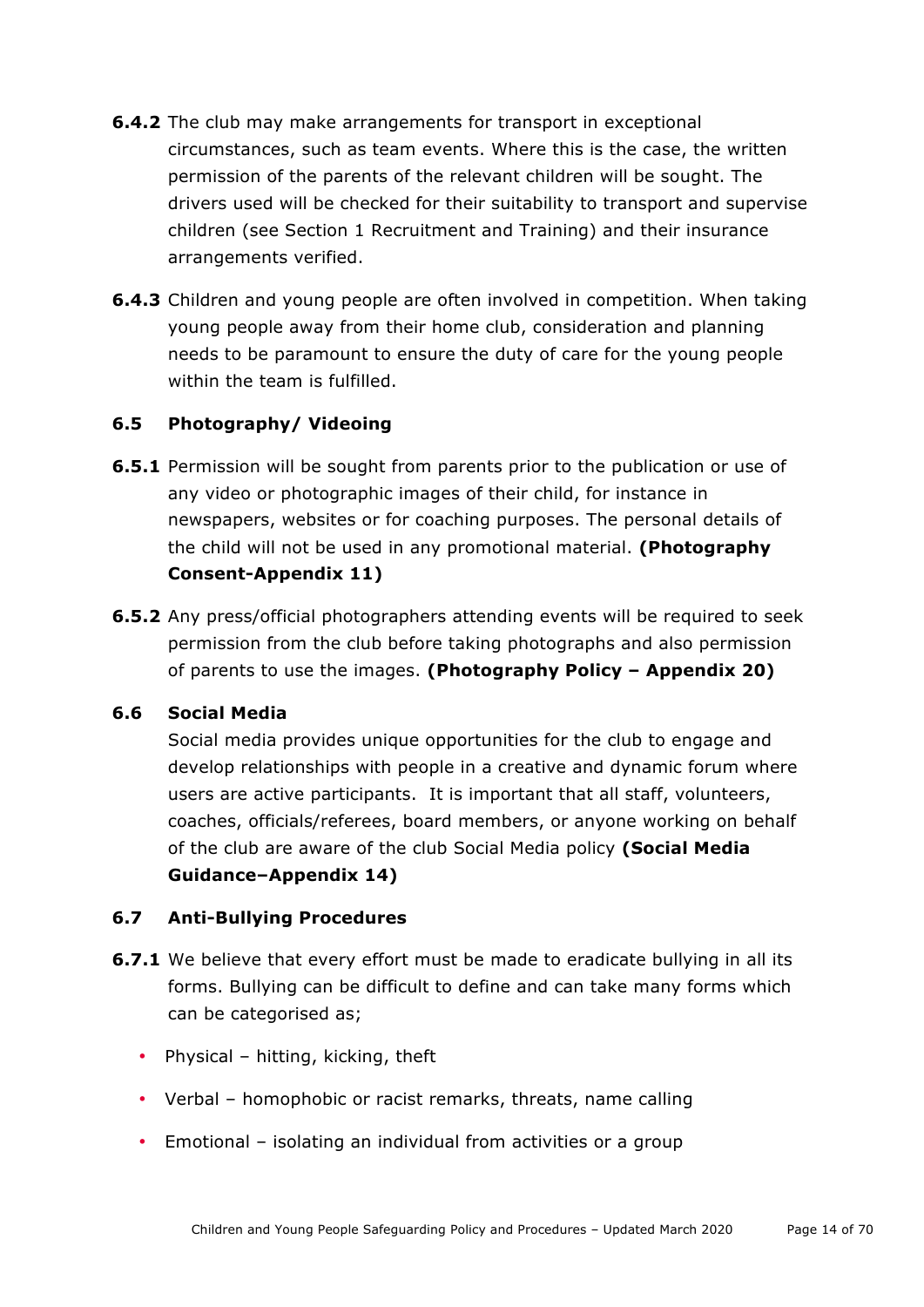**6.4.2** The club may make arrangements for transport in exceptional circumstances, such as team events. Where this is the case, the written permission of the parents of the relevant children will be sought. The drivers used will be checked for their suitability to transport and supervise children (see Section 1 Recruitment and Training) and their insurance arrangements verified.

**6.4.3** Children and young people are often involved in competition. When taking young people away from their home club, consideration and planning needs to be paramount to ensure the duty of care for the young people within the team is fulfilled.

### 6.5 Photography/ Videoing

**6.5.1** Permission will be sought from parents prior to the publication or use of any video or photographic images of their child, for instance in newspapers, websites or for coaching purposes. The personal details of the child will not be used in any promotional material. **(Photography Consent-Appendix 11)**

**6.5.2** Any press/official photographers attending events will be required to seek permission from the club before taking photographs and also permission of parents to use the images. **(Photography Policy – Appendix 20)**

### 6.6 Social Media

Social media provides unique opportunities for the club to engage and develop relationships with people in a creative and dynamic forum where users are active participants. It is important that all staff, volunteers, coaches, officials/referees, board members, or anyone working on behalf of the club are aware of the club Social Media policy **(Social Media Guidance–Appendix 14)**

### 6.7 Anti-Bullying Procedures

**6.7.1** We believe that every effort must be made to eradicate bullying in all its forms. Bullying can be difficult to define and can take many forms which can be categorised as;

- Physical – hitting, kicking, theft
- Verbal – homophobic or racist remarks, threats, name calling
- Emotional – isolating an individual from activities or a group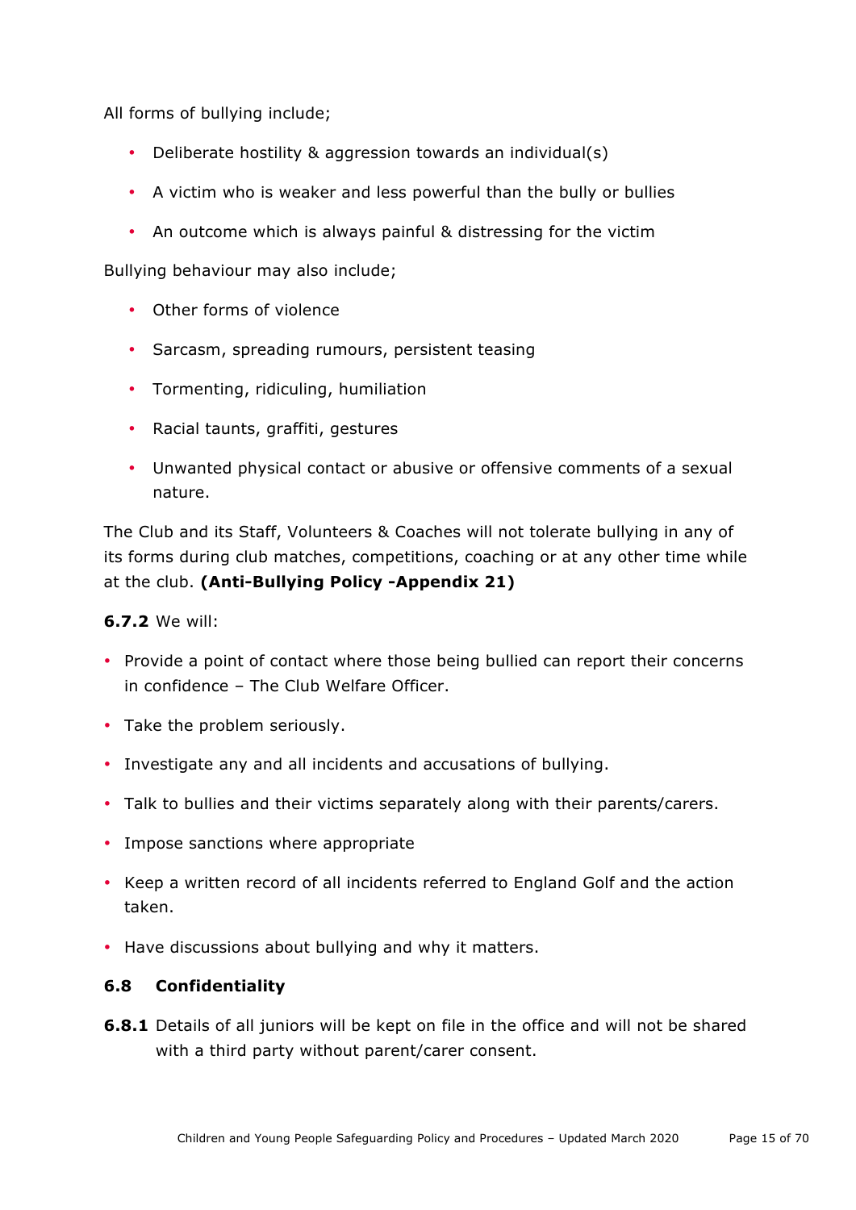All forms of bullying include;

- Deliberate hostility & aggression towards an individual(s)
- A victim who is weaker and less powerful than the bully or bullies
- An outcome which is always painful & distressing for the victim

Bullying behaviour may also include;

- Other forms of violence
- Sarcasm, spreading rumours, persistent teasing
- Tormenting, ridiculing, humiliation
- Racial taunts, graffiti, gestures
- Unwanted physical contact or abusive or offensive comments of a sexual nature.

The Club and its Staff, Volunteers & Coaches will not tolerate bullying in any of its forms during club matches, competitions, coaching or at any other time while at the club. **(Anti-Bullying Policy -Appendix 21)**

**6.7.2** We will:

- Provide a point of contact where those being bullied can report their concerns in confidence – The Club Welfare Officer.
- Take the problem seriously.
- Investigate any and all incidents and accusations of bullying.
- Talk to bullies and their victims separately along with their parents/carers.
- Impose sanctions where appropriate
- Keep a written record of all incidents referred to England Golf and the action taken.
- Have discussions about bullying and why it matters.

### 6.8 Confidentiality

**6.8.1** Details of all juniors will be kept on file in the office and will not be shared with a third party without parent/carer consent.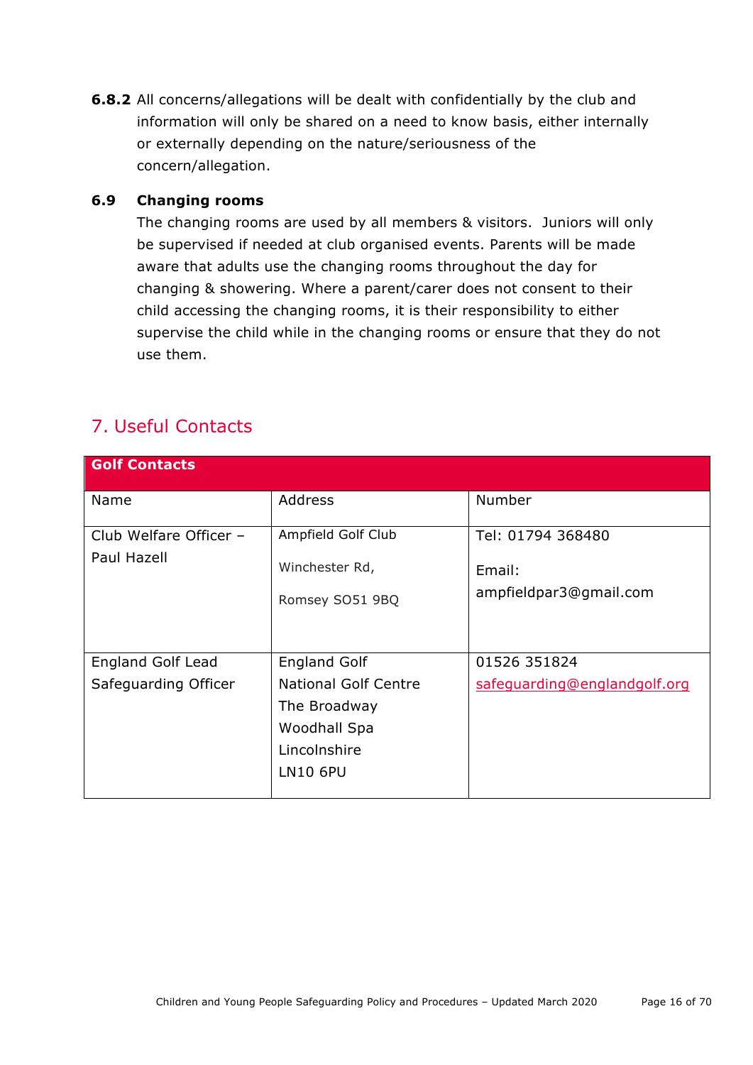**6.8.2** All concerns/allegations will be dealt with confidentially by the club and information will only be shared on a need to know basis, either internally or externally depending on the nature/seriousness of the concern/allegation.

### 6.9 Changing rooms

The changing rooms are used by all members & visitors. Juniors will only be supervised if needed at club organised events. Parents will be made aware that adults use the changing rooms throughout the day for changing & showering. Where a parent/carer does not consent to their child accessing the changing rooms, it is their responsibility to either supervise the child while in the changing rooms or ensure that they do not use them.

## 7. Useful Contacts

| **Golf Contacts** | | |
|---|---|---|
| Name | Address | Number |
| Club Welfare Officer – Paul Hazell | Ampfield Golf Club<br>Winchester Rd,<br>Romsey SO51 9BQ | Tel: 01794 368480<br>Email: ampfieldpar3@gmail.com |
| England Golf Lead Safeguarding Officer | England Golf<br>National Golf Centre<br>The Broadway<br>Woodhall Spa<br>Lincolnshire<br>LN10 6PU | 01526 351824<br>safeguarding@englandgolf.org |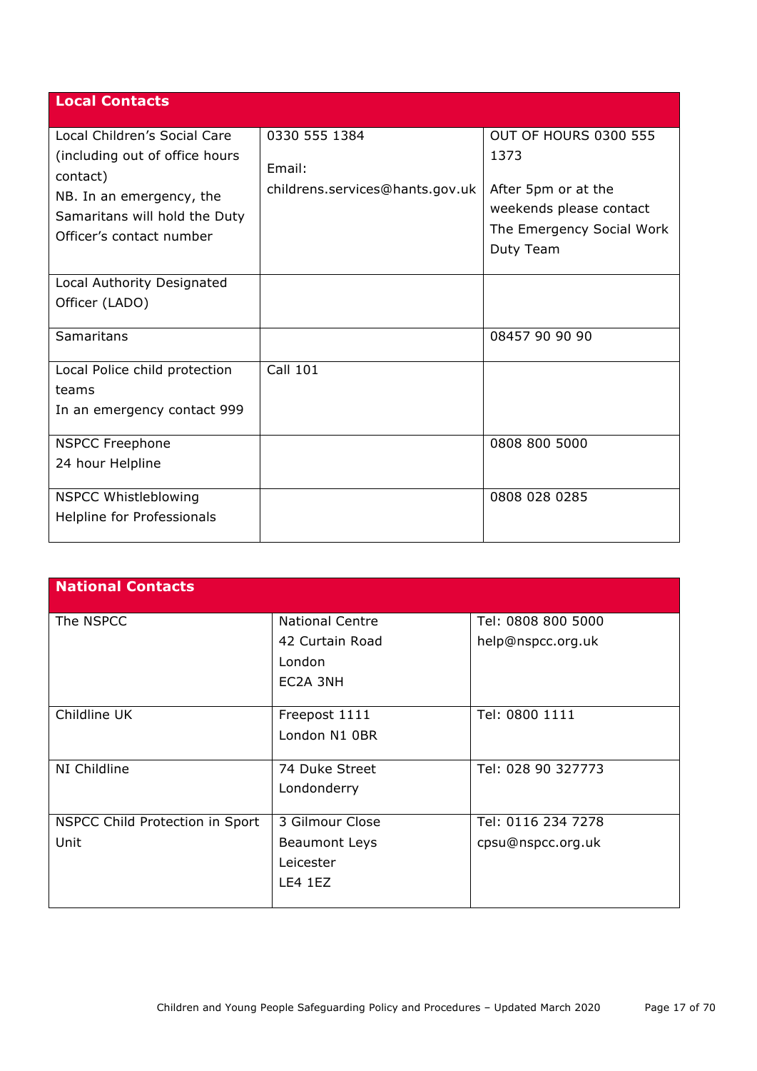| Local Contacts | | |
|---|---|---|
| Local Children's Social Care (including out of office hours contact)<br>NB. In an emergency, the Samaritans will hold the Duty Officer's contact number | 0330 555 1384<br><br>Email:<br>childrens.services@hants.gov.uk | OUT OF HOURS 0300 555 1373<br><br>After 5pm or at the weekends please contact The Emergency Social Work Duty Team |
| Local Authority Designated Officer (LADO) | | |
| Samaritans | | 08457 90 90 90 |
| Local Police child protection teams<br>In an emergency contact 999 | Call 101 | |
| NSPCC Freephone<br>24 hour Helpline | | 0808 800 5000 |
| NSPCC Whistleblowing Helpline for Professionals | | 0808 028 0285 |

| National Contacts | | |
|---|---|---|
| The NSPCC | National Centre<br>42 Curtain Road<br>London<br>EC2A 3NH | Tel: 0808 800 5000<br>help@nspcc.org.uk |
| Childline UK | Freepost 1111<br>London N1 0BR | Tel: 0800 1111 |
| NI Childline | 74 Duke Street<br>Londonderry | Tel: 028 90 327773 |
| NSPCC Child Protection in Sport Unit | 3 Gilmour Close<br>Beaumont Leys<br>Leicester<br>LE4 1EZ | Tel: 0116 234 7278<br>cpsu@nspcc.org.uk |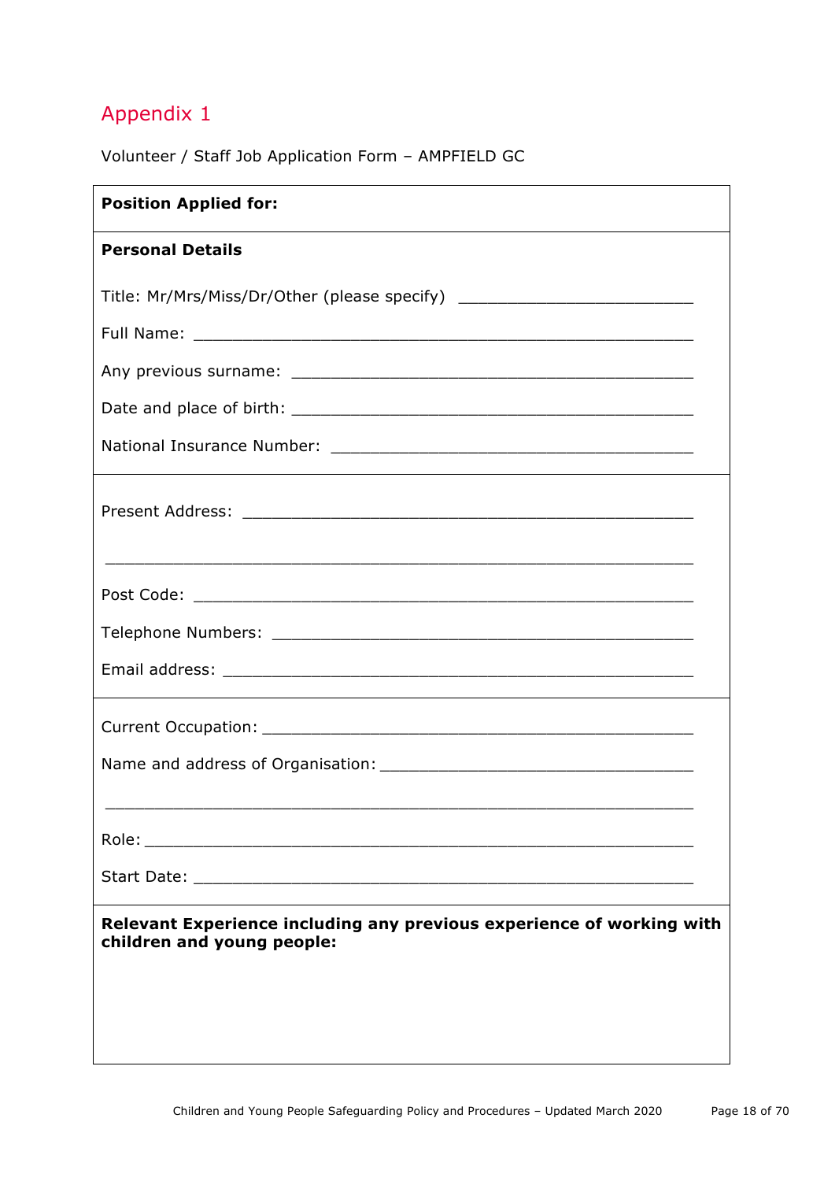## Appendix 1

Volunteer / Staff Job Application Form – AMPFIELD GC

**Position Applied for:**

---

**Personal Details**

Title: Mr/Mrs/Miss/Dr/Other (please specify) ________________________

Full Name: ___________________________________________________

Any previous surname: ________________________________________

Date and place of birth: ________________________________________

National Insurance Number: _____________________________________

---

Present Address: _____________________________________________

_____________________________________________________________

Post Code: ___________________________________________________

Telephone Numbers: ___________________________________________

Email address: _______________________________________________

---

Current Occupation: ___________________________________________

Name and address of Organisation: _______________________________

_____________________________________________________________

Role: ________________________________________________________

Start Date: ___________________________________________________

---

**Relevant Experience including any previous experience of working with children and young people:**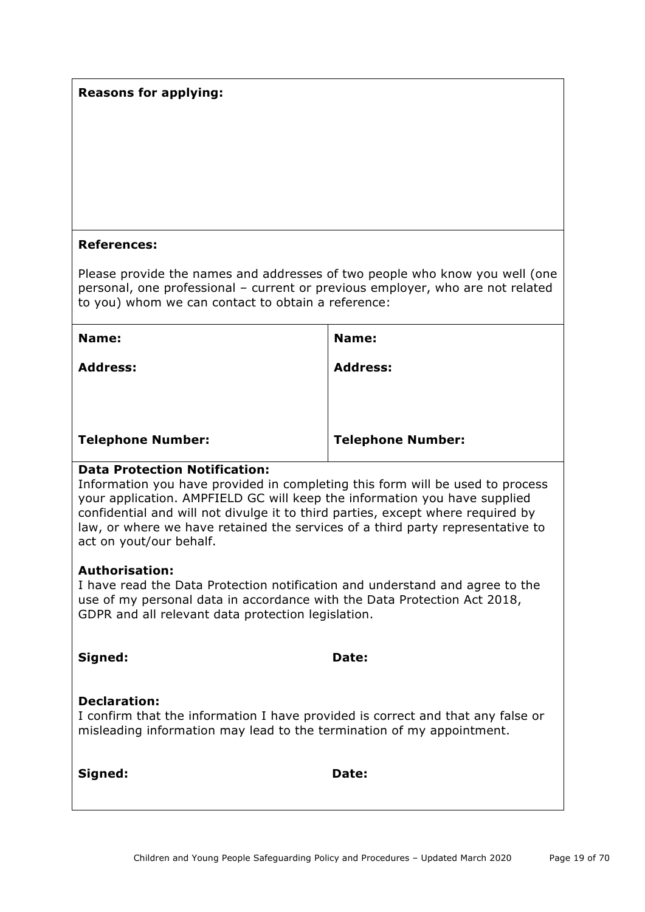**Reasons for applying:**

**References:**

Please provide the names and addresses of two people who know you well (one personal, one professional – current or previous employer, who are not related to you) whom we can contact to obtain a reference:

| **Name:** | **Name:** |
|---|---|
| **Address:** | **Address:** |
| **Telephone Number:** | **Telephone Number:** |

**Data Protection Notification:**
Information you have provided in completing this form will be used to process your application. AMPFIELD GC will keep the information you have supplied confidential and will not divulge it to third parties, except where required by law, or where we have retained the services of a third party representative to act on yout/our behalf.

**Authorisation:**
I have read the Data Protection notification and understand and agree to the use of my personal data in accordance with the Data Protection Act 2018, GDPR and all relevant data protection legislation.

**Signed:** **Date:**

**Declaration:**
I confirm that the information I have provided is correct and that any false or misleading information may lead to the termination of my appointment.

**Signed:** **Date:**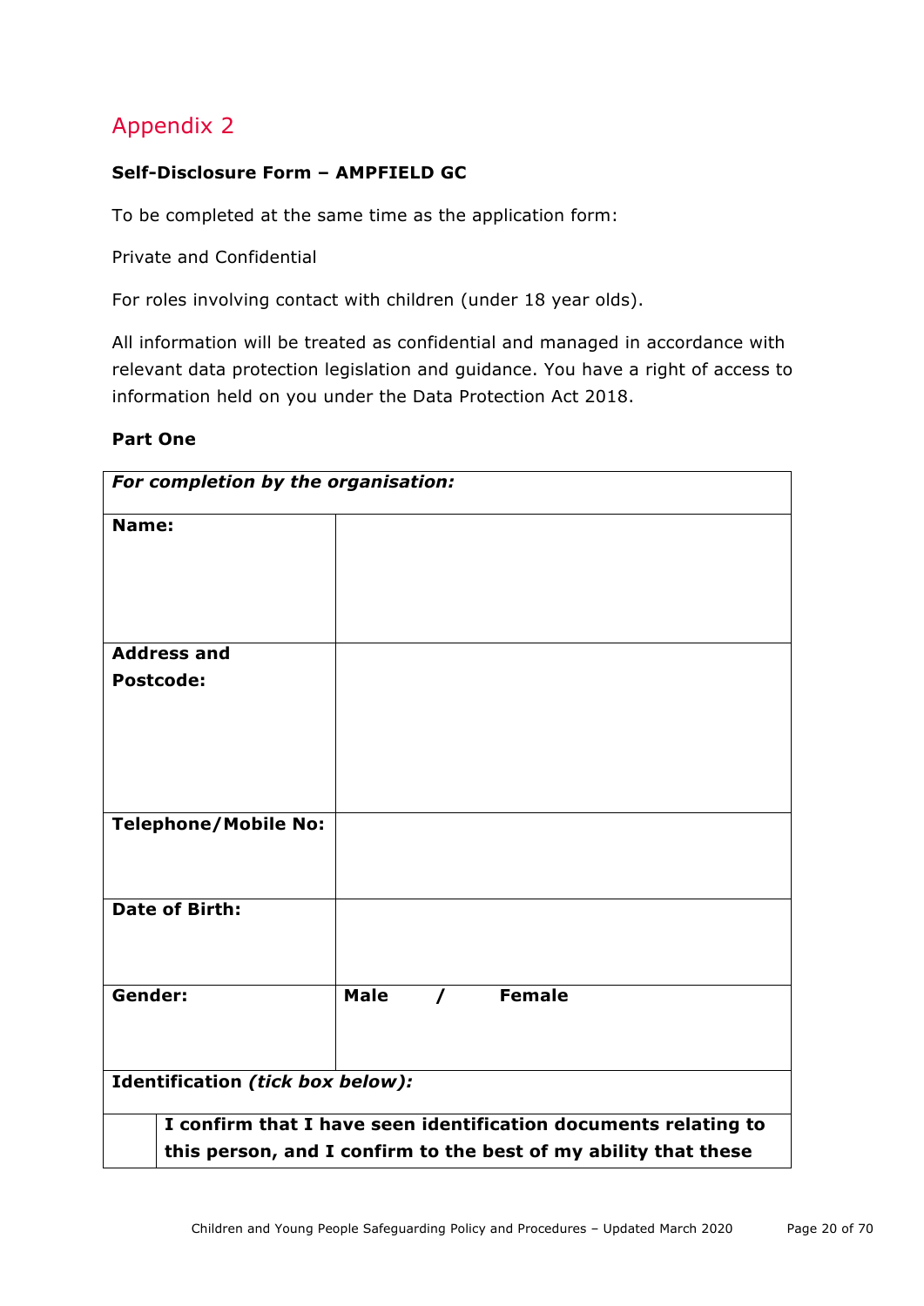## Appendix 2

**Self-Disclosure Form – AMPFIELD GC**

To be completed at the same time as the application form:

Private and Confidential

For roles involving contact with children (under 18 year olds).

All information will be treated as confidential and managed in accordance with relevant data protection legislation and guidance. You have a right of access to information held on you under the Data Protection Act 2018.

**Part One**

| ***For completion by the organisation:*** | |
|---|---|
| **Name:** | |
| **Address and Postcode:** | |
| **Telephone/Mobile No:** | |
| **Date of Birth:** | |
| **Gender:** | **Male / Female** |
| **Identification *(tick box below):*** | |
| | **I confirm that I have seen identification documents relating to this person, and I confirm to the best of my ability that these** |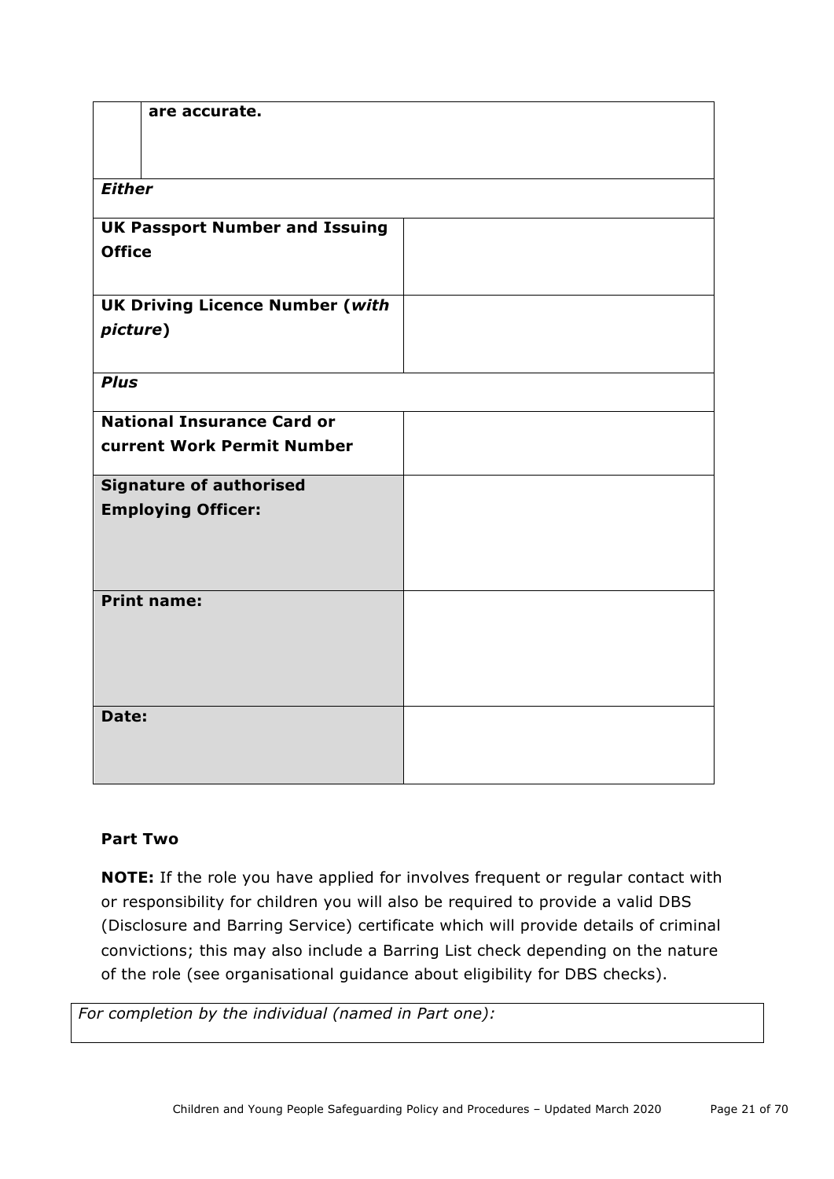| | |
|---|---|
| | **are accurate.** |
| ***Either*** | |
| **UK Passport Number and Issuing Office** | |
| **UK Driving Licence Number (*with picture*)** | |
| ***Plus*** | |
| **National Insurance Card or current Work Permit Number** | |
| **Signature of authorised Employing Officer:** | |
| **Print name:** | |
| **Date:** | |

**Part Two**

**NOTE:** If the role you have applied for involves frequent or regular contact with or responsibility for children you will also be required to provide a valid DBS (Disclosure and Barring Service) certificate which will provide details of criminal convictions; this may also include a Barring List check depending on the nature of the role (see organisational guidance about eligibility for DBS checks).

| *For completion by the individual (named in Part one):* |
|---|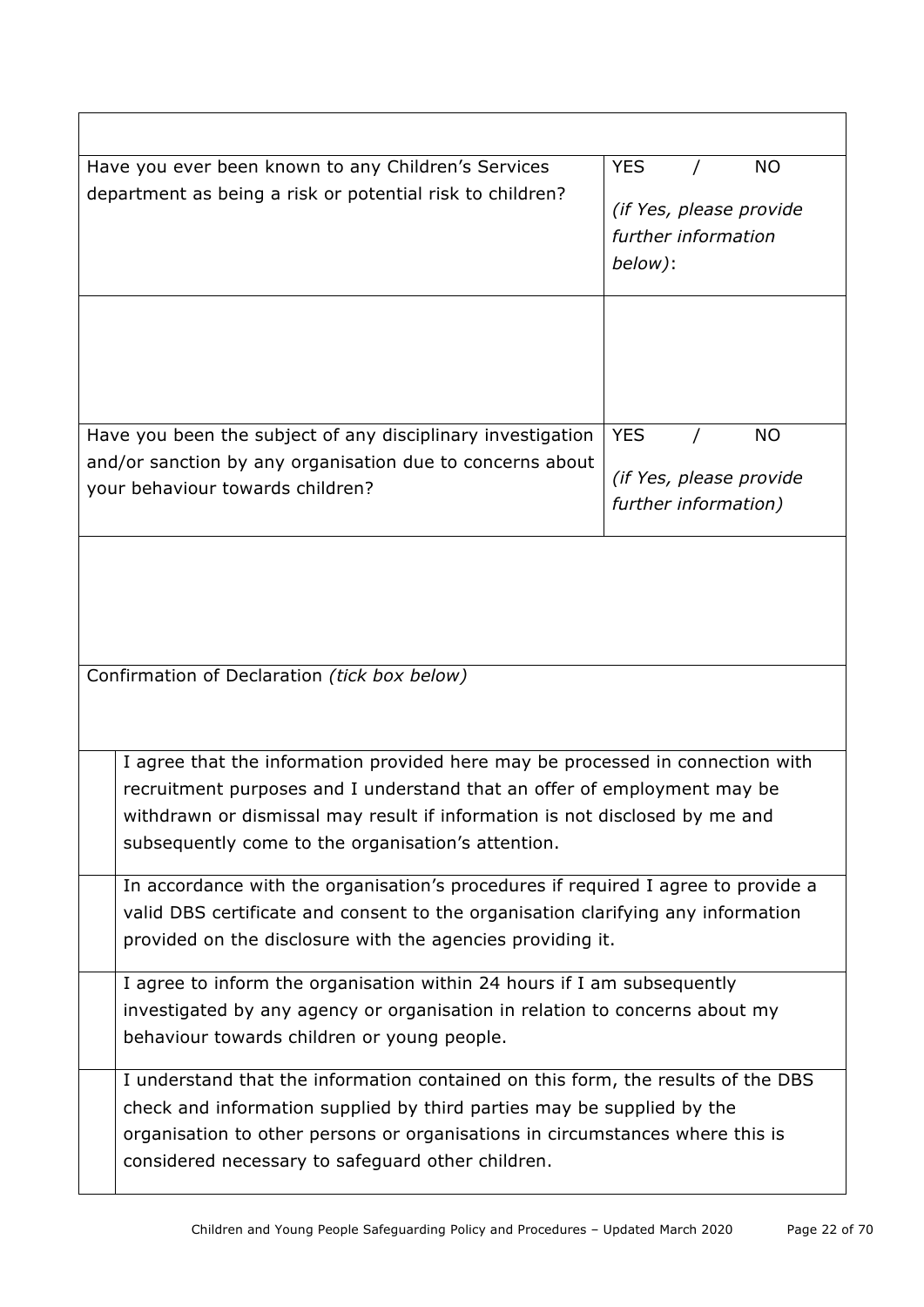| | |
|---|---|
| Have you ever been known to any Children's Services department as being a risk or potential risk to children? | YES / NO<br><br>*(if Yes, please provide further information below)*: |
| | |
| Have you been the subject of any disciplinary investigation and/or sanction by any organisation due to concerns about your behaviour towards children? | YES / NO<br><br>*(if Yes, please provide further information)* |
| | |

Confirmation of Declaration *(tick box below)*

| | |
|---|---|
| | I agree that the information provided here may be processed in connection with recruitment purposes and I understand that an offer of employment may be withdrawn or dismissal may result if information is not disclosed by me and subsequently come to the organisation's attention. |
| | In accordance with the organisation's procedures if required I agree to provide a valid DBS certificate and consent to the organisation clarifying any information provided on the disclosure with the agencies providing it. |
| | I agree to inform the organisation within 24 hours if I am subsequently investigated by any agency or organisation in relation to concerns about my behaviour towards children or young people. |
| | I understand that the information contained on this form, the results of the DBS check and information supplied by third parties may be supplied by the organisation to other persons or organisations in circumstances where this is considered necessary to safeguard other children. |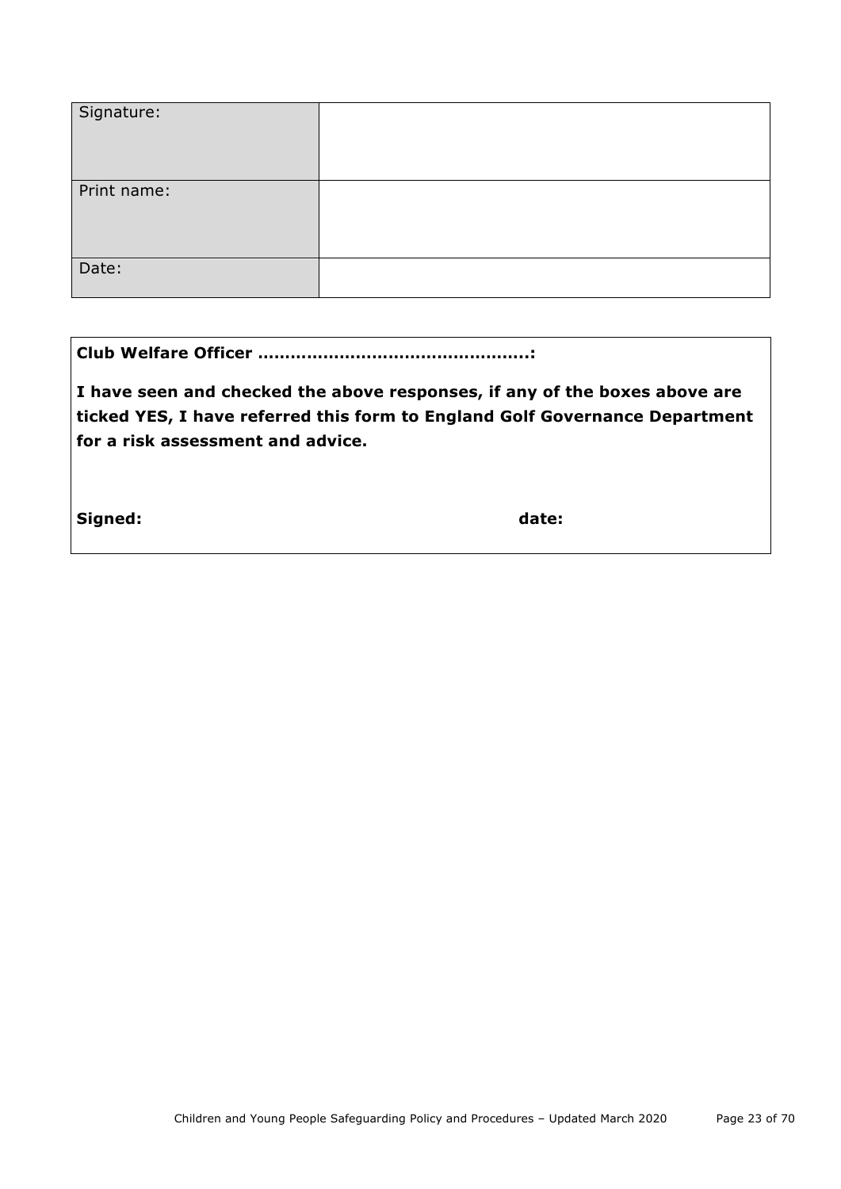| Signature: | |
|---|---|
| Print name: | |
| Date: | |

**Club Welfare Officer ………………………………………….:**

**I have seen and checked the above responses, if any of the boxes above are ticked YES, I have referred this form to England Golf Governance Department for a risk assessment and advice.**

**Signed:** **date:**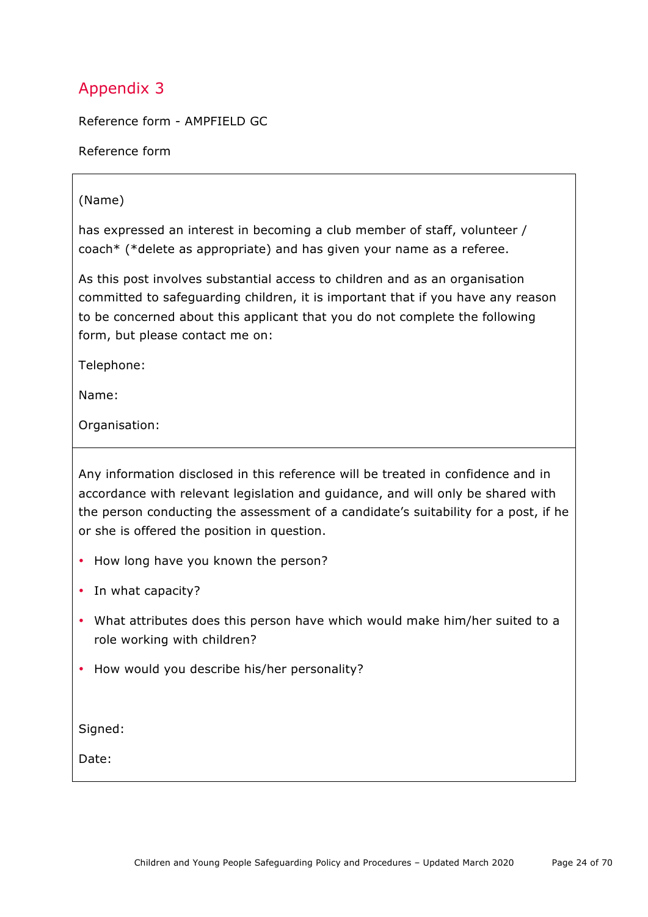# Appendix 3

Reference form - AMPFIELD GC

Reference form

(Name)

has expressed an interest in becoming a club member of staff, volunteer / coach* (*delete as appropriate) and has given your name as a referee.

As this post involves substantial access to children and as an organisation committed to safeguarding children, it is important that if you have any reason to be concerned about this applicant that you do not complete the following form, but please contact me on:

Telephone:

Name:

Organisation:

---

Any information disclosed in this reference will be treated in confidence and in accordance with relevant legislation and guidance, and will only be shared with the person conducting the assessment of a candidate's suitability for a post, if he or she is offered the position in question.

- How long have you known the person?
- In what capacity?
- What attributes does this person have which would make him/her suited to a role working with children?
- How would you describe his/her personality?

Signed:

Date: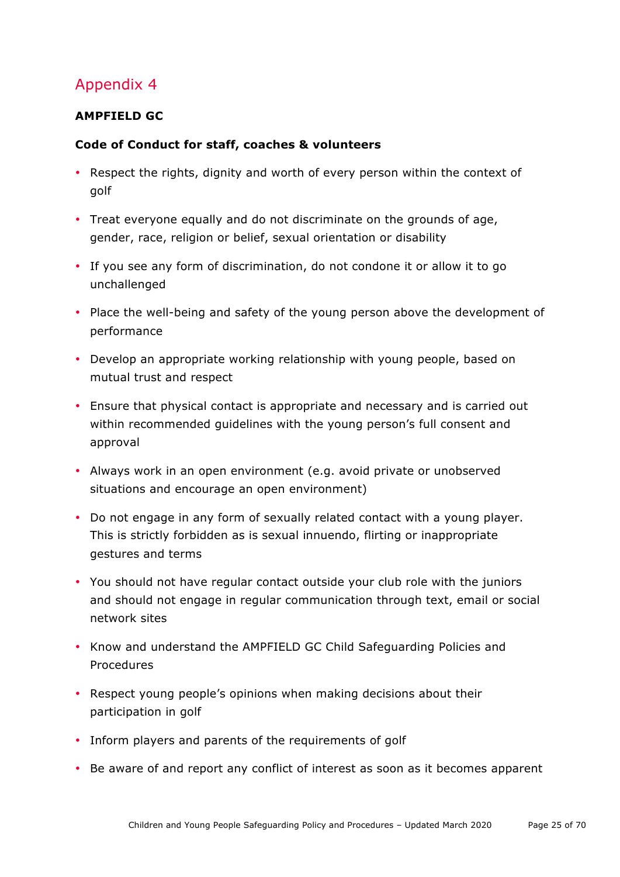## Appendix 4

**AMPFIELD GC**

**Code of Conduct for staff, coaches & volunteers**

- Respect the rights, dignity and worth of every person within the context of golf
- Treat everyone equally and do not discriminate on the grounds of age, gender, race, religion or belief, sexual orientation or disability
- If you see any form of discrimination, do not condone it or allow it to go unchallenged
- Place the well-being and safety of the young person above the development of performance
- Develop an appropriate working relationship with young people, based on mutual trust and respect
- Ensure that physical contact is appropriate and necessary and is carried out within recommended guidelines with the young person's full consent and approval
- Always work in an open environment (e.g. avoid private or unobserved situations and encourage an open environment)
- Do not engage in any form of sexually related contact with a young player. This is strictly forbidden as is sexual innuendo, flirting or inappropriate gestures and terms
- You should not have regular contact outside your club role with the juniors and should not engage in regular communication through text, email or social network sites
- Know and understand the AMPFIELD GC Child Safeguarding Policies and Procedures
- Respect young people's opinions when making decisions about their participation in golf
- Inform players and parents of the requirements of golf
- Be aware of and report any conflict of interest as soon as it becomes apparent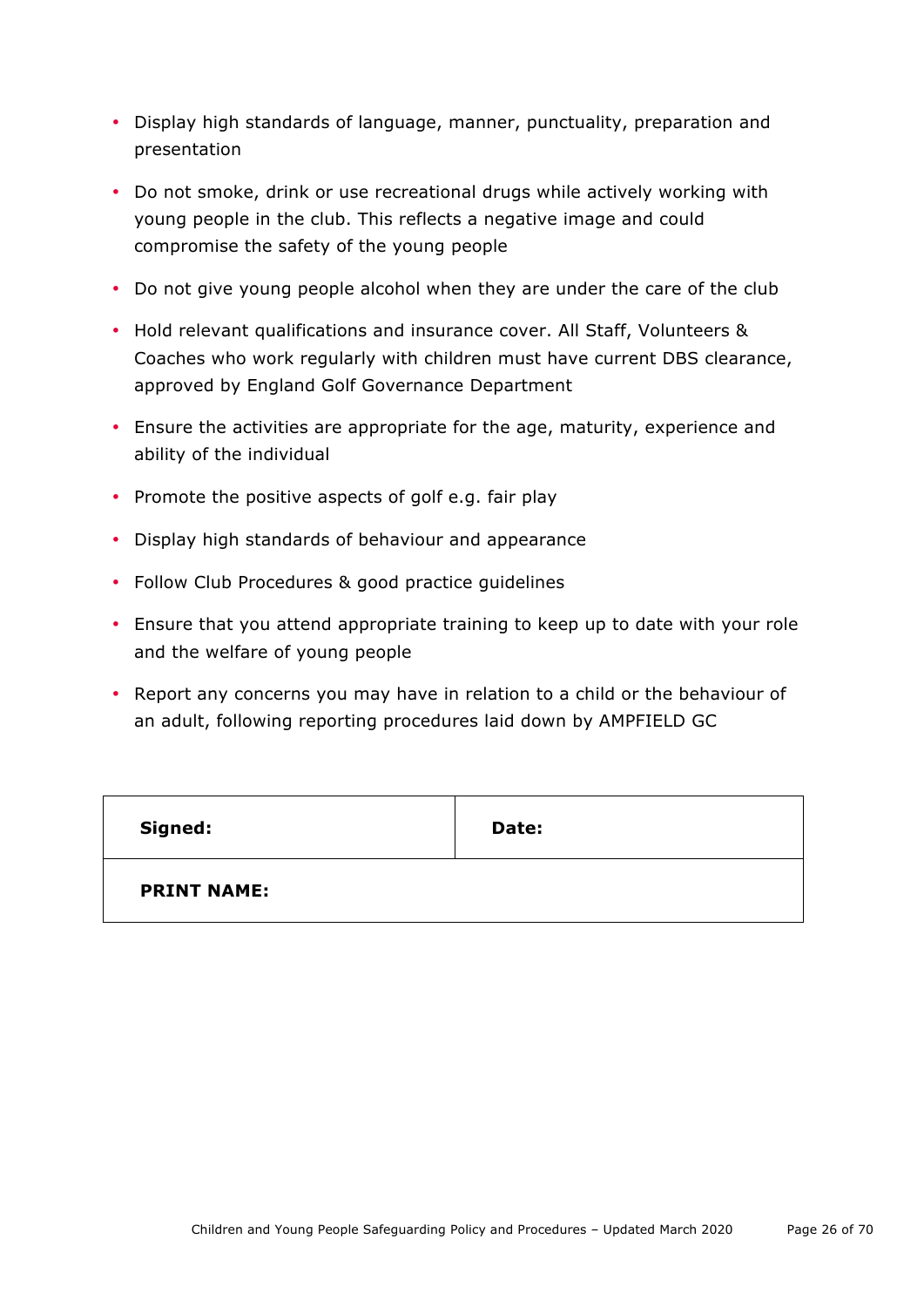- Display high standards of language, manner, punctuality, preparation and presentation
- Do not smoke, drink or use recreational drugs while actively working with young people in the club. This reflects a negative image and could compromise the safety of the young people
- Do not give young people alcohol when they are under the care of the club
- Hold relevant qualifications and insurance cover. All Staff, Volunteers & Coaches who work regularly with children must have current DBS clearance, approved by England Golf Governance Department
- Ensure the activities are appropriate for the age, maturity, experience and ability of the individual
- Promote the positive aspects of golf e.g. fair play
- Display high standards of behaviour and appearance
- Follow Club Procedures & good practice guidelines
- Ensure that you attend appropriate training to keep up to date with your role and the welfare of young people
- Report any concerns you may have in relation to a child or the behaviour of an adult, following reporting procedures laid down by AMPFIELD GC

| **Signed:** | **Date:** |
|---|---|
| **PRINT NAME:** | |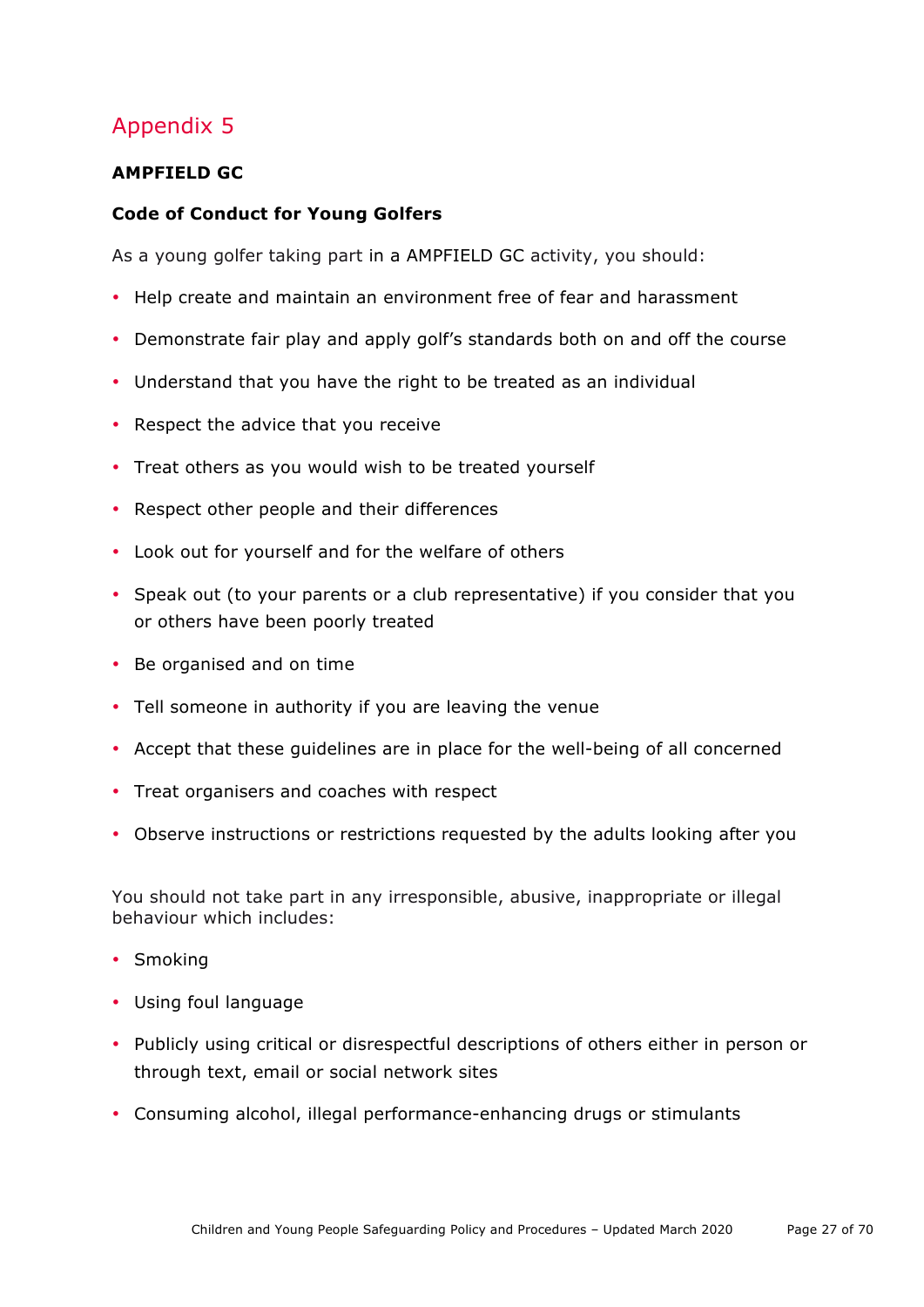## Appendix 5

**AMPFIELD GC**

**Code of Conduct for Young Golfers**

As a young golfer taking part in a AMPFIELD GC activity, you should:

- Help create and maintain an environment free of fear and harassment
- Demonstrate fair play and apply golf's standards both on and off the course
- Understand that you have the right to be treated as an individual
- Respect the advice that you receive
- Treat others as you would wish to be treated yourself
- Respect other people and their differences
- Look out for yourself and for the welfare of others
- Speak out (to your parents or a club representative) if you consider that you or others have been poorly treated
- Be organised and on time
- Tell someone in authority if you are leaving the venue
- Accept that these guidelines are in place for the well-being of all concerned
- Treat organisers and coaches with respect
- Observe instructions or restrictions requested by the adults looking after you

You should not take part in any irresponsible, abusive, inappropriate or illegal behaviour which includes:

- Smoking
- Using foul language
- Publicly using critical or disrespectful descriptions of others either in person or through text, email or social network sites
- Consuming alcohol, illegal performance-enhancing drugs or stimulants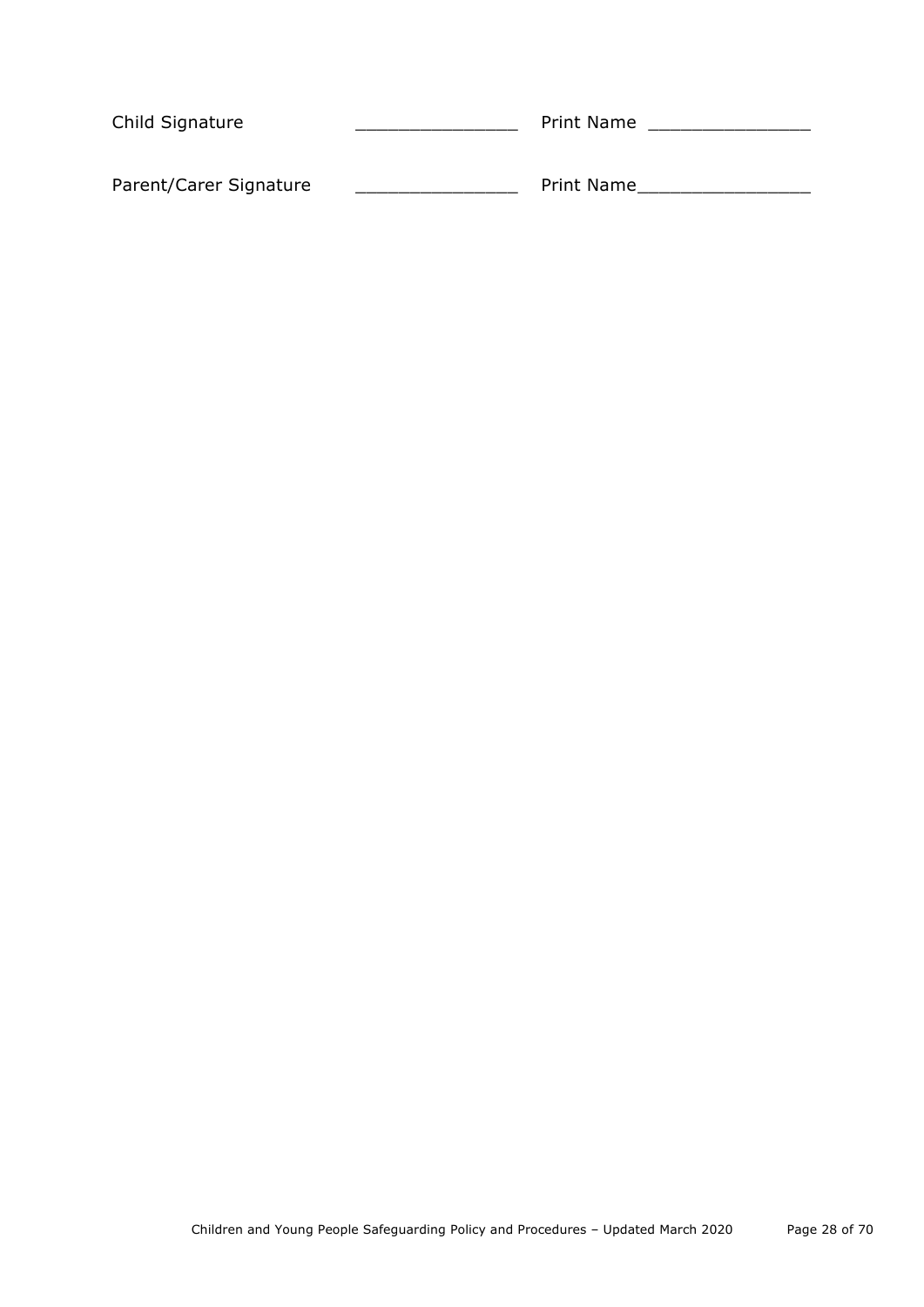Child Signature _______________ Print Name _______________

Parent/Carer Signature _______________ Print Name________________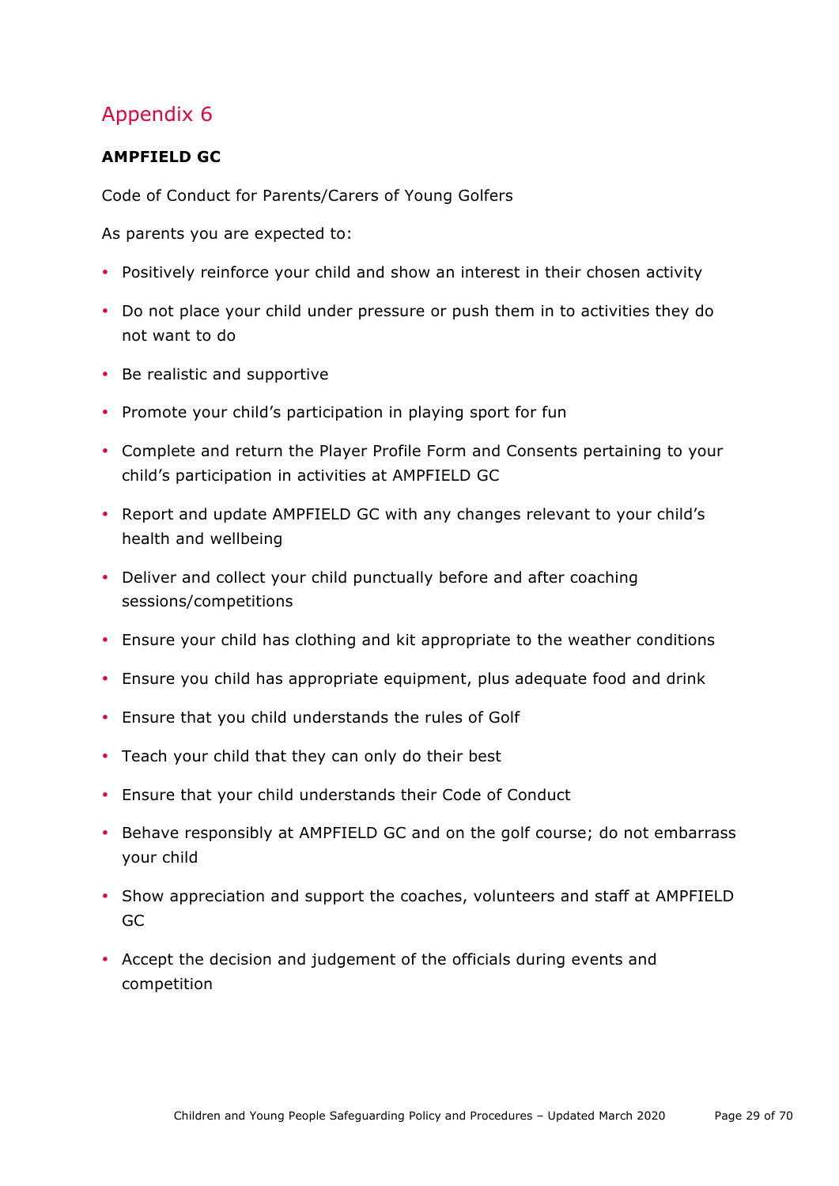# Appendix 6

**AMPFIELD GC**

Code of Conduct for Parents/Carers of Young Golfers

As parents you are expected to:

- Positively reinforce your child and show an interest in their chosen activity
- Do not place your child under pressure or push them in to activities they do not want to do
- Be realistic and supportive
- Promote your child's participation in playing sport for fun
- Complete and return the Player Profile Form and Consents pertaining to your child's participation in activities at AMPFIELD GC
- Report and update AMPFIELD GC with any changes relevant to your child's health and wellbeing
- Deliver and collect your child punctually before and after coaching sessions/competitions
- Ensure your child has clothing and kit appropriate to the weather conditions
- Ensure you child has appropriate equipment, plus adequate food and drink
- Ensure that you child understands the rules of Golf
- Teach your child that they can only do their best
- Ensure that your child understands their Code of Conduct
- Behave responsibly at AMPFIELD GC and on the golf course; do not embarrass your child
- Show appreciation and support the coaches, volunteers and staff at AMPFIELD GC
- Accept the decision and judgement of the officials during events and competition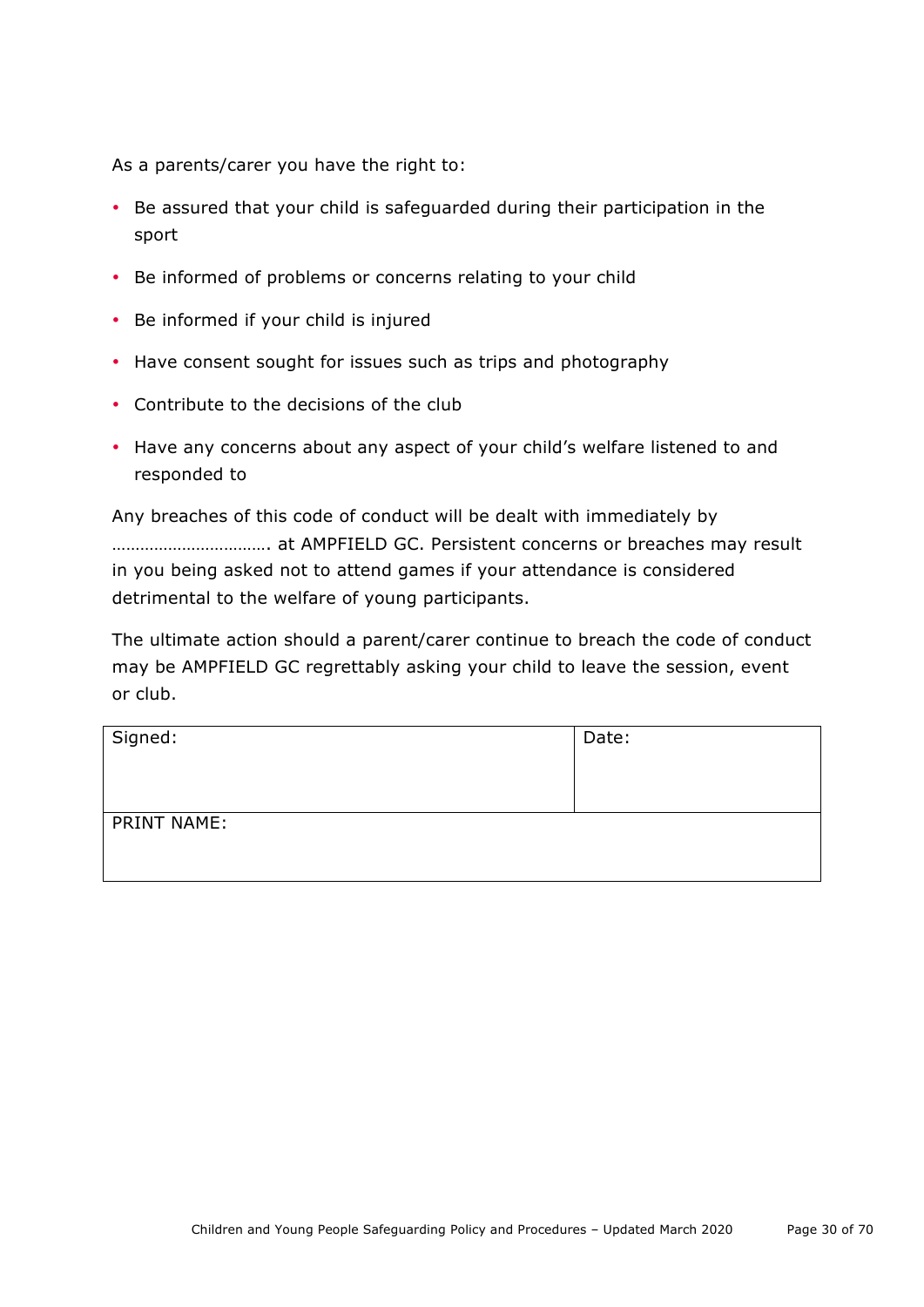As a parents/carer you have the right to:

- Be assured that your child is safeguarded during their participation in the sport
- Be informed of problems or concerns relating to your child
- Be informed if your child is injured
- Have consent sought for issues such as trips and photography
- Contribute to the decisions of the club
- Have any concerns about any aspect of your child's welfare listened to and responded to

Any breaches of this code of conduct will be dealt with immediately by ……………………………. at AMPFIELD GC. Persistent concerns or breaches may result in you being asked not to attend games if your attendance is considered detrimental to the welfare of young participants.

The ultimate action should a parent/carer continue to breach the code of conduct may be AMPFIELD GC regrettably asking your child to leave the session, event or club.

| Signed: | Date: |
|---|---|
| PRINT NAME: | |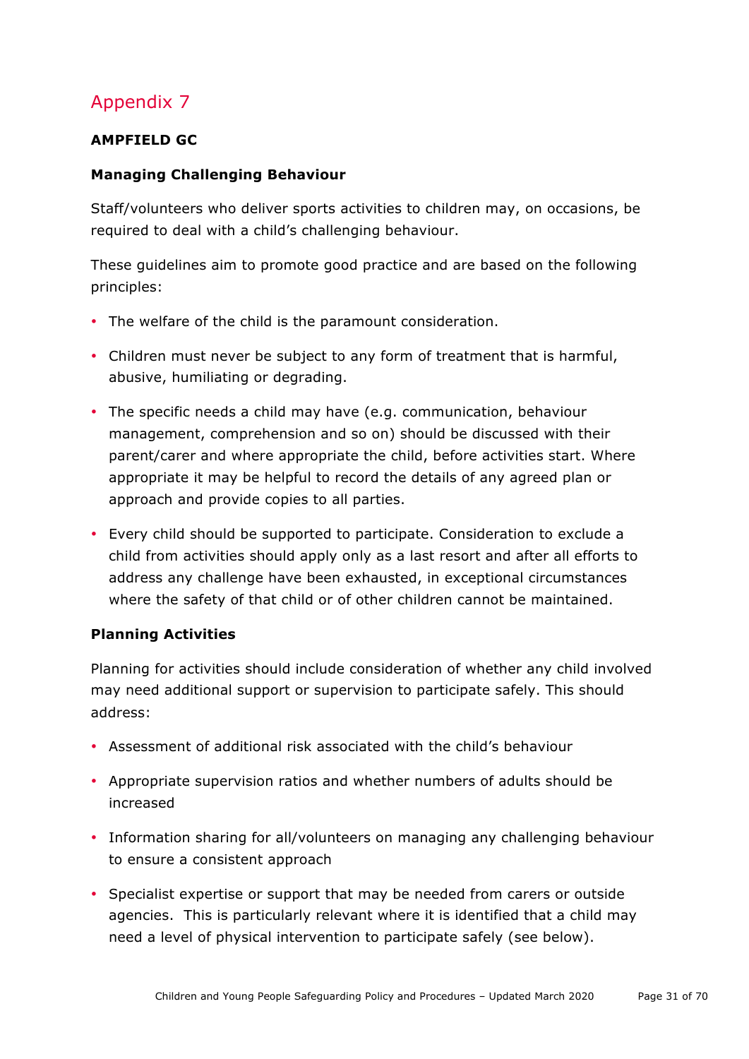# Appendix 7

**AMPFIELD GC**

**Managing Challenging Behaviour**

Staff/volunteers who deliver sports activities to children may, on occasions, be required to deal with a child's challenging behaviour.

These guidelines aim to promote good practice and are based on the following principles:

- The welfare of the child is the paramount consideration.
- Children must never be subject to any form of treatment that is harmful, abusive, humiliating or degrading.
- The specific needs a child may have (e.g. communication, behaviour management, comprehension and so on) should be discussed with their parent/carer and where appropriate the child, before activities start. Where appropriate it may be helpful to record the details of any agreed plan or approach and provide copies to all parties.
- Every child should be supported to participate. Consideration to exclude a child from activities should apply only as a last resort and after all efforts to address any challenge have been exhausted, in exceptional circumstances where the safety of that child or of other children cannot be maintained.

**Planning Activities**

Planning for activities should include consideration of whether any child involved may need additional support or supervision to participate safely. This should address:

- Assessment of additional risk associated with the child's behaviour
- Appropriate supervision ratios and whether numbers of adults should be increased
- Information sharing for all/volunteers on managing any challenging behaviour to ensure a consistent approach
- Specialist expertise or support that may be needed from carers or outside agencies. This is particularly relevant where it is identified that a child may need a level of physical intervention to participate safely (see below).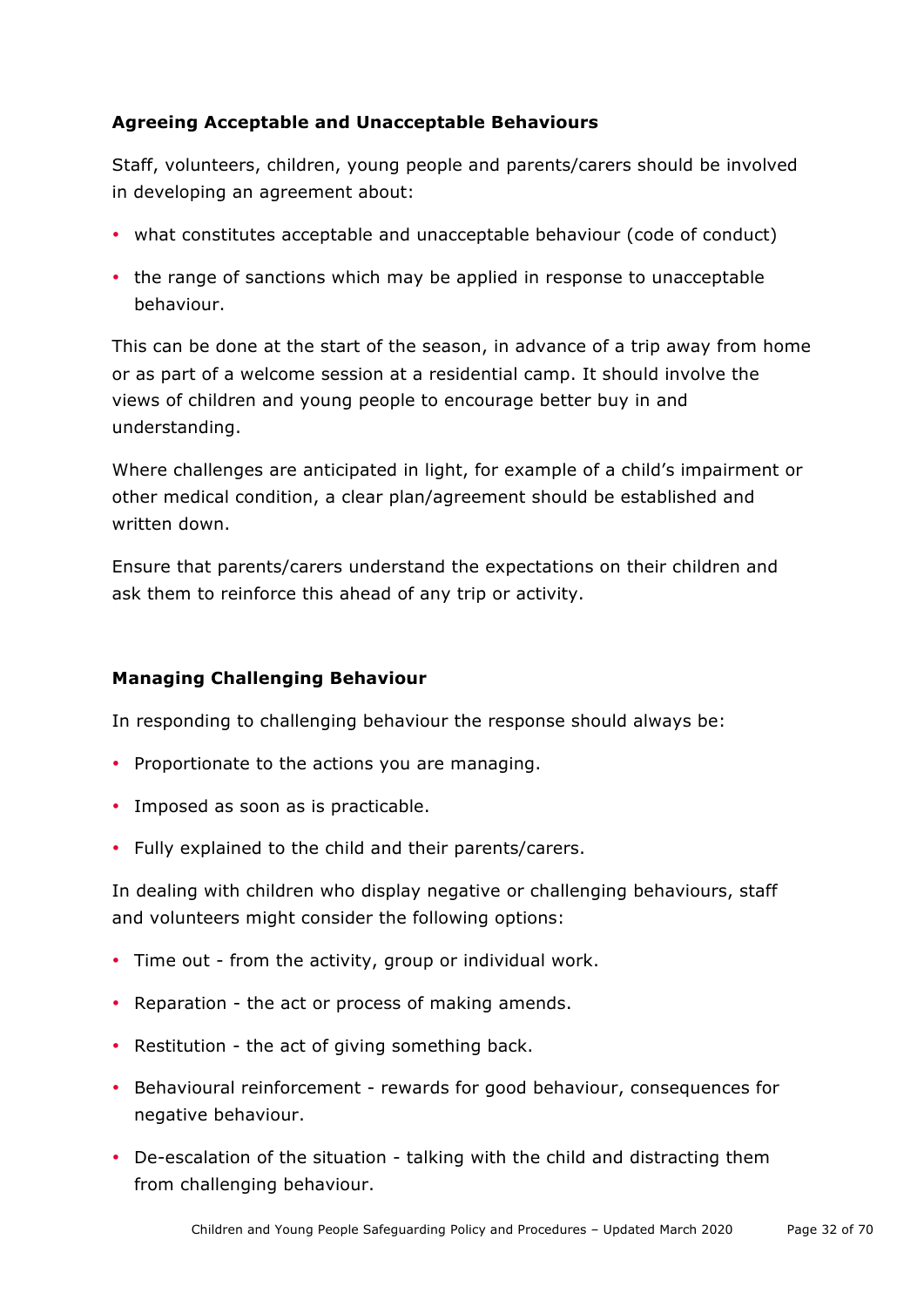### Agreeing Acceptable and Unacceptable Behaviours

Staff, volunteers, children, young people and parents/carers should be involved in developing an agreement about:

- what constitutes acceptable and unacceptable behaviour (code of conduct)
- the range of sanctions which may be applied in response to unacceptable behaviour.

This can be done at the start of the season, in advance of a trip away from home or as part of a welcome session at a residential camp. It should involve the views of children and young people to encourage better buy in and understanding.

Where challenges are anticipated in light, for example of a child's impairment or other medical condition, a clear plan/agreement should be established and written down.

Ensure that parents/carers understand the expectations on their children and ask them to reinforce this ahead of any trip or activity.

### Managing Challenging Behaviour

In responding to challenging behaviour the response should always be:

- Proportionate to the actions you are managing.
- Imposed as soon as is practicable.
- Fully explained to the child and their parents/carers.

In dealing with children who display negative or challenging behaviours, staff and volunteers might consider the following options:

- Time out - from the activity, group or individual work.
- Reparation - the act or process of making amends.
- Restitution - the act of giving something back.
- Behavioural reinforcement - rewards for good behaviour, consequences for negative behaviour.
- De-escalation of the situation - talking with the child and distracting them from challenging behaviour.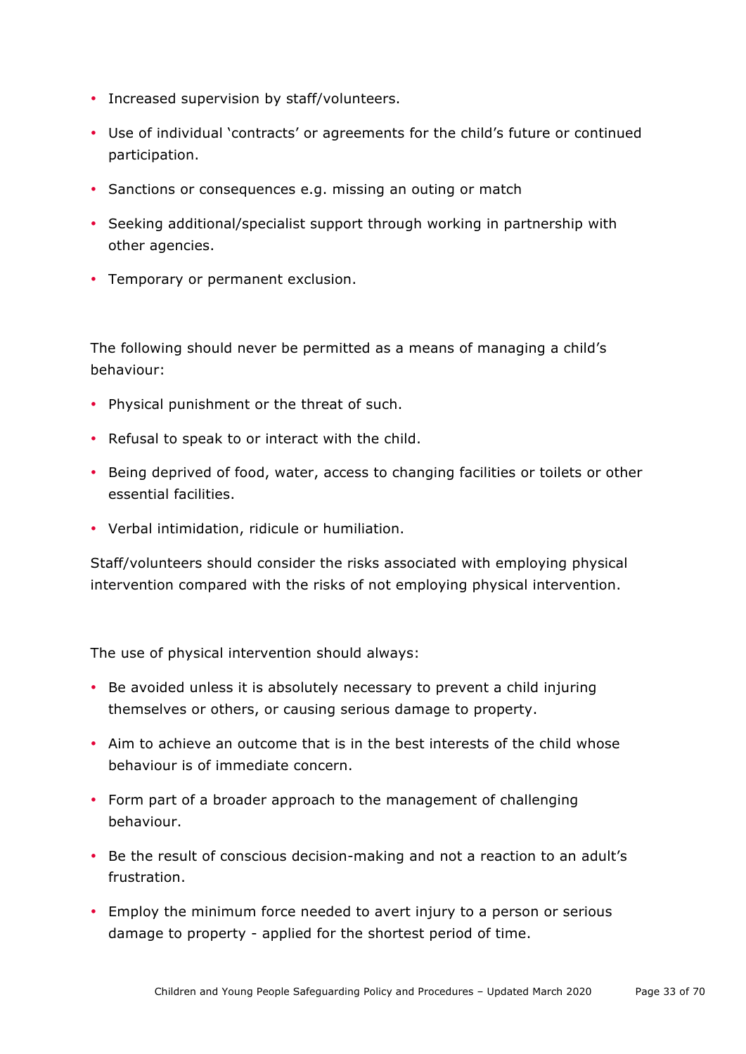- Increased supervision by staff/volunteers.
- Use of individual 'contracts' or agreements for the child's future or continued participation.
- Sanctions or consequences e.g. missing an outing or match
- Seeking additional/specialist support through working in partnership with other agencies.
- Temporary or permanent exclusion.

The following should never be permitted as a means of managing a child's behaviour:

- Physical punishment or the threat of such.
- Refusal to speak to or interact with the child.
- Being deprived of food, water, access to changing facilities or toilets or other essential facilities.
- Verbal intimidation, ridicule or humiliation.

Staff/volunteers should consider the risks associated with employing physical intervention compared with the risks of not employing physical intervention.

The use of physical intervention should always:

- Be avoided unless it is absolutely necessary to prevent a child injuring themselves or others, or causing serious damage to property.
- Aim to achieve an outcome that is in the best interests of the child whose behaviour is of immediate concern.
- Form part of a broader approach to the management of challenging behaviour.
- Be the result of conscious decision-making and not a reaction to an adult's frustration.
- Employ the minimum force needed to avert injury to a person or serious damage to property - applied for the shortest period of time.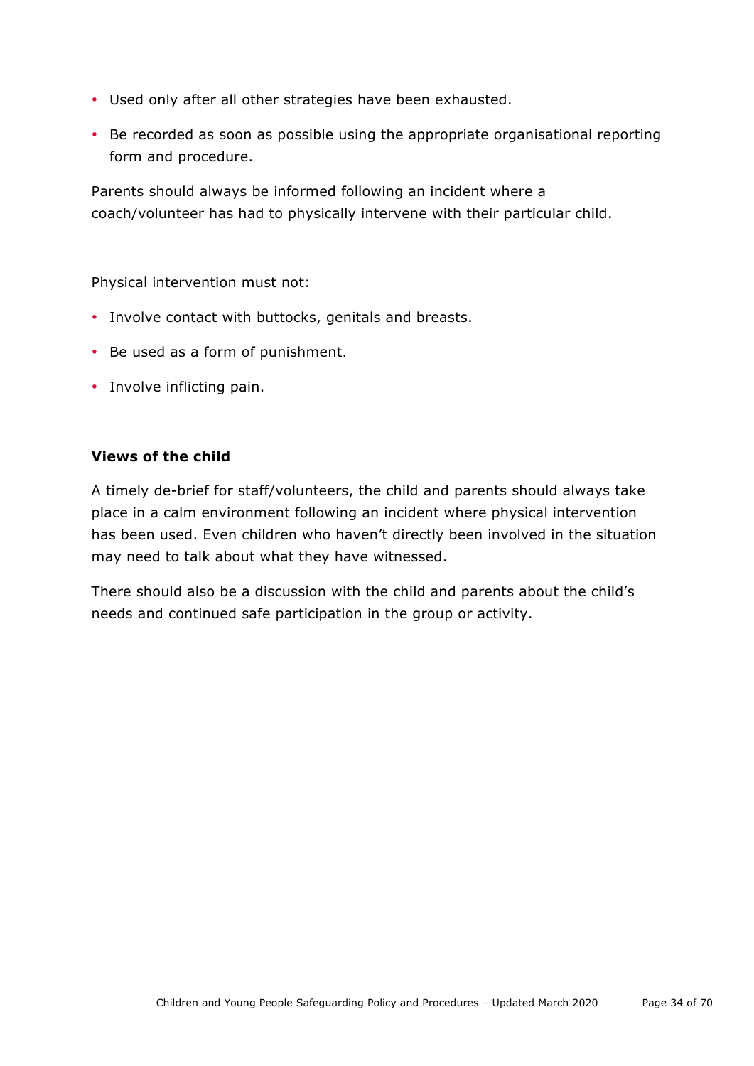- Used only after all other strategies have been exhausted.
- Be recorded as soon as possible using the appropriate organisational reporting form and procedure.

Parents should always be informed following an incident where a coach/volunteer has had to physically intervene with their particular child.

Physical intervention must not:

- Involve contact with buttocks, genitals and breasts.
- Be used as a form of punishment.
- Involve inflicting pain.

**Views of the child**

A timely de-brief for staff/volunteers, the child and parents should always take place in a calm environment following an incident where physical intervention has been used. Even children who haven't directly been involved in the situation may need to talk about what they have witnessed.

There should also be a discussion with the child and parents about the child's needs and continued safe participation in the group or activity.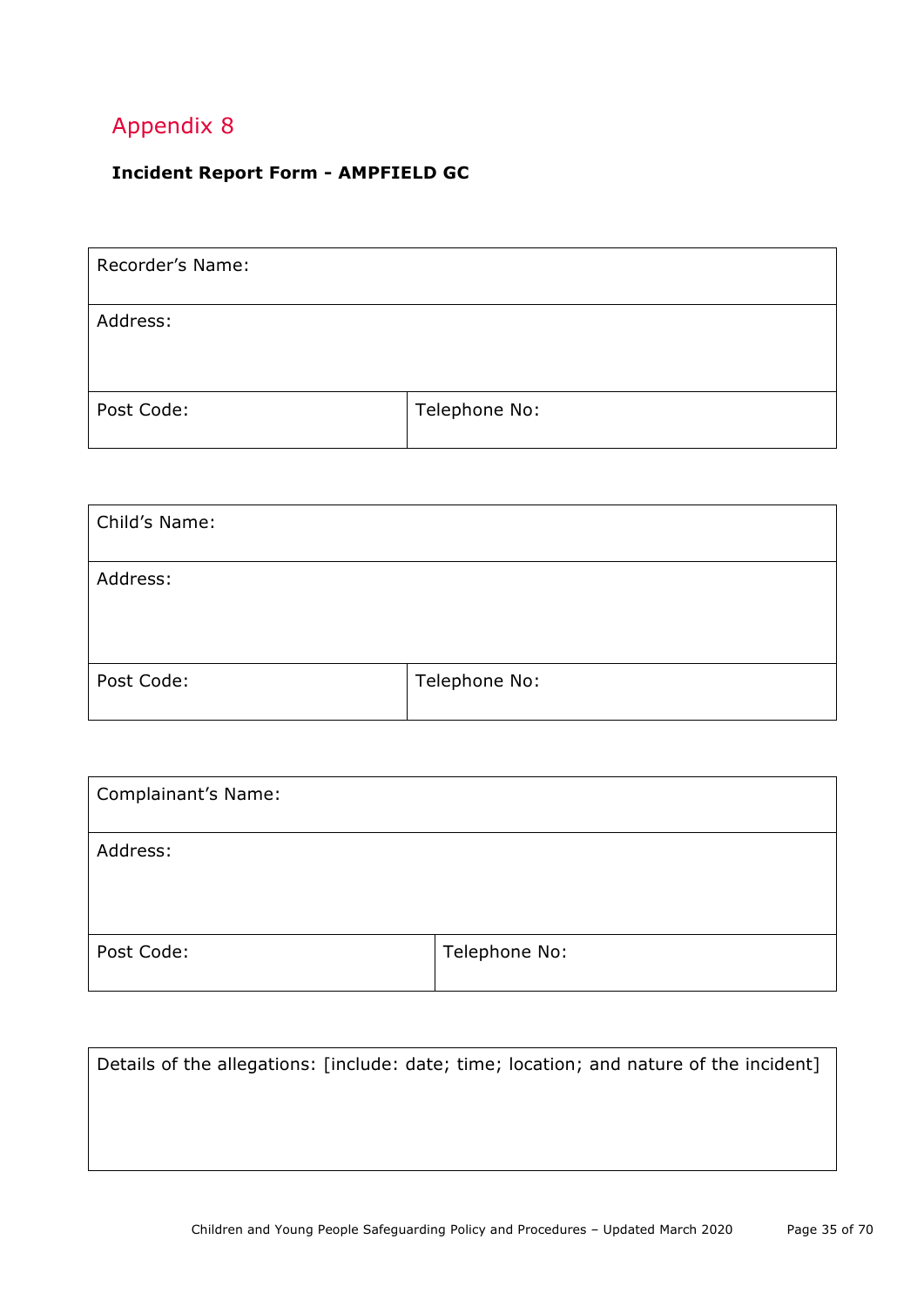# Appendix 8

**Incident Report Form - AMPFIELD GC**

| Recorder's Name: | |
|---|---|
| Address: | |
| Post Code: | Telephone No: |

| Child's Name: | |
|---|---|
| Address: | |
| Post Code: | Telephone No: |

| Complainant's Name: | |
|---|---|
| Address: | |
| Post Code: | Telephone No: |

| Details of the allegations: [include: date; time; location; and nature of the incident] |
|---|
| |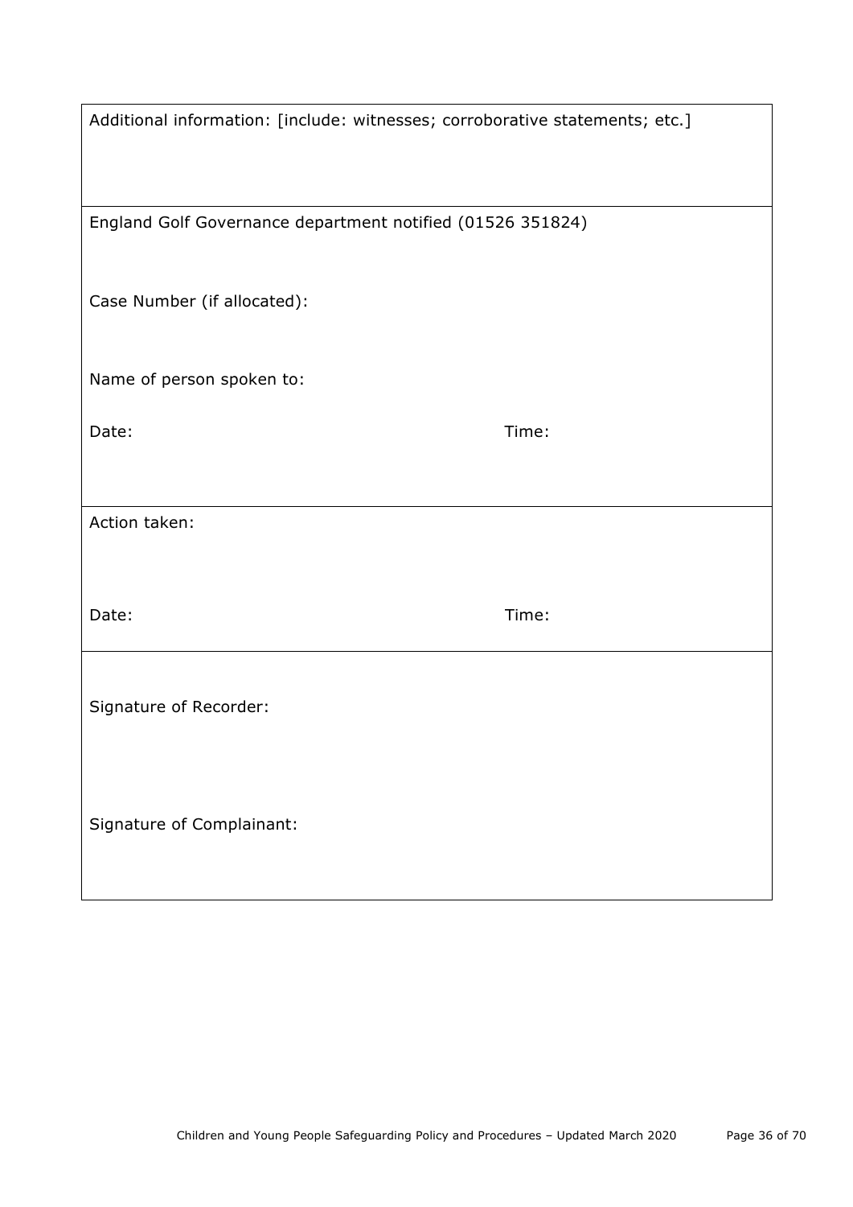Additional information: [include: witnesses; corroborative statements; etc.]

England Golf Governance department notified (01526 351824)

Case Number (if allocated):

Name of person spoken to:

Date: Time:

Action taken:

Date: Time:

Signature of Recorder:

Signature of Complainant: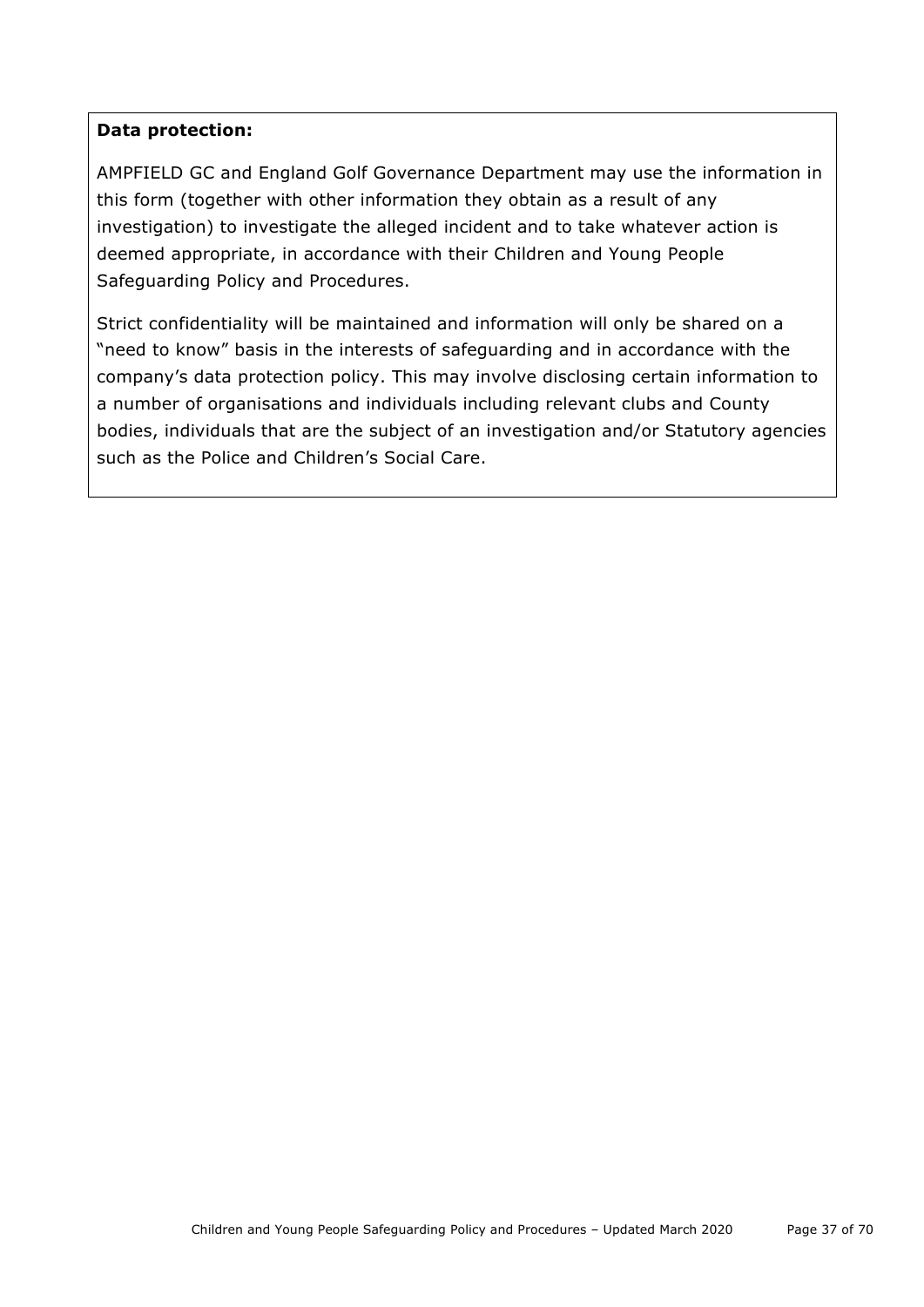**Data protection:**

AMPFIELD GC and England Golf Governance Department may use the information in this form (together with other information they obtain as a result of any investigation) to investigate the alleged incident and to take whatever action is deemed appropriate, in accordance with their Children and Young People Safeguarding Policy and Procedures.

Strict confidentiality will be maintained and information will only be shared on a "need to know" basis in the interests of safeguarding and in accordance with the company's data protection policy. This may involve disclosing certain information to a number of organisations and individuals including relevant clubs and County bodies, individuals that are the subject of an investigation and/or Statutory agencies such as the Police and Children's Social Care.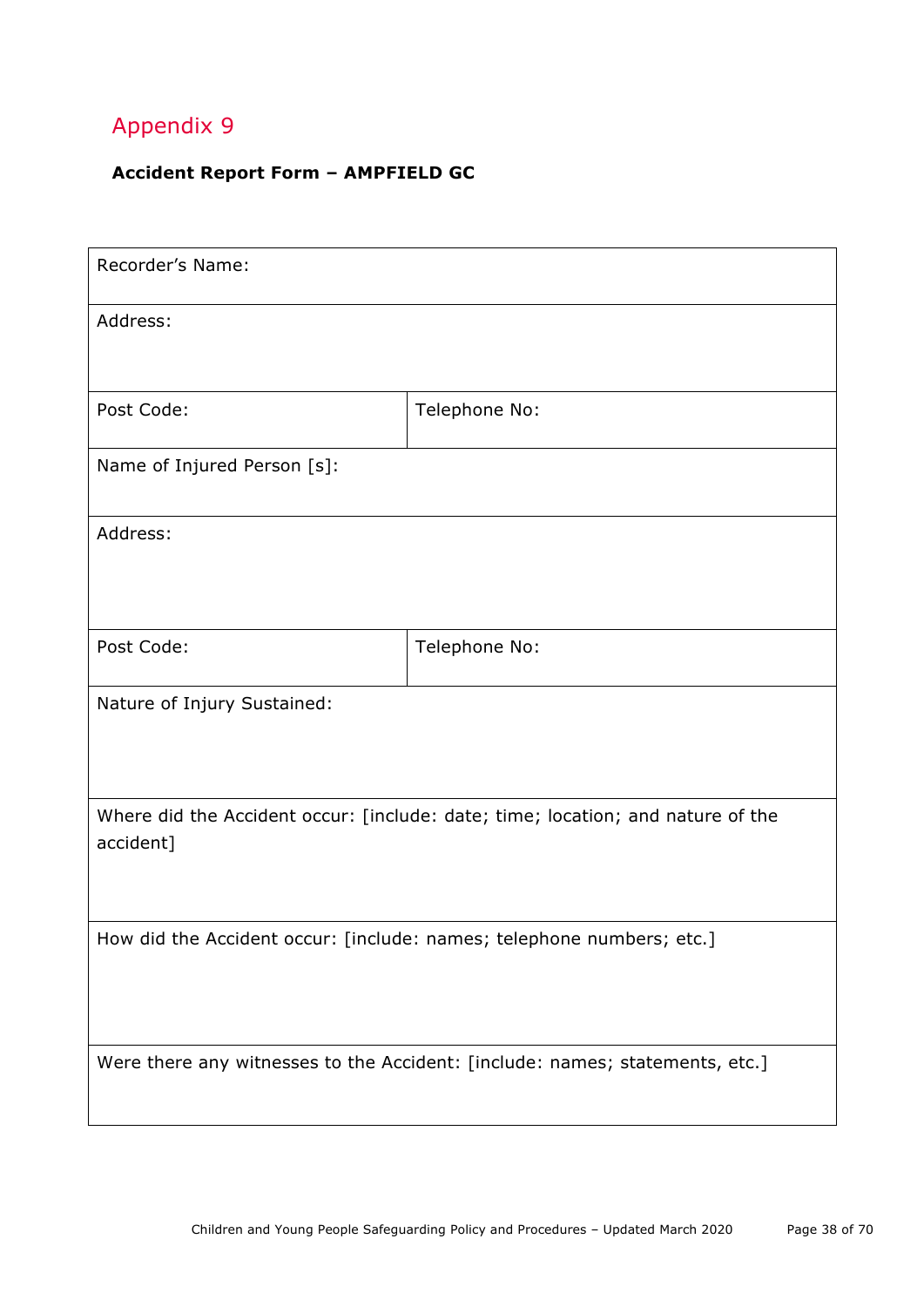# Appendix 9

**Accident Report Form – AMPFIELD GC**

| Recorder's Name: | |
|---|---|
| Address: | |
| Post Code: | Telephone No: |
| Name of Injured Person [s]: | |
| Address: | |
| Post Code: | Telephone No: |
| Nature of Injury Sustained: | |
| Where did the Accident occur: [include: date; time; location; and nature of the accident] | |
| How did the Accident occur: [include: names; telephone numbers; etc.] | |
| Were there any witnesses to the Accident: [include: names; statements, etc.] | |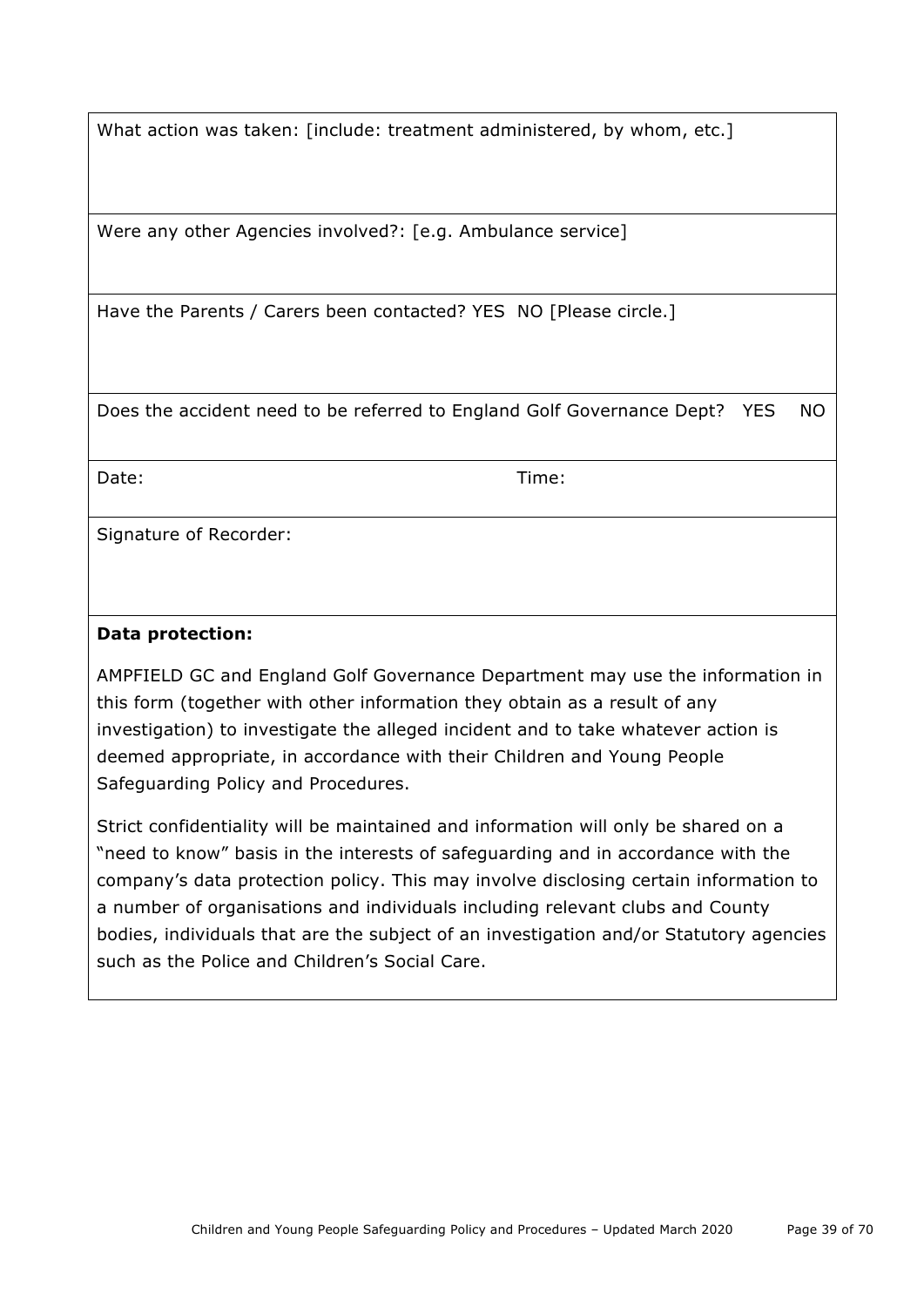What action was taken: [include: treatment administered, by whom, etc.]

Were any other Agencies involved?: [e.g. Ambulance service]

Have the Parents / Carers been contacted? YES NO [Please circle.]

Does the accident need to be referred to England Golf Governance Dept? YES NO

Date: Time:

Signature of Recorder:

**Data protection:**

AMPFIELD GC and England Golf Governance Department may use the information in this form (together with other information they obtain as a result of any investigation) to investigate the alleged incident and to take whatever action is deemed appropriate, in accordance with their Children and Young People Safeguarding Policy and Procedures.

Strict confidentiality will be maintained and information will only be shared on a "need to know" basis in the interests of safeguarding and in accordance with the company's data protection policy. This may involve disclosing certain information to a number of organisations and individuals including relevant clubs and County bodies, individuals that are the subject of an investigation and/or Statutory agencies such as the Police and Children's Social Care.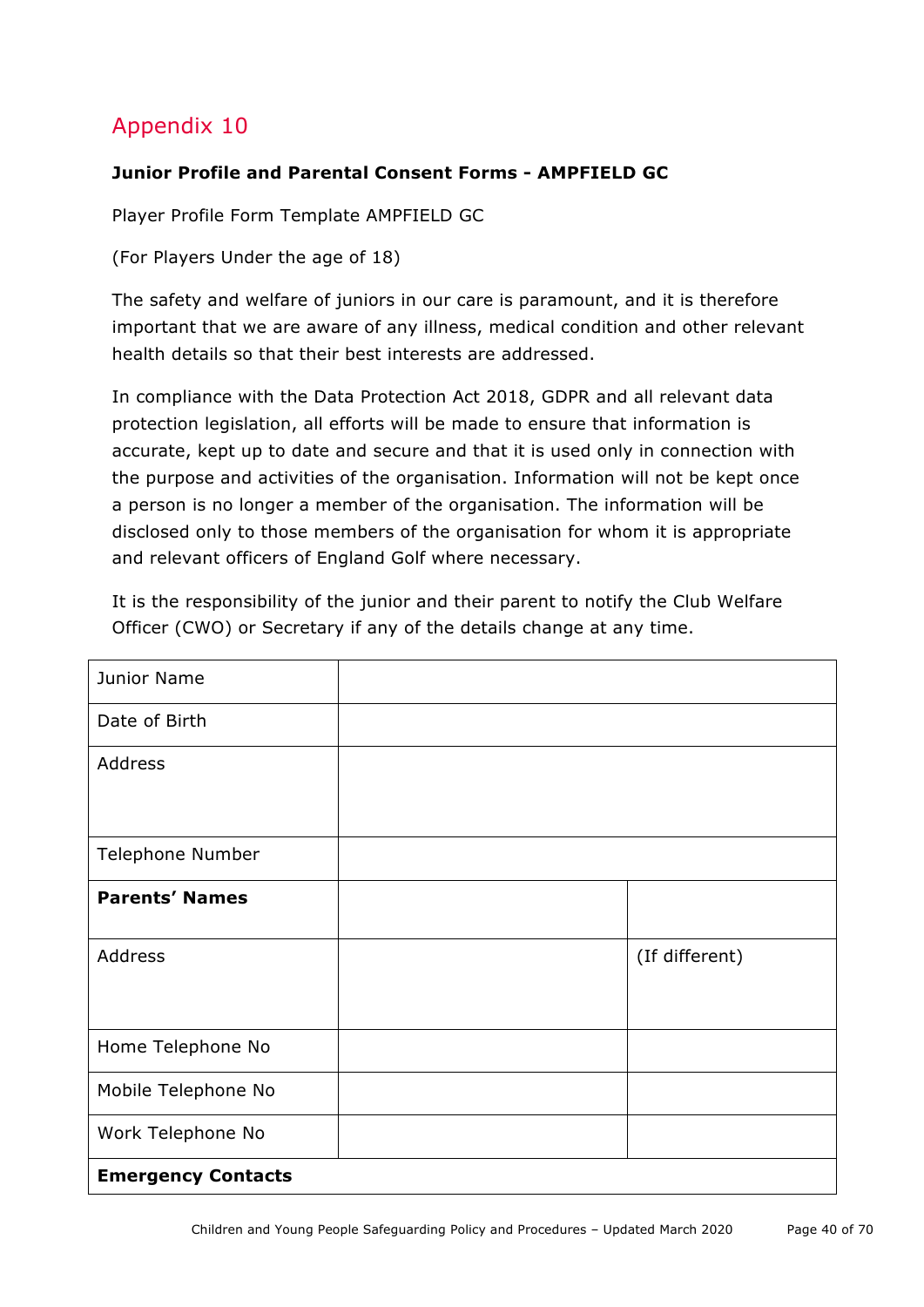## Appendix 10

**Junior Profile and Parental Consent Forms - AMPFIELD GC**

Player Profile Form Template AMPFIELD GC

(For Players Under the age of 18)

The safety and welfare of juniors in our care is paramount, and it is therefore important that we are aware of any illness, medical condition and other relevant health details so that their best interests are addressed.

In compliance with the Data Protection Act 2018, GDPR and all relevant data protection legislation, all efforts will be made to ensure that information is accurate, kept up to date and secure and that it is used only in connection with the purpose and activities of the organisation. Information will not be kept once a person is no longer a member of the organisation. The information will be disclosed only to those members of the organisation for whom it is appropriate and relevant officers of England Golf where necessary.

It is the responsibility of the junior and their parent to notify the Club Welfare Officer (CWO) or Secretary if any of the details change at any time.

| | | |
|---|---|---|
| Junior Name | | |
| Date of Birth | | |
| Address | | |
| Telephone Number | | |
| **Parents' Names** | | |
| Address | | (If different) |
| Home Telephone No | | |
| Mobile Telephone No | | |
| Work Telephone No | | |
| **Emergency Contacts** | | |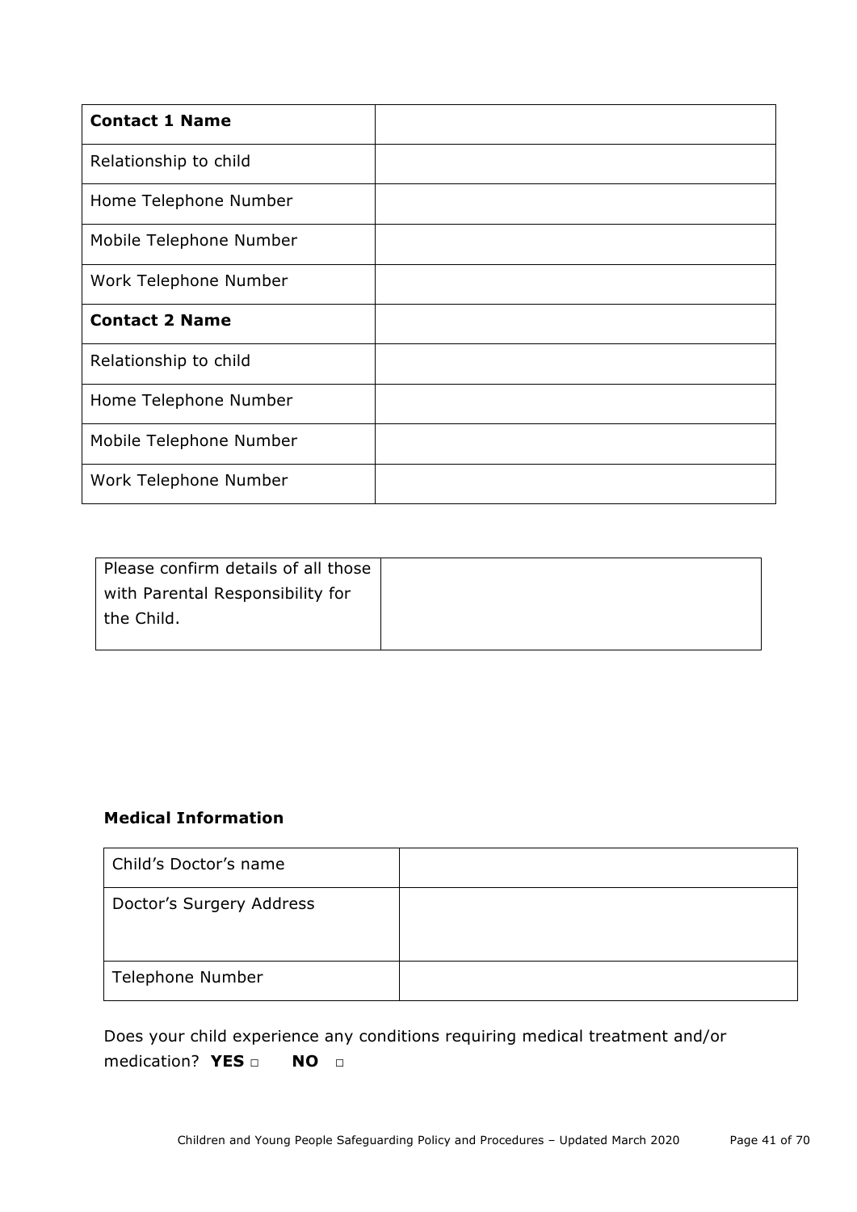| **Contact 1 Name** | |
|---|---|
| Relationship to child | |
| Home Telephone Number | |
| Mobile Telephone Number | |
| Work Telephone Number | |
| **Contact 2 Name** | |
| Relationship to child | |
| Home Telephone Number | |
| Mobile Telephone Number | |
| Work Telephone Number | |

| Please confirm details of all those with Parental Responsibility for the Child. | |
|---|---|

**Medical Information**

| Child's Doctor's name | |
|---|---|
| Doctor's Surgery Address | |
| Telephone Number | |

Does your child experience any conditions requiring medical treatment and/or medication? **YES** □ **NO** □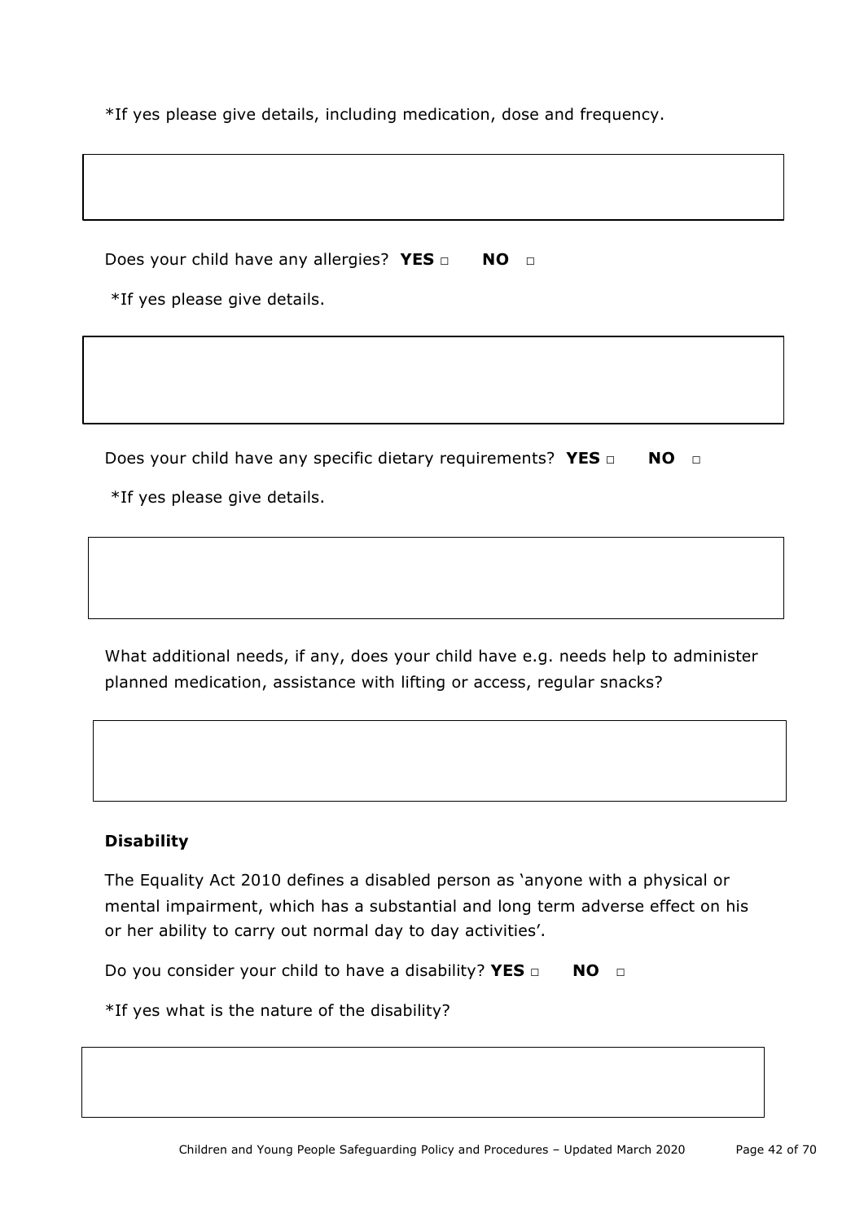*If yes please give details, including medication, dose and frequency.

Does your child have any allergies? **YES** □ **NO** □

*If yes please give details.

Does your child have any specific dietary requirements? **YES** □ **NO** □

*If yes please give details.

What additional needs, if any, does your child have e.g. needs help to administer planned medication, assistance with lifting or access, regular snacks?

**Disability**

The Equality Act 2010 defines a disabled person as 'anyone with a physical or mental impairment, which has a substantial and long term adverse effect on his or her ability to carry out normal day to day activities'.

Do you consider your child to have a disability? **YES** □ **NO** □

*If yes what is the nature of the disability?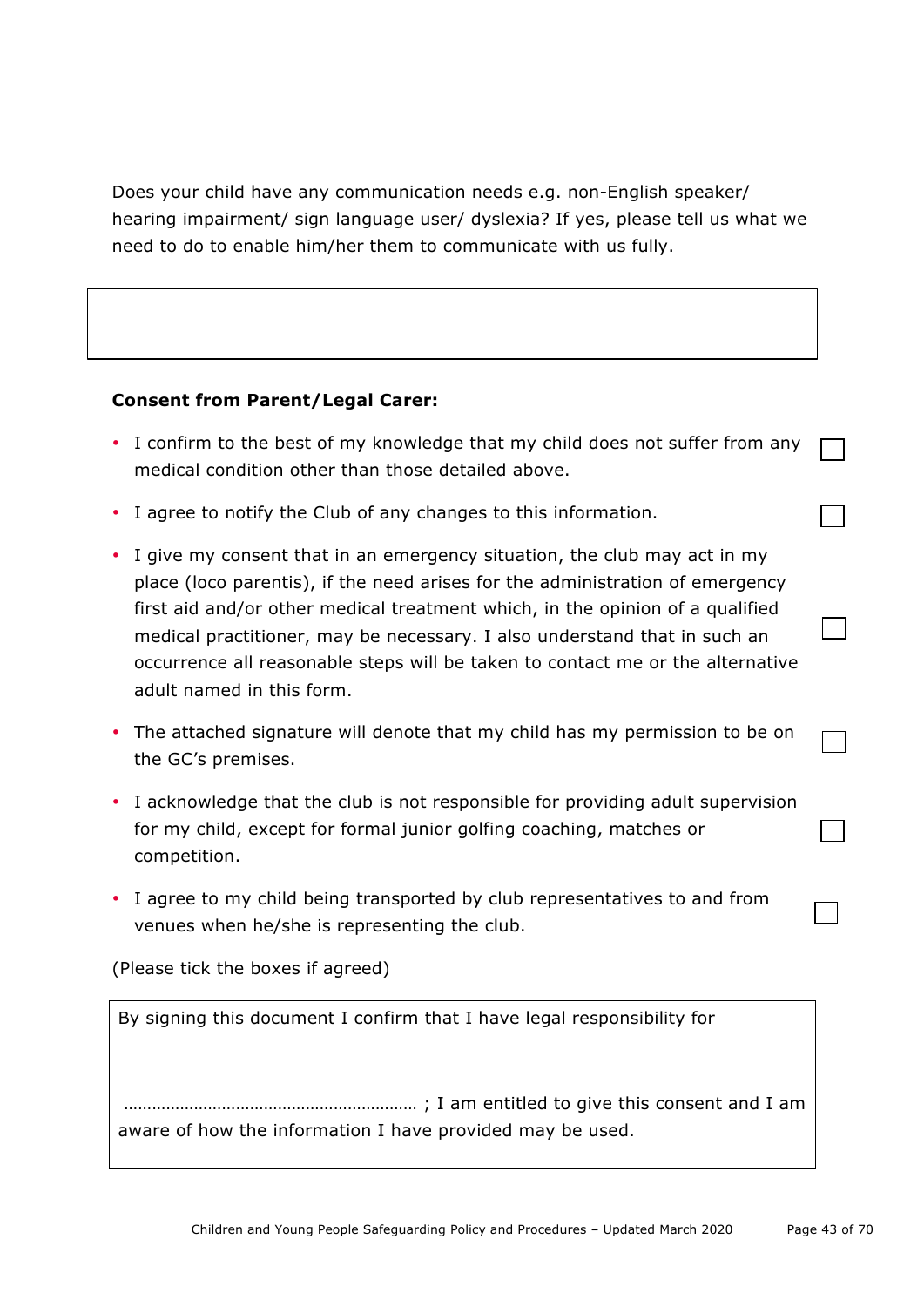Does your child have any communication needs e.g. non-English speaker/ hearing impairment/ sign language user/ dyslexia? If yes, please tell us what we need to do to enable him/her them to communicate with us fully.

|  |
|---|
|  |

**Consent from Parent/Legal Carer:**

- I confirm to the best of my knowledge that my child does not suffer from any medical condition other than those detailed above. ☐
- I agree to notify the Club of any changes to this information. ☐
- I give my consent that in an emergency situation, the club may act in my place (loco parentis), if the need arises for the administration of emergency first aid and/or other medical treatment which, in the opinion of a qualified medical practitioner, may be necessary. I also understand that in such an occurrence all reasonable steps will be taken to contact me or the alternative adult named in this form. ☐
- The attached signature will denote that my child has my permission to be on the GC's premises. ☐
- I acknowledge that the club is not responsible for providing adult supervision for my child, except for formal junior golfing coaching, matches or competition. ☐
- I agree to my child being transported by club representatives to and from venues when he/she is representing the club. ☐

(Please tick the boxes if agreed)

By signing this document I confirm that I have legal responsibility for

…………………………………………………… ; I am entitled to give this consent and I am aware of how the information I have provided may be used.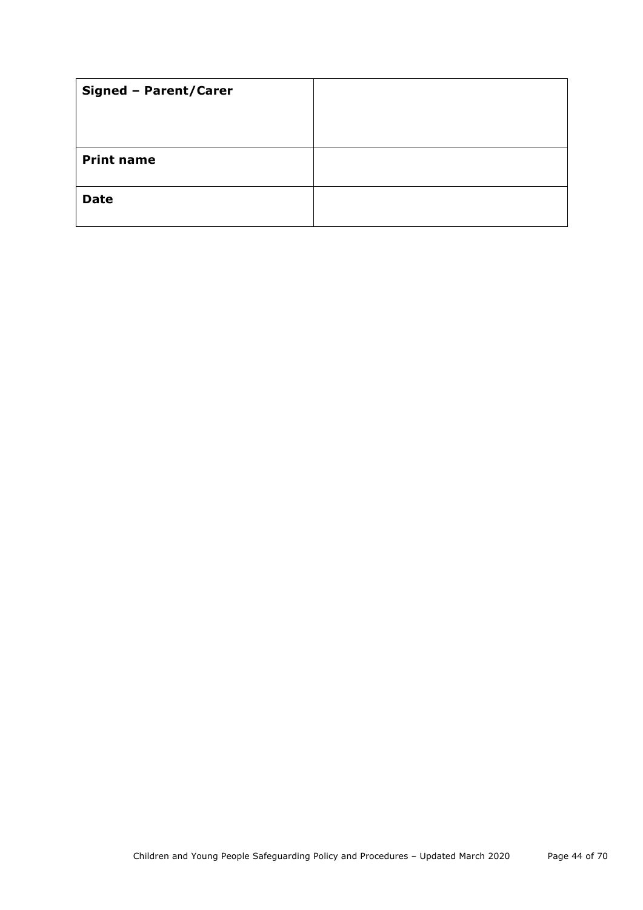| | |
|---|---|
| **Signed – Parent/Carer** | |
| **Print name** | |
| **Date** | |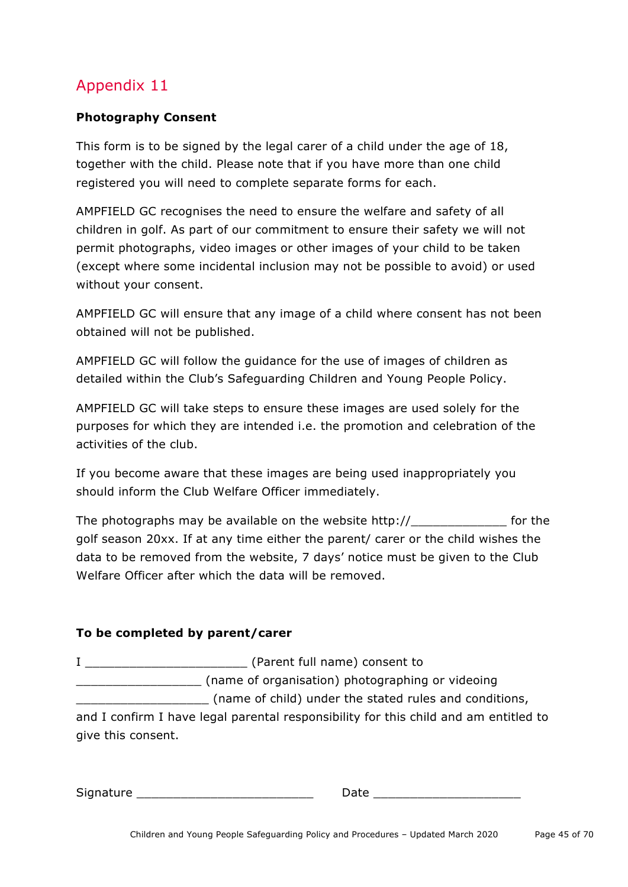# Appendix 11

**Photography Consent**

This form is to be signed by the legal carer of a child under the age of 18, together with the child. Please note that if you have more than one child registered you will need to complete separate forms for each.

AMPFIELD GC recognises the need to ensure the welfare and safety of all children in golf. As part of our commitment to ensure their safety we will not permit photographs, video images or other images of your child to be taken (except where some incidental inclusion may not be possible to avoid) or used without your consent.

AMPFIELD GC will ensure that any image of a child where consent has not been obtained will not be published.

AMPFIELD GC will follow the guidance for the use of images of children as detailed within the Club's Safeguarding Children and Young People Policy.

AMPFIELD GC will take steps to ensure these images are used solely for the purposes for which they are intended i.e. the promotion and celebration of the activities of the club.

If you become aware that these images are being used inappropriately you should inform the Club Welfare Officer immediately.

The photographs may be available on the website http://_____________ for the golf season 20xx. If at any time either the parent/ carer or the child wishes the data to be removed from the website, 7 days' notice must be given to the Club Welfare Officer after which the data will be removed.

**To be completed by parent/carer**

I ______________________ (Parent full name) consent to _________________ (name of organisation) photographing or videoing __________________ (name of child) under the stated rules and conditions, and I confirm I have legal parental responsibility for this child and am entitled to give this consent.

Signature ________________________     Date ____________________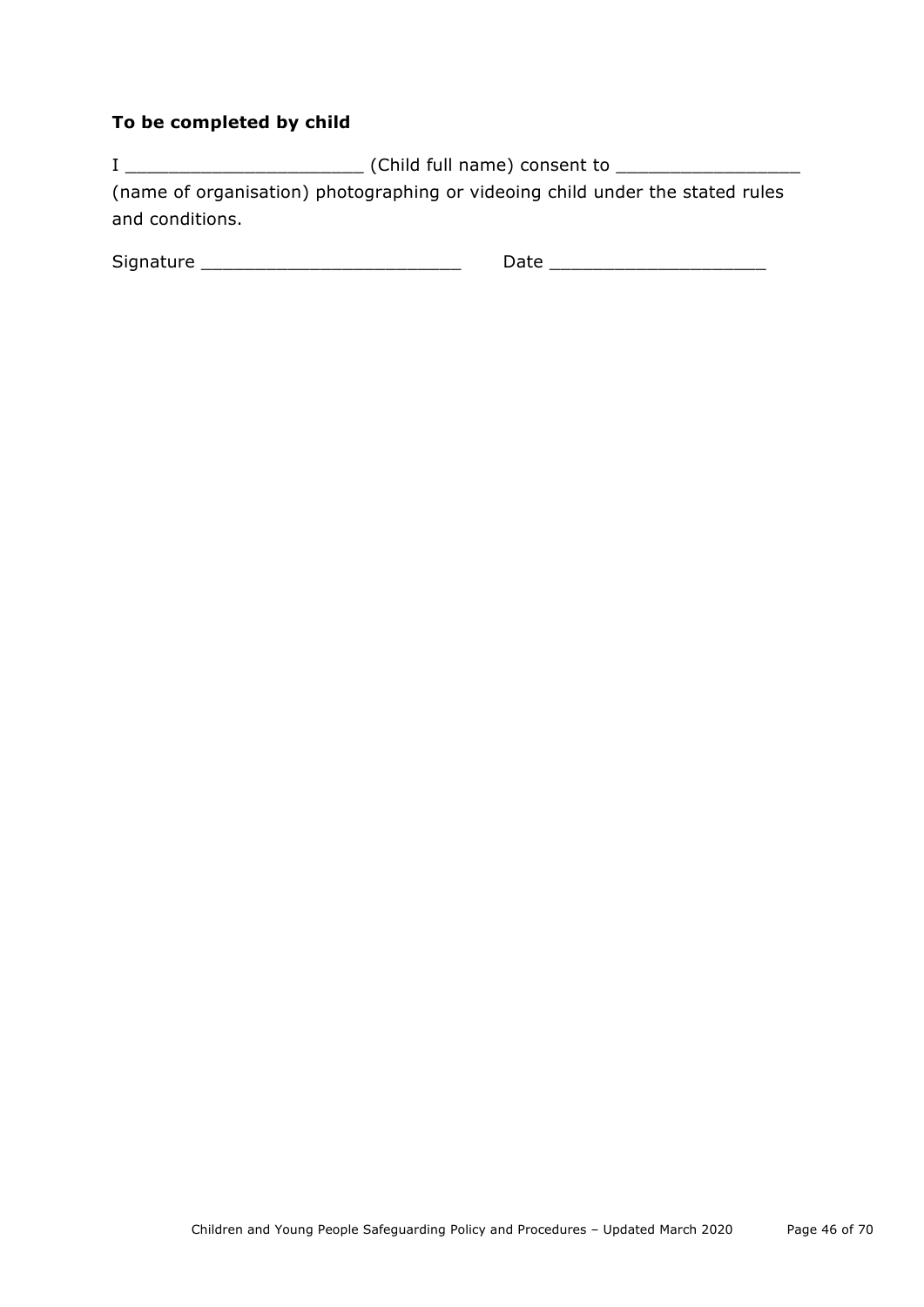**To be completed by child**

I ______________________ (Child full name) consent to _________________ (name of organisation) photographing or videoing child under the stated rules and conditions.

Signature _________________________ Date ____________________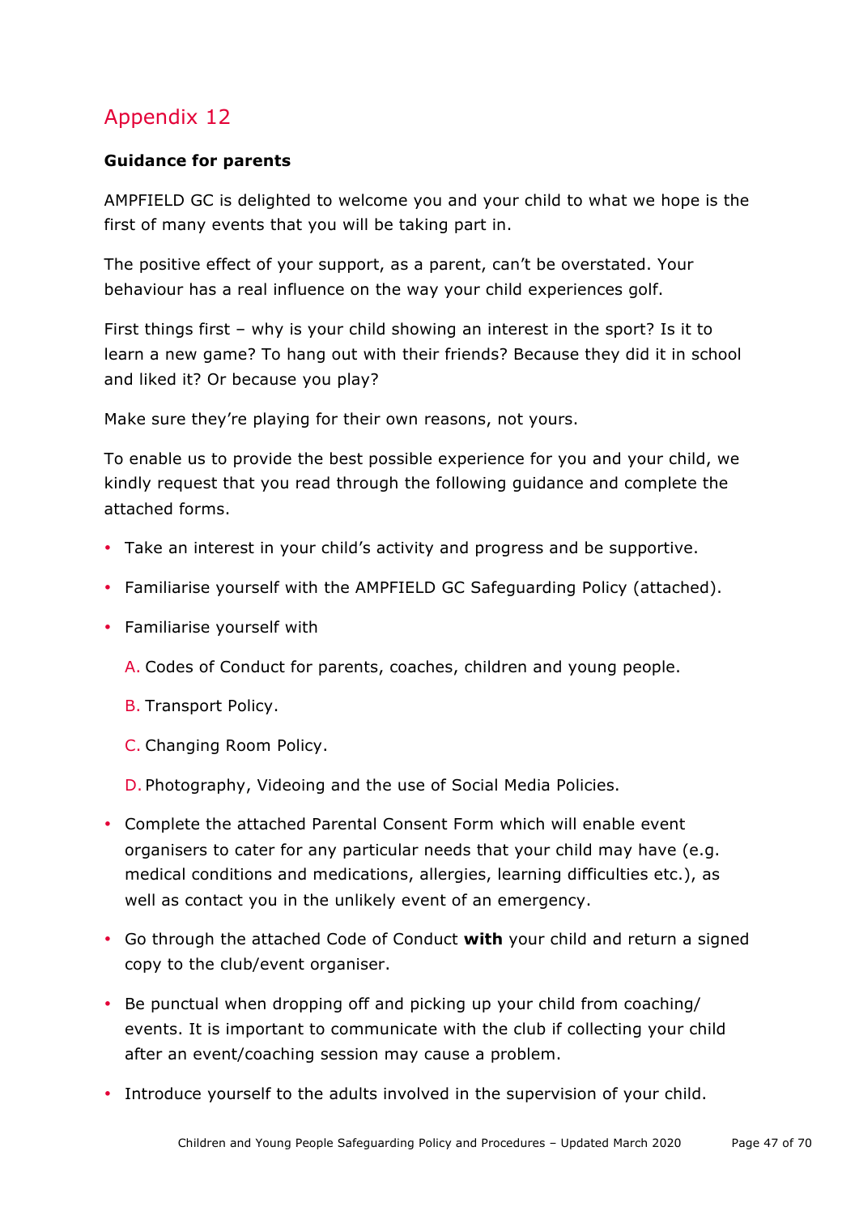# Appendix 12

**Guidance for parents**

AMPFIELD GC is delighted to welcome you and your child to what we hope is the first of many events that you will be taking part in.

The positive effect of your support, as a parent, can't be overstated. Your behaviour has a real influence on the way your child experiences golf.

First things first – why is your child showing an interest in the sport? Is it to learn a new game? To hang out with their friends? Because they did it in school and liked it? Or because you play?

Make sure they're playing for their own reasons, not yours.

To enable us to provide the best possible experience for you and your child, we kindly request that you read through the following guidance and complete the attached forms.

- Take an interest in your child's activity and progress and be supportive.
- Familiarise yourself with the AMPFIELD GC Safeguarding Policy (attached).
- Familiarise yourself with

  A. Codes of Conduct for parents, coaches, children and young people.

  B. Transport Policy.

  C. Changing Room Policy.

  D. Photography, Videoing and the use of Social Media Policies.

- Complete the attached Parental Consent Form which will enable event organisers to cater for any particular needs that your child may have (e.g. medical conditions and medications, allergies, learning difficulties etc.), as well as contact you in the unlikely event of an emergency.
- Go through the attached Code of Conduct **with** your child and return a signed copy to the club/event organiser.
- Be punctual when dropping off and picking up your child from coaching/ events. It is important to communicate with the club if collecting your child after an event/coaching session may cause a problem.
- Introduce yourself to the adults involved in the supervision of your child.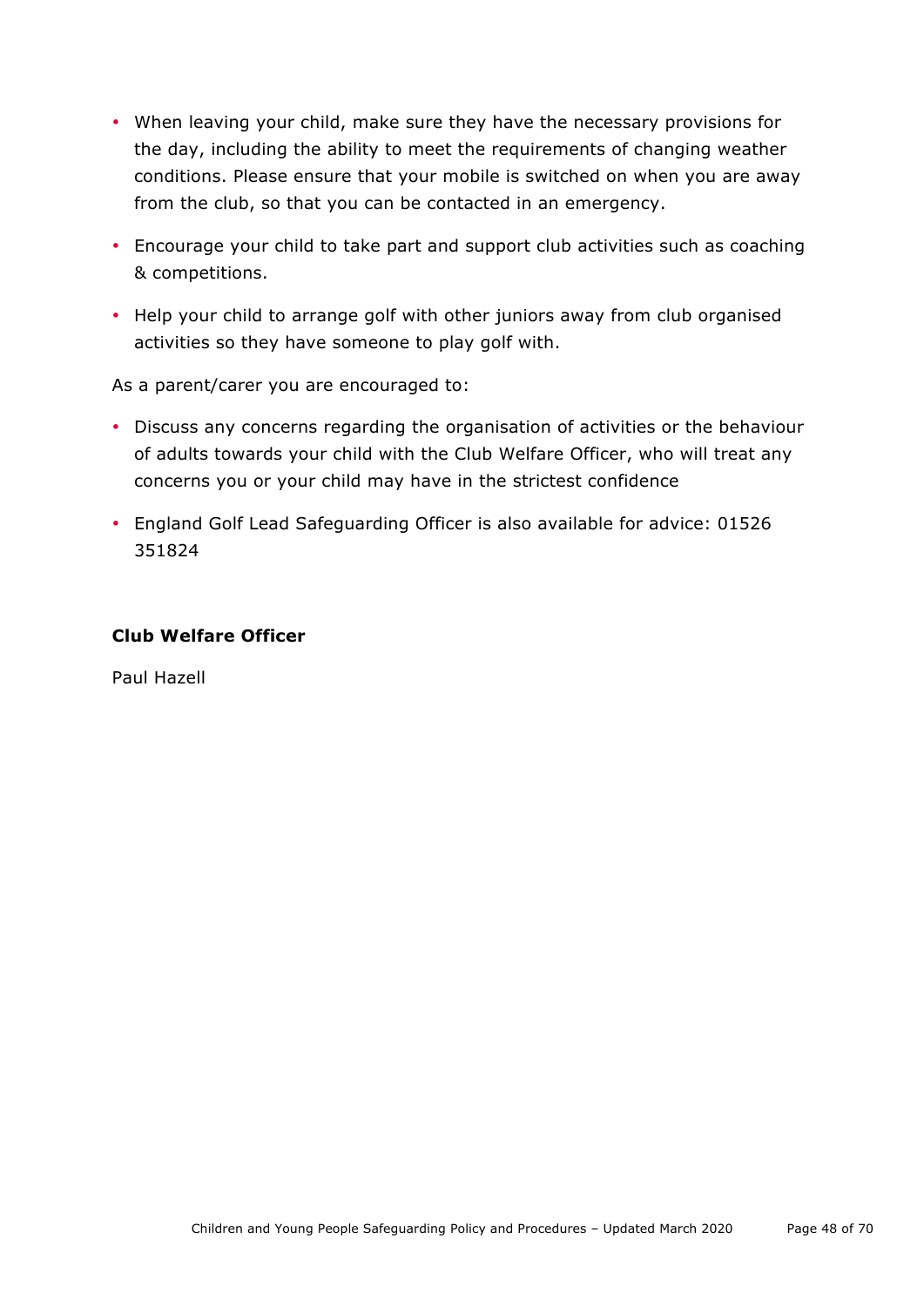- When leaving your child, make sure they have the necessary provisions for the day, including the ability to meet the requirements of changing weather conditions. Please ensure that your mobile is switched on when you are away from the club, so that you can be contacted in an emergency.
- Encourage your child to take part and support club activities such as coaching & competitions.
- Help your child to arrange golf with other juniors away from club organised activities so they have someone to play golf with.

As a parent/carer you are encouraged to:

- Discuss any concerns regarding the organisation of activities or the behaviour of adults towards your child with the Club Welfare Officer, who will treat any concerns you or your child may have in the strictest confidence
- England Golf Lead Safeguarding Officer is also available for advice: 01526 351824

**Club Welfare Officer**

Paul Hazell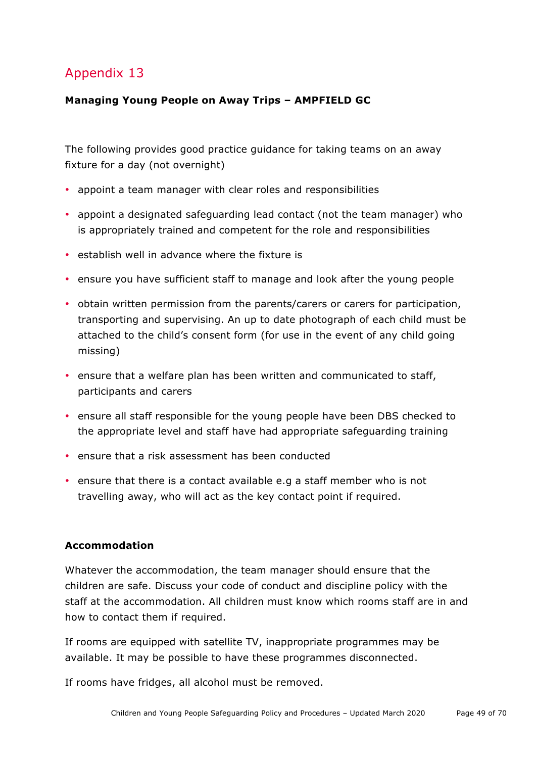# Appendix 13

**Managing Young People on Away Trips – AMPFIELD GC**

The following provides good practice guidance for taking teams on an away fixture for a day (not overnight)

- appoint a team manager with clear roles and responsibilities
- appoint a designated safeguarding lead contact (not the team manager) who is appropriately trained and competent for the role and responsibilities
- establish well in advance where the fixture is
- ensure you have sufficient staff to manage and look after the young people
- obtain written permission from the parents/carers or carers for participation, transporting and supervising. An up to date photograph of each child must be attached to the child's consent form (for use in the event of any child going missing)
- ensure that a welfare plan has been written and communicated to staff, participants and carers
- ensure all staff responsible for the young people have been DBS checked to the appropriate level and staff have had appropriate safeguarding training
- ensure that a risk assessment has been conducted
- ensure that there is a contact available e.g a staff member who is not travelling away, who will act as the key contact point if required.

**Accommodation**

Whatever the accommodation, the team manager should ensure that the children are safe. Discuss your code of conduct and discipline policy with the staff at the accommodation. All children must know which rooms staff are in and how to contact them if required.

If rooms are equipped with satellite TV, inappropriate programmes may be available. It may be possible to have these programmes disconnected.

If rooms have fridges, all alcohol must be removed.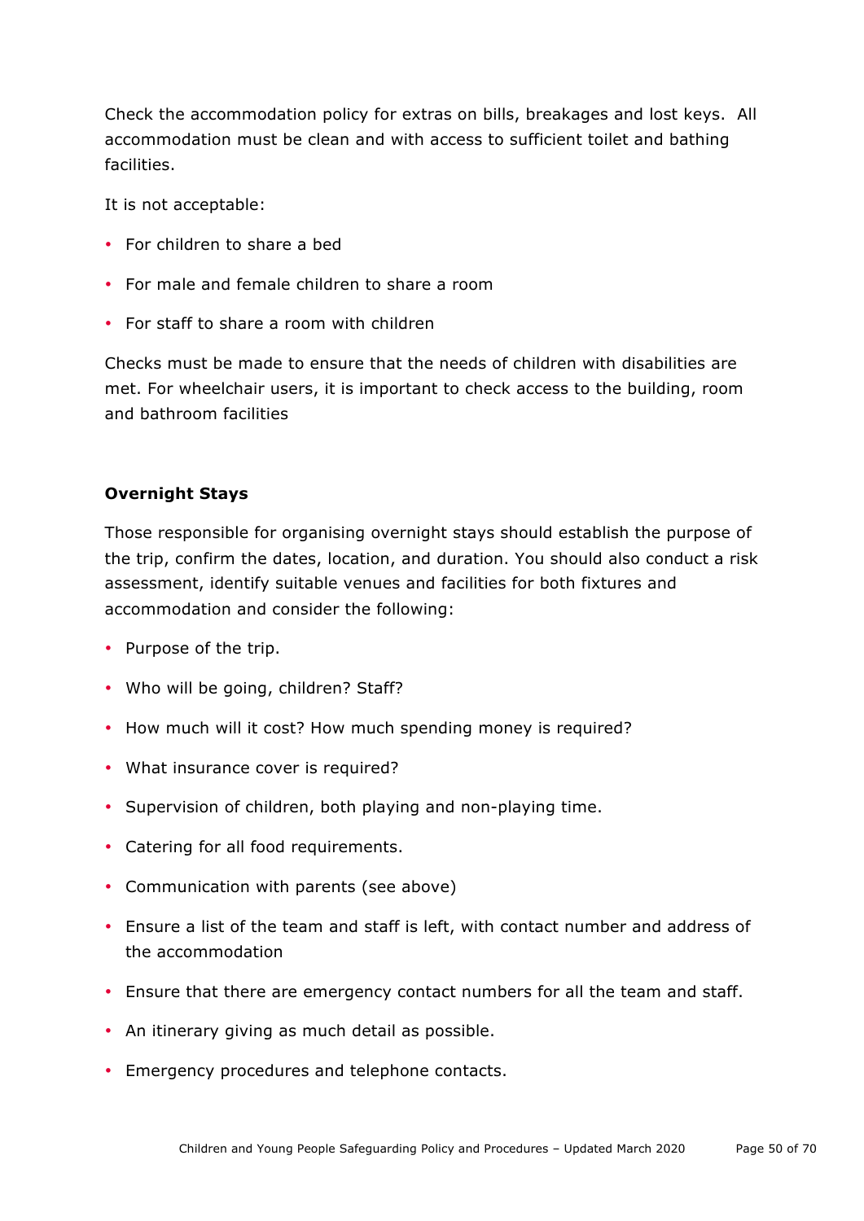Check the accommodation policy for extras on bills, breakages and lost keys. All accommodation must be clean and with access to sufficient toilet and bathing facilities.

It is not acceptable:

- For children to share a bed
- For male and female children to share a room
- For staff to share a room with children

Checks must be made to ensure that the needs of children with disabilities are met. For wheelchair users, it is important to check access to the building, room and bathroom facilities

**Overnight Stays**

Those responsible for organising overnight stays should establish the purpose of the trip, confirm the dates, location, and duration. You should also conduct a risk assessment, identify suitable venues and facilities for both fixtures and accommodation and consider the following:

- Purpose of the trip.
- Who will be going, children? Staff?
- How much will it cost? How much spending money is required?
- What insurance cover is required?
- Supervision of children, both playing and non-playing time.
- Catering for all food requirements.
- Communication with parents (see above)
- Ensure a list of the team and staff is left, with contact number and address of the accommodation
- Ensure that there are emergency contact numbers for all the team and staff.
- An itinerary giving as much detail as possible.
- Emergency procedures and telephone contacts.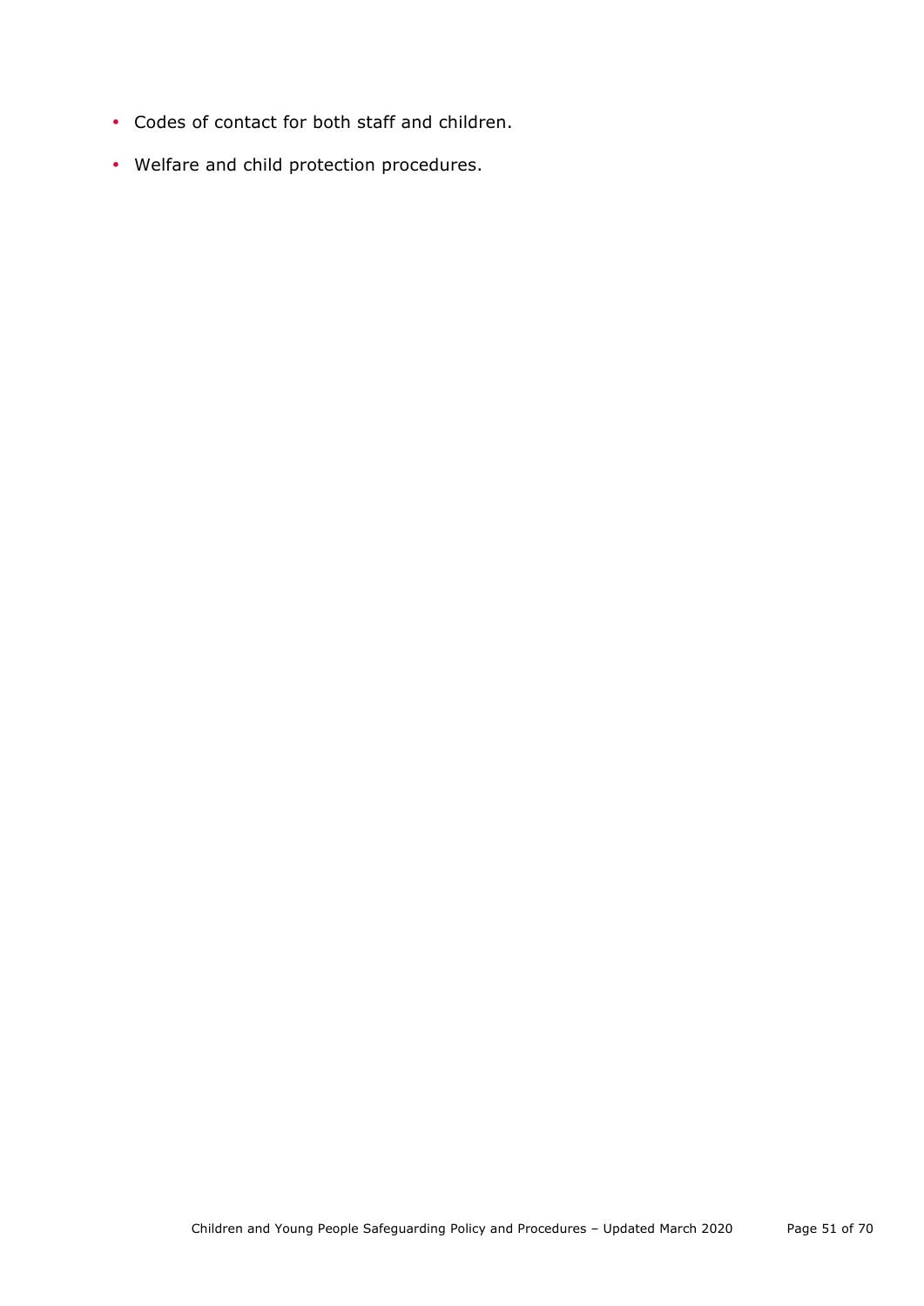- Codes of contact for both staff and children.
- Welfare and child protection procedures.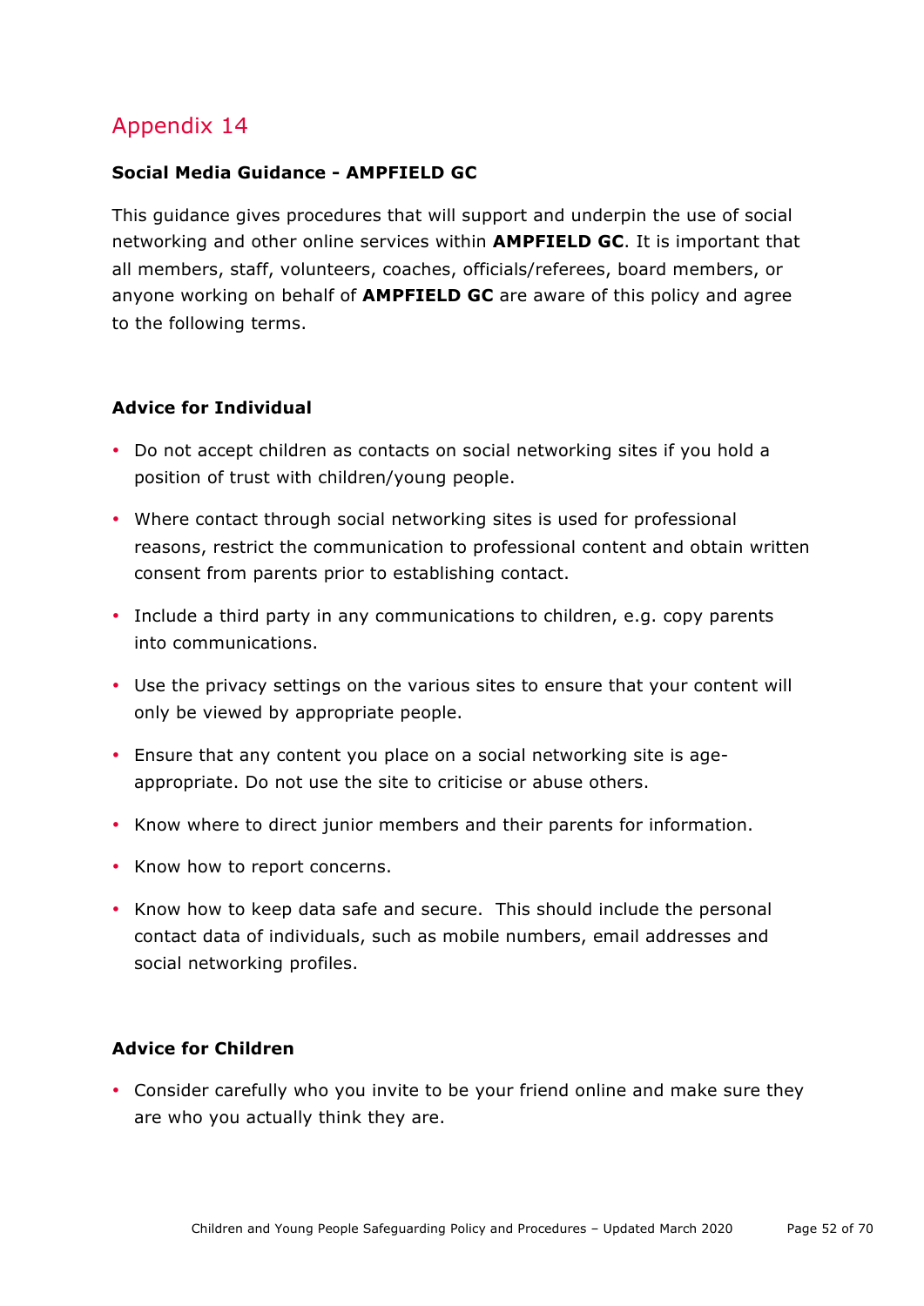## Appendix 14

**Social Media Guidance - AMPFIELD GC**

This guidance gives procedures that will support and underpin the use of social networking and other online services within **AMPFIELD GC**. It is important that all members, staff, volunteers, coaches, officials/referees, board members, or anyone working on behalf of **AMPFIELD GC** are aware of this policy and agree to the following terms.

**Advice for Individual**

- Do not accept children as contacts on social networking sites if you hold a position of trust with children/young people.
- Where contact through social networking sites is used for professional reasons, restrict the communication to professional content and obtain written consent from parents prior to establishing contact.
- Include a third party in any communications to children, e.g. copy parents into communications.
- Use the privacy settings on the various sites to ensure that your content will only be viewed by appropriate people.
- Ensure that any content you place on a social networking site is age-appropriate. Do not use the site to criticise or abuse others.
- Know where to direct junior members and their parents for information.
- Know how to report concerns.
- Know how to keep data safe and secure. This should include the personal contact data of individuals, such as mobile numbers, email addresses and social networking profiles.

**Advice for Children**

- Consider carefully who you invite to be your friend online and make sure they are who you actually think they are.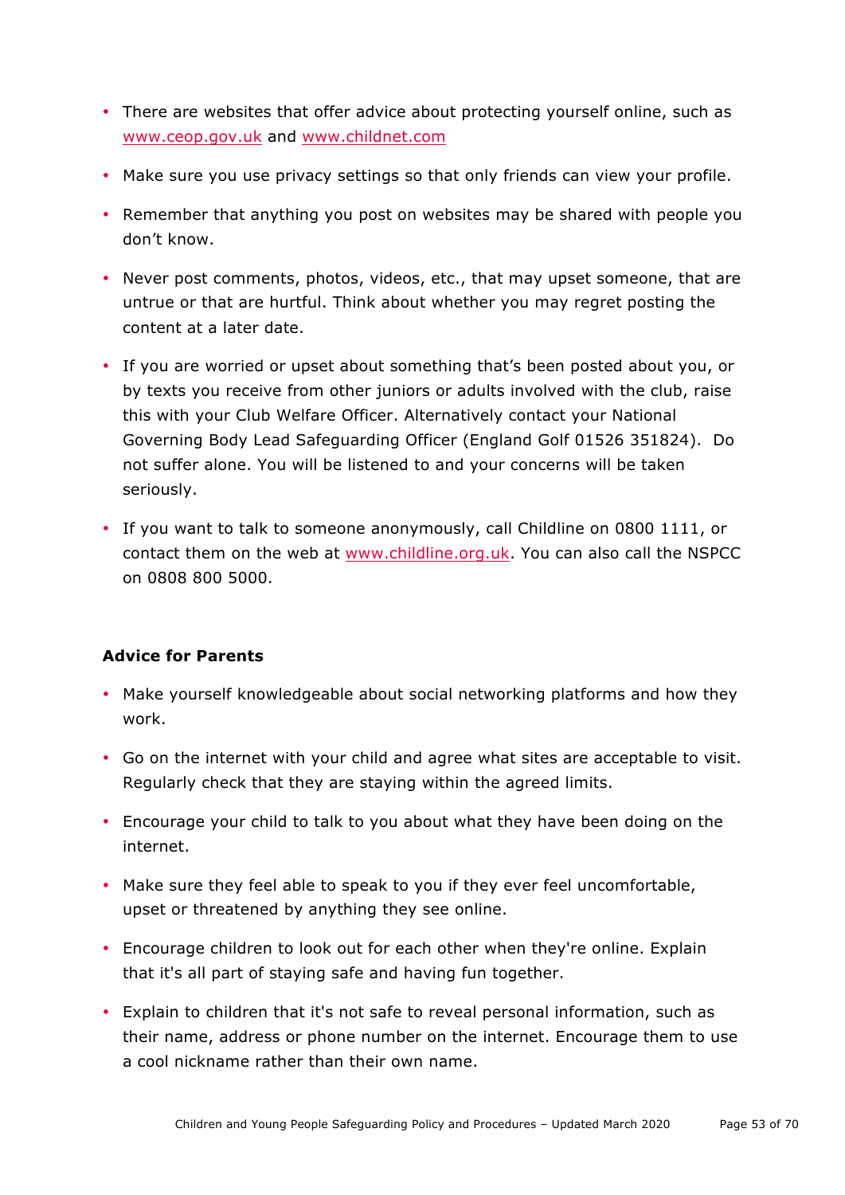- There are websites that offer advice about protecting yourself online, such as [www.ceop.gov.uk](http://www.ceop.gov.uk) and [www.childnet.com](http://www.childnet.com)
- Make sure you use privacy settings so that only friends can view your profile.
- Remember that anything you post on websites may be shared with people you don't know.
- Never post comments, photos, videos, etc., that may upset someone, that are untrue or that are hurtful. Think about whether you may regret posting the content at a later date.
- If you are worried or upset about something that's been posted about you, or by texts you receive from other juniors or adults involved with the club, raise this with your Club Welfare Officer. Alternatively contact your National Governing Body Lead Safeguarding Officer (England Golf 01526 351824). Do not suffer alone. You will be listened to and your concerns will be taken seriously.
- If you want to talk to someone anonymously, call Childline on 0800 1111, or contact them on the web at [www.childline.org.uk](http://www.childline.org.uk). You can also call the NSPCC on 0808 800 5000.

**Advice for Parents**

- Make yourself knowledgeable about social networking platforms and how they work.
- Go on the internet with your child and agree what sites are acceptable to visit. Regularly check that they are staying within the agreed limits.
- Encourage your child to talk to you about what they have been doing on the internet.
- Make sure they feel able to speak to you if they ever feel uncomfortable, upset or threatened by anything they see online.
- Encourage children to look out for each other when they're online. Explain that it's all part of staying safe and having fun together.
- Explain to children that it's not safe to reveal personal information, such as their name, address or phone number on the internet. Encourage them to use a cool nickname rather than their own name.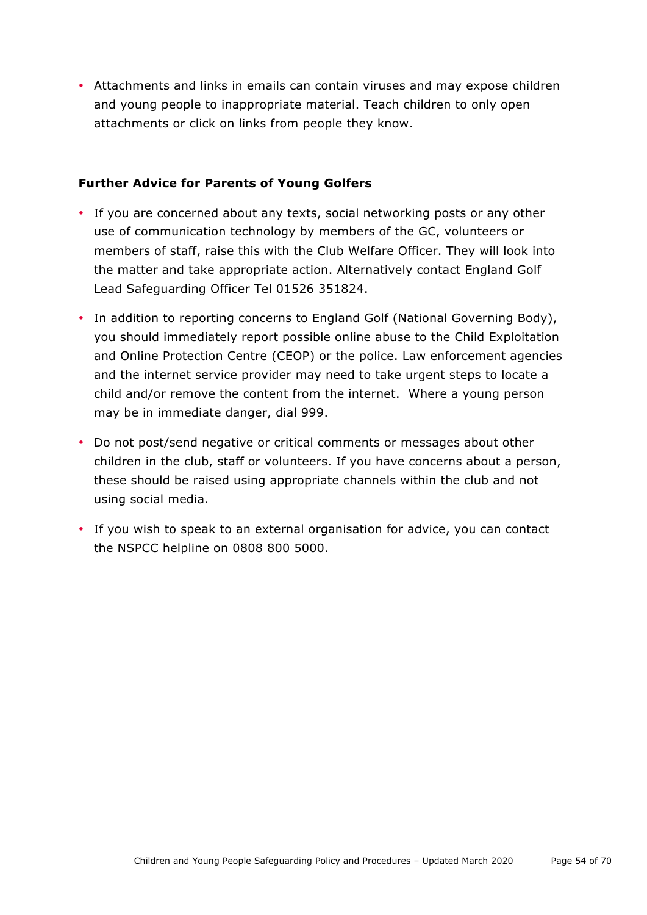- Attachments and links in emails can contain viruses and may expose children and young people to inappropriate material. Teach children to only open attachments or click on links from people they know.

**Further Advice for Parents of Young Golfers**

- If you are concerned about any texts, social networking posts or any other use of communication technology by members of the GC, volunteers or members of staff, raise this with the Club Welfare Officer. They will look into the matter and take appropriate action. Alternatively contact England Golf Lead Safeguarding Officer Tel 01526 351824.
- In addition to reporting concerns to England Golf (National Governing Body), you should immediately report possible online abuse to the Child Exploitation and Online Protection Centre (CEOP) or the police. Law enforcement agencies and the internet service provider may need to take urgent steps to locate a child and/or remove the content from the internet. Where a young person may be in immediate danger, dial 999.
- Do not post/send negative or critical comments or messages about other children in the club, staff or volunteers. If you have concerns about a person, these should be raised using appropriate channels within the club and not using social media.
- If you wish to speak to an external organisation for advice, you can contact the NSPCC helpline on 0808 800 5000.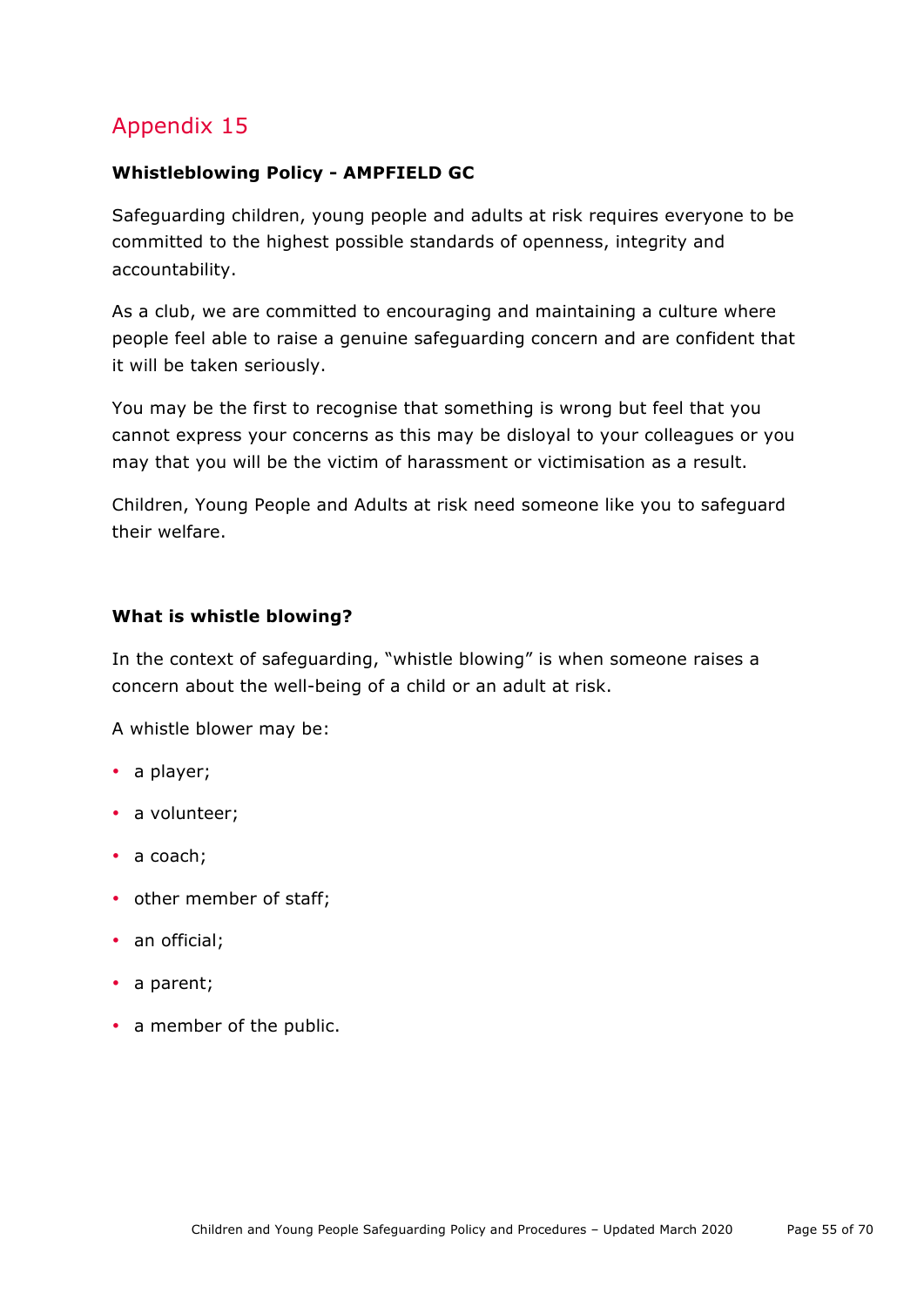# Appendix 15

**Whistleblowing Policy - AMPFIELD GC**

Safeguarding children, young people and adults at risk requires everyone to be committed to the highest possible standards of openness, integrity and accountability.

As a club, we are committed to encouraging and maintaining a culture where people feel able to raise a genuine safeguarding concern and are confident that it will be taken seriously.

You may be the first to recognise that something is wrong but feel that you cannot express your concerns as this may be disloyal to your colleagues or you may that you will be the victim of harassment or victimisation as a result.

Children, Young People and Adults at risk need someone like you to safeguard their welfare.

**What is whistle blowing?**

In the context of safeguarding, “whistle blowing” is when someone raises a concern about the well-being of a child or an adult at risk.

A whistle blower may be:

- a player;
- a volunteer;
- a coach;
- other member of staff;
- an official;
- a parent;
- a member of the public.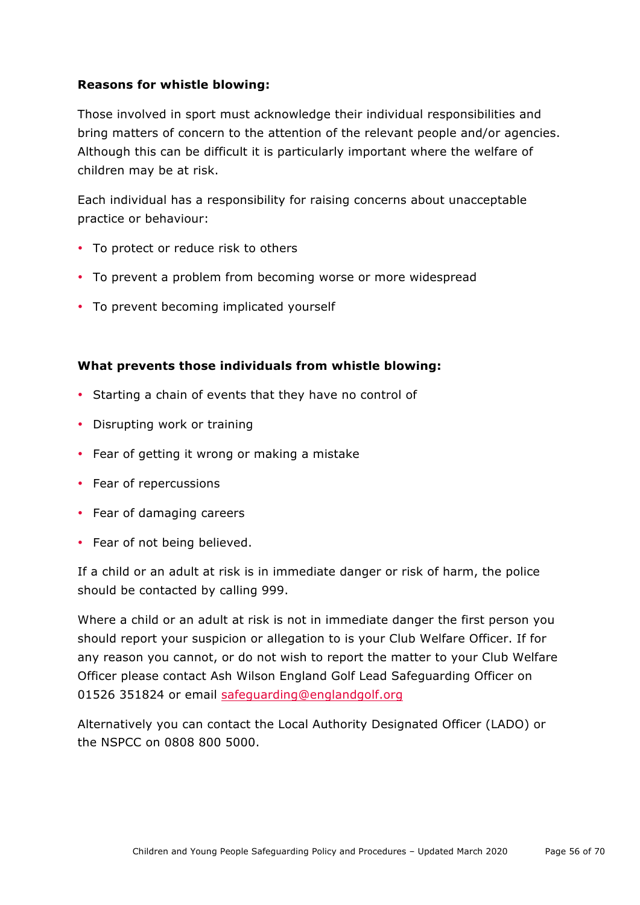**Reasons for whistle blowing:**

Those involved in sport must acknowledge their individual responsibilities and bring matters of concern to the attention of the relevant people and/or agencies. Although this can be difficult it is particularly important where the welfare of children may be at risk.

Each individual has a responsibility for raising concerns about unacceptable practice or behaviour:

- To protect or reduce risk to others
- To prevent a problem from becoming worse or more widespread
- To prevent becoming implicated yourself

**What prevents those individuals from whistle blowing:**

- Starting a chain of events that they have no control of
- Disrupting work or training
- Fear of getting it wrong or making a mistake
- Fear of repercussions
- Fear of damaging careers
- Fear of not being believed.

If a child or an adult at risk is in immediate danger or risk of harm, the police should be contacted by calling 999.

Where a child or an adult at risk is not in immediate danger the first person you should report your suspicion or allegation to is your Club Welfare Officer. If for any reason you cannot, or do not wish to report the matter to your Club Welfare Officer please contact Ash Wilson England Golf Lead Safeguarding Officer on 01526 351824 or email safeguarding@englandgolf.org

Alternatively you can contact the Local Authority Designated Officer (LADO) or the NSPCC on 0808 800 5000.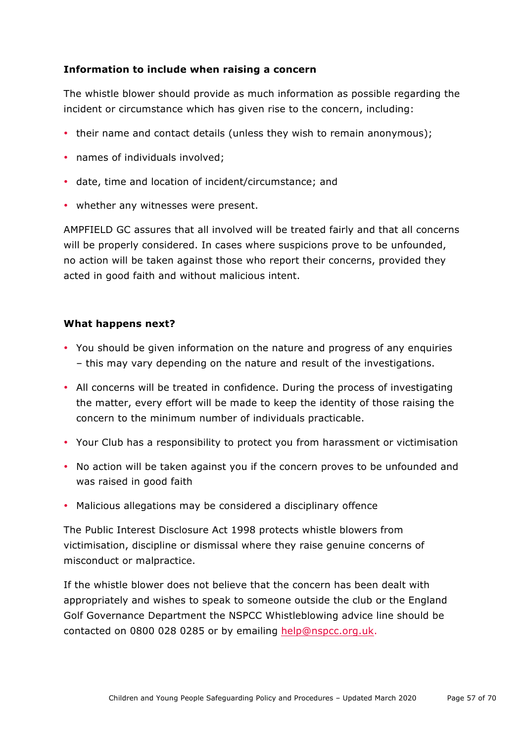**Information to include when raising a concern**

The whistle blower should provide as much information as possible regarding the incident or circumstance which has given rise to the concern, including:

- their name and contact details (unless they wish to remain anonymous);
- names of individuals involved;
- date, time and location of incident/circumstance; and
- whether any witnesses were present.

AMPFIELD GC assures that all involved will be treated fairly and that all concerns will be properly considered. In cases where suspicions prove to be unfounded, no action will be taken against those who report their concerns, provided they acted in good faith and without malicious intent.

**What happens next?**

- You should be given information on the nature and progress of any enquiries – this may vary depending on the nature and result of the investigations.
- All concerns will be treated in confidence. During the process of investigating the matter, every effort will be made to keep the identity of those raising the concern to the minimum number of individuals practicable.
- Your Club has a responsibility to protect you from harassment or victimisation
- No action will be taken against you if the concern proves to be unfounded and was raised in good faith
- Malicious allegations may be considered a disciplinary offence

The Public Interest Disclosure Act 1998 protects whistle blowers from victimisation, discipline or dismissal where they raise genuine concerns of misconduct or malpractice.

If the whistle blower does not believe that the concern has been dealt with appropriately and wishes to speak to someone outside the club or the England Golf Governance Department the NSPCC Whistleblowing advice line should be contacted on 0800 028 0285 or by emailing help@nspcc.org.uk.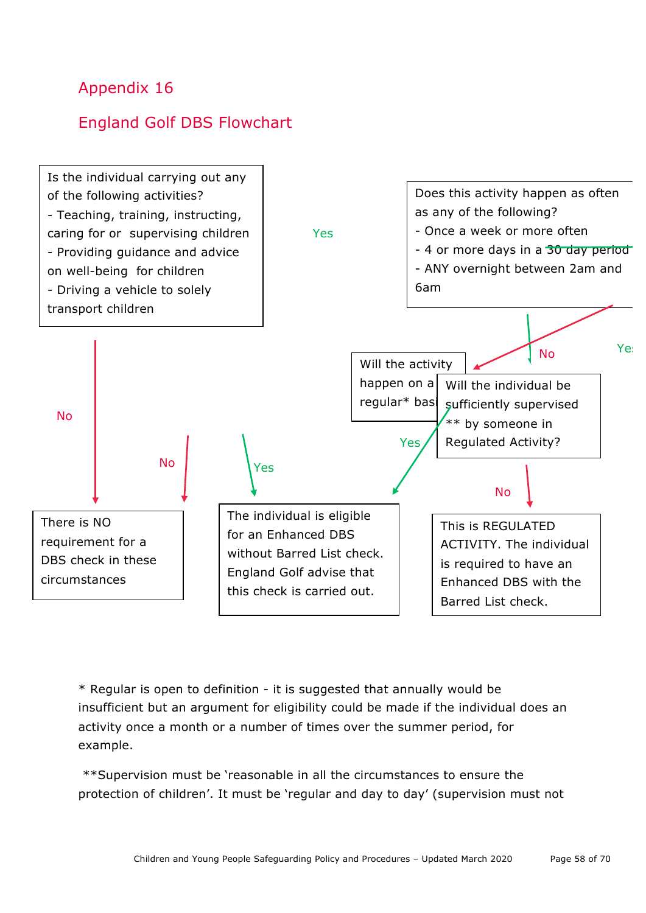## Appendix 16

## England Golf DBS Flowchart

Is the individual carrying out any of the following activities?
- Teaching, training, instructing, caring for or supervising children
- Providing guidance and advice on well-being for children
- Driving a vehicle to solely transport children

Yes

Does this activity happen as often as any of the following?
- Once a week or more often
- 4 or more days in a 30 day period
- ANY overnight between 2am and 6am

No

Yes

Will the activity happen on a regular* basis

Will the individual be sufficiently supervised ** by someone in Regulated Activity?

No

Yes

No

Yes

No

There is NO requirement for a DBS check in these circumstances

The individual is eligible for an Enhanced DBS without Barred List check. England Golf advise that this check is carried out.

This is REGULATED ACTIVITY. The individual is required to have an Enhanced DBS with the Barred List check.

\* Regular is open to definition - it is suggested that annually would be insufficient but an argument for eligibility could be made if the individual does an activity once a month or a number of times over the summer period, for example.

\*\*Supervision must be 'reasonable in all the circumstances to ensure the protection of children'. It must be 'regular and day to day' (supervision must not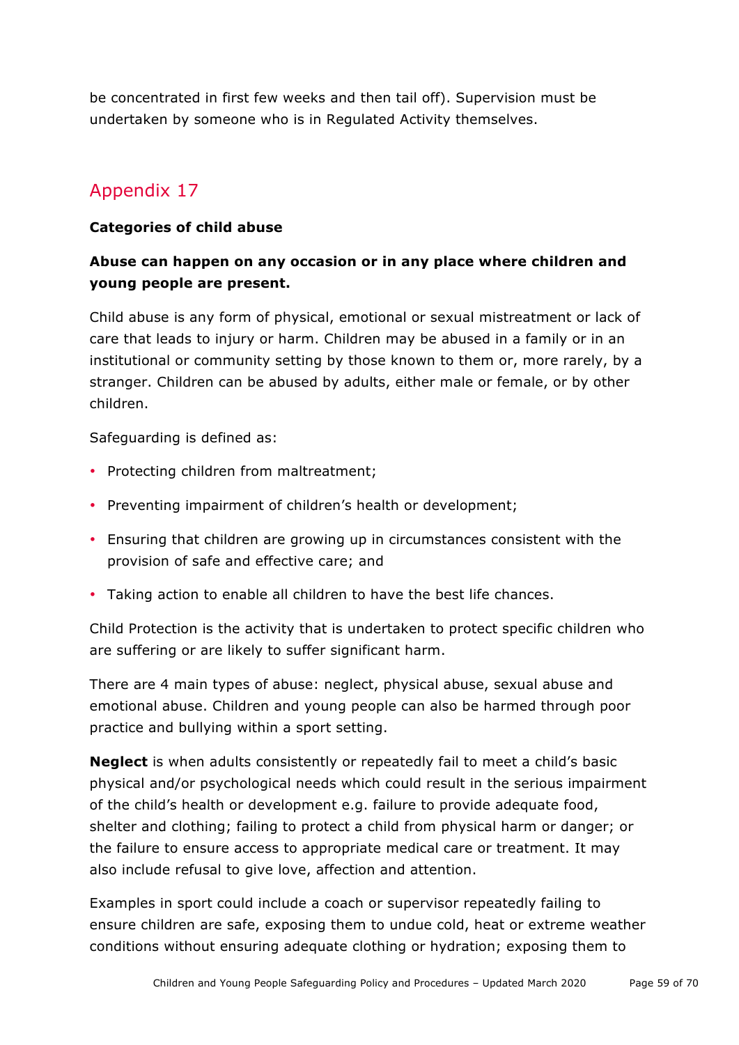be concentrated in first few weeks and then tail off). Supervision must be undertaken by someone who is in Regulated Activity themselves.

## Appendix 17

**Categories of child abuse**

**Abuse can happen on any occasion or in any place where children and young people are present.**

Child abuse is any form of physical, emotional or sexual mistreatment or lack of care that leads to injury or harm. Children may be abused in a family or in an institutional or community setting by those known to them or, more rarely, by a stranger. Children can be abused by adults, either male or female, or by other children.

Safeguarding is defined as:

- Protecting children from maltreatment;
- Preventing impairment of children's health or development;
- Ensuring that children are growing up in circumstances consistent with the provision of safe and effective care; and
- Taking action to enable all children to have the best life chances.

Child Protection is the activity that is undertaken to protect specific children who are suffering or are likely to suffer significant harm.

There are 4 main types of abuse: neglect, physical abuse, sexual abuse and emotional abuse. Children and young people can also be harmed through poor practice and bullying within a sport setting.

**Neglect** is when adults consistently or repeatedly fail to meet a child's basic physical and/or psychological needs which could result in the serious impairment of the child's health or development e.g. failure to provide adequate food, shelter and clothing; failing to protect a child from physical harm or danger; or the failure to ensure access to appropriate medical care or treatment. It may also include refusal to give love, affection and attention.

Examples in sport could include a coach or supervisor repeatedly failing to ensure children are safe, exposing them to undue cold, heat or extreme weather conditions without ensuring adequate clothing or hydration; exposing them to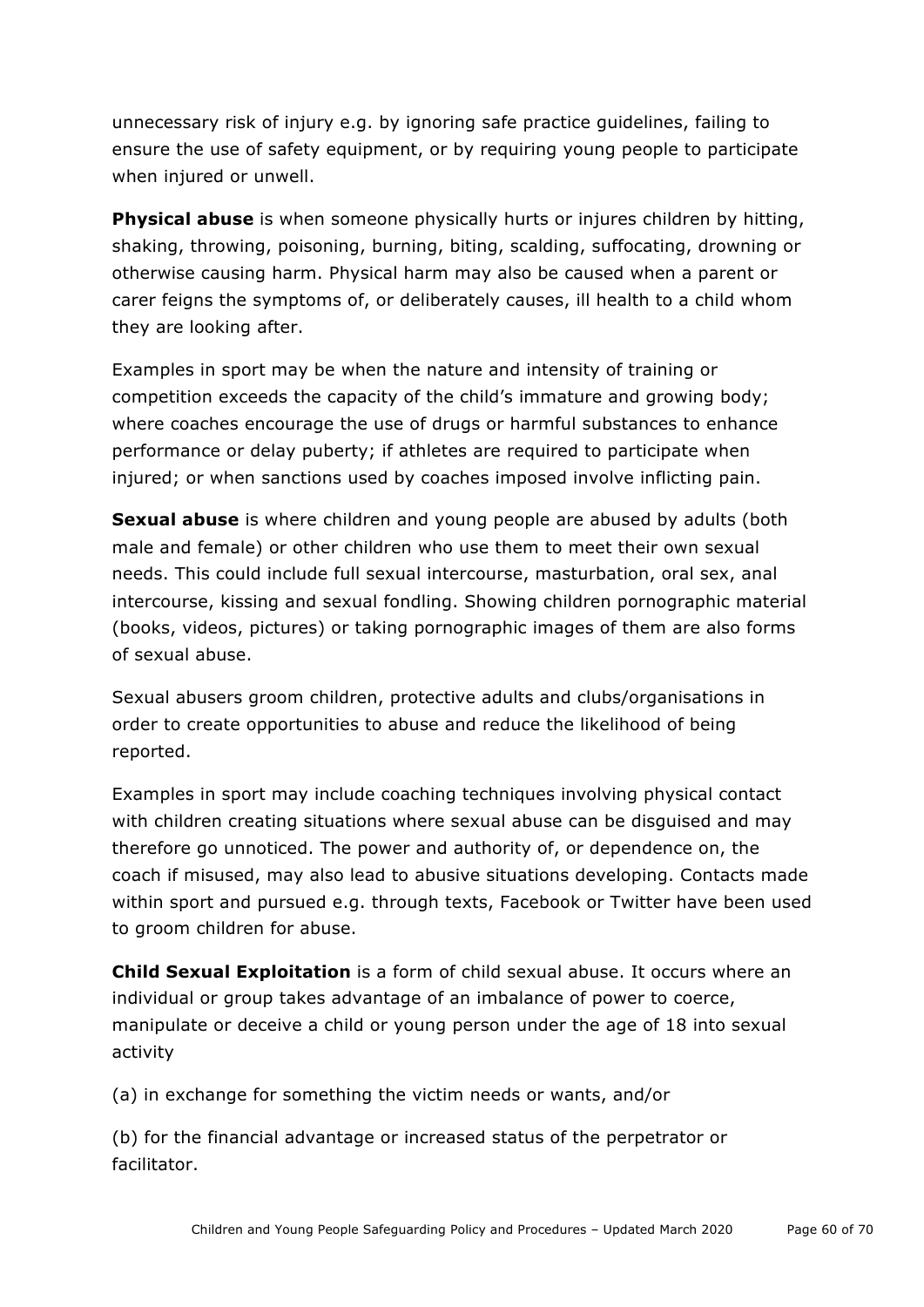unnecessary risk of injury e.g. by ignoring safe practice guidelines, failing to ensure the use of safety equipment, or by requiring young people to participate when injured or unwell.

**Physical abuse** is when someone physically hurts or injures children by hitting, shaking, throwing, poisoning, burning, biting, scalding, suffocating, drowning or otherwise causing harm. Physical harm may also be caused when a parent or carer feigns the symptoms of, or deliberately causes, ill health to a child whom they are looking after.

Examples in sport may be when the nature and intensity of training or competition exceeds the capacity of the child's immature and growing body; where coaches encourage the use of drugs or harmful substances to enhance performance or delay puberty; if athletes are required to participate when injured; or when sanctions used by coaches imposed involve inflicting pain.

**Sexual abuse** is where children and young people are abused by adults (both male and female) or other children who use them to meet their own sexual needs. This could include full sexual intercourse, masturbation, oral sex, anal intercourse, kissing and sexual fondling. Showing children pornographic material (books, videos, pictures) or taking pornographic images of them are also forms of sexual abuse.

Sexual abusers groom children, protective adults and clubs/organisations in order to create opportunities to abuse and reduce the likelihood of being reported.

Examples in sport may include coaching techniques involving physical contact with children creating situations where sexual abuse can be disguised and may therefore go unnoticed. The power and authority of, or dependence on, the coach if misused, may also lead to abusive situations developing. Contacts made within sport and pursued e.g. through texts, Facebook or Twitter have been used to groom children for abuse.

**Child Sexual Exploitation** is a form of child sexual abuse. It occurs where an individual or group takes advantage of an imbalance of power to coerce, manipulate or deceive a child or young person under the age of 18 into sexual activity

(a) in exchange for something the victim needs or wants, and/or

(b) for the financial advantage or increased status of the perpetrator or facilitator.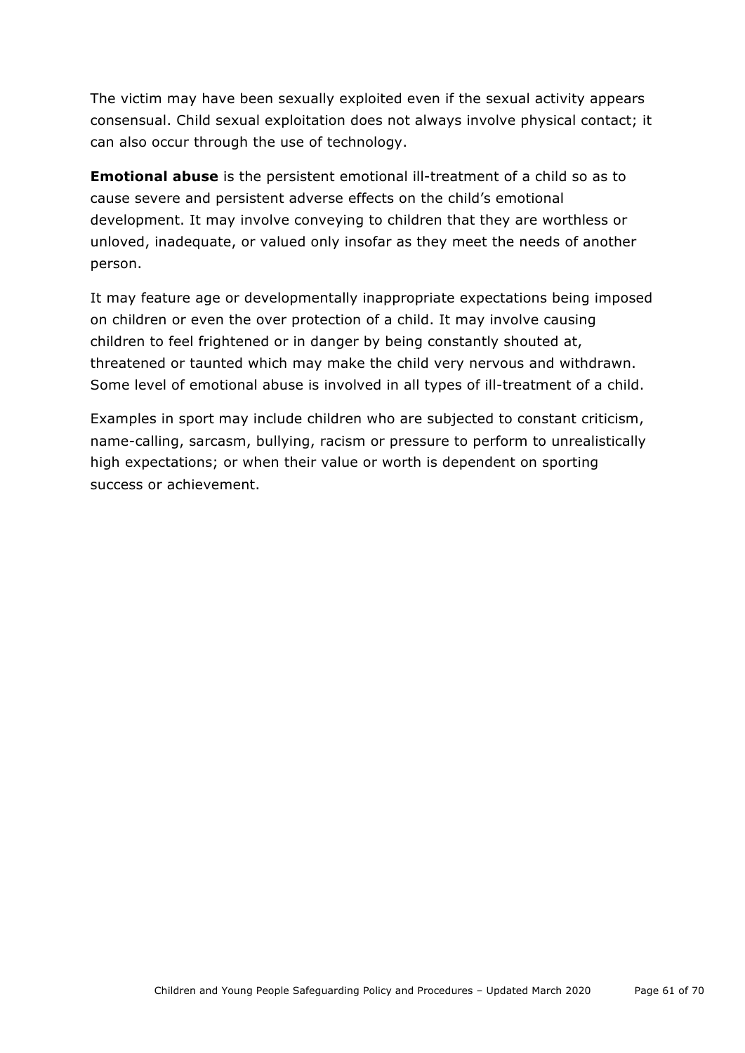The victim may have been sexually exploited even if the sexual activity appears consensual. Child sexual exploitation does not always involve physical contact; it can also occur through the use of technology.

**Emotional abuse** is the persistent emotional ill-treatment of a child so as to cause severe and persistent adverse effects on the child's emotional development. It may involve conveying to children that they are worthless or unloved, inadequate, or valued only insofar as they meet the needs of another person.

It may feature age or developmentally inappropriate expectations being imposed on children or even the over protection of a child. It may involve causing children to feel frightened or in danger by being constantly shouted at, threatened or taunted which may make the child very nervous and withdrawn. Some level of emotional abuse is involved in all types of ill-treatment of a child.

Examples in sport may include children who are subjected to constant criticism, name-calling, sarcasm, bullying, racism or pressure to perform to unrealistically high expectations; or when their value or worth is dependent on sporting success or achievement.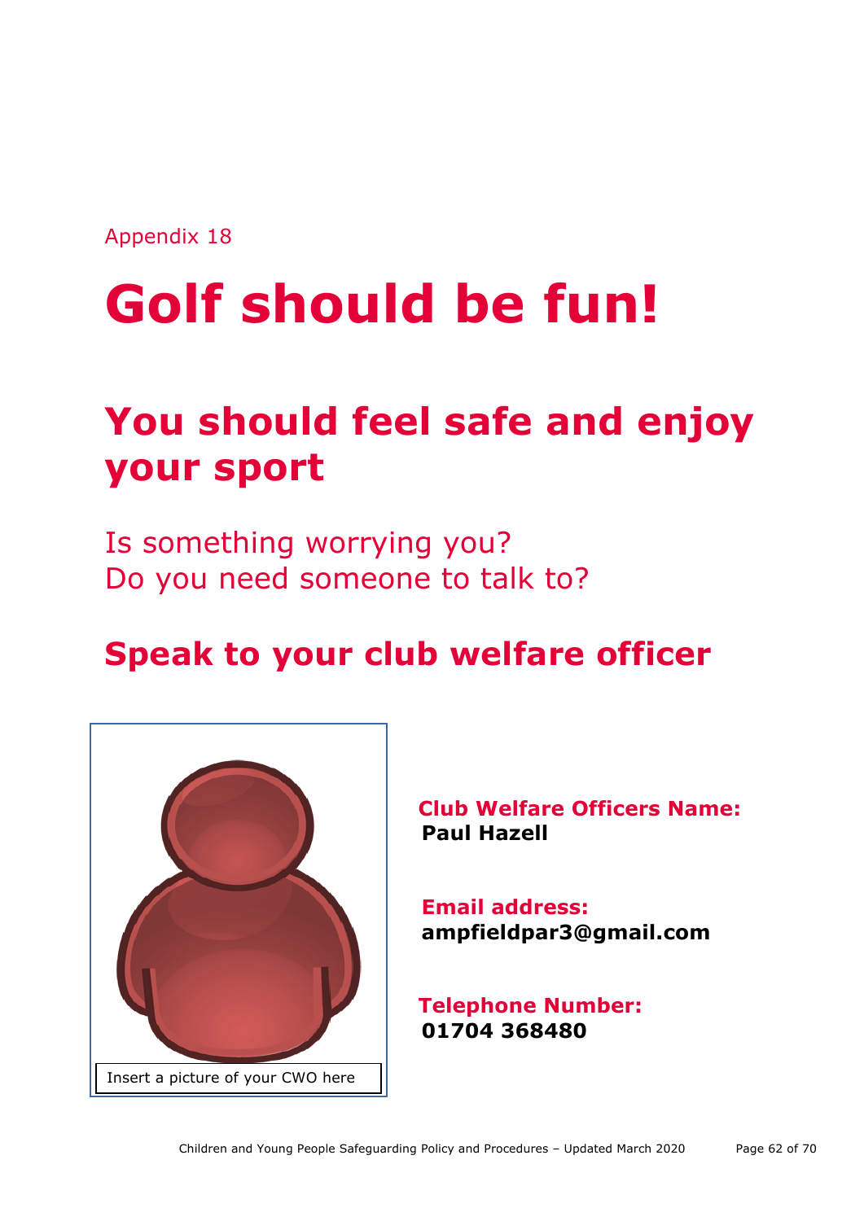Appendix 18

# Golf should be fun!

## You should feel safe and enjoy your sport

Is something worrying you?
Do you need someone to talk to?

## Speak to your club welfare officer

Insert a picture of your CWO here

**Club Welfare Officers Name:**
**Paul Hazell**

**Email address:**
**ampfieldpar3@gmail.com**

**Telephone Number:**
**01704 368480**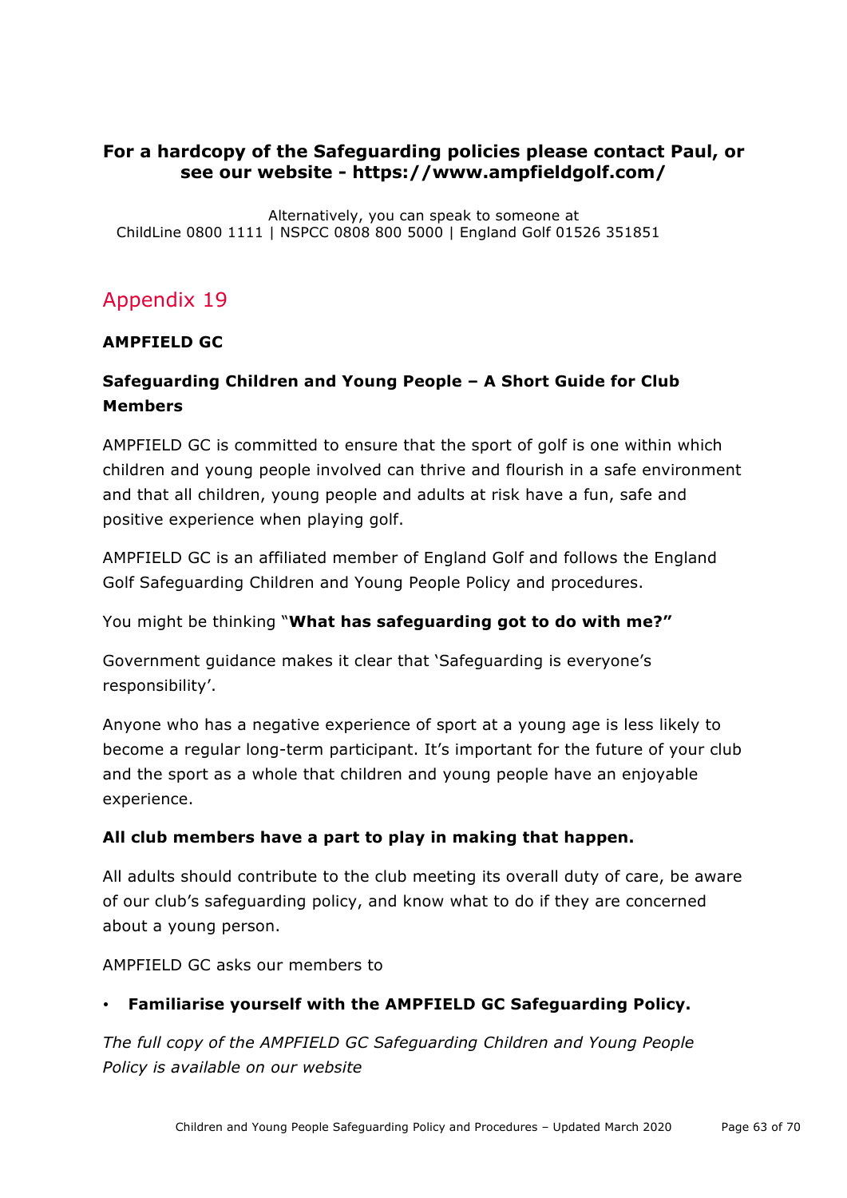**For a hardcopy of the Safeguarding policies please contact Paul, or see our website - https://www.ampfieldgolf.com/**

Alternatively, you can speak to someone at
ChildLine 0800 1111 | NSPCC 0808 800 5000 | England Golf 01526 351851

## Appendix 19

**AMPFIELD GC**

**Safeguarding Children and Young People – A Short Guide for Club Members**

AMPFIELD GC is committed to ensure that the sport of golf is one within which children and young people involved can thrive and flourish in a safe environment and that all children, young people and adults at risk have a fun, safe and positive experience when playing golf.

AMPFIELD GC is an affiliated member of England Golf and follows the England Golf Safeguarding Children and Young People Policy and procedures.

You might be thinking "**What has safeguarding got to do with me?"**

Government guidance makes it clear that 'Safeguarding is everyone's responsibility'.

Anyone who has a negative experience of sport at a young age is less likely to become a regular long-term participant. It's important for the future of your club and the sport as a whole that children and young people have an enjoyable experience.

**All club members have a part to play in making that happen.**

All adults should contribute to the club meeting its overall duty of care, be aware of our club's safeguarding policy, and know what to do if they are concerned about a young person.

AMPFIELD GC asks our members to

- **Familiarise yourself with the AMPFIELD GC Safeguarding Policy.**

*The full copy of the AMPFIELD GC Safeguarding Children and Young People Policy is available on our website*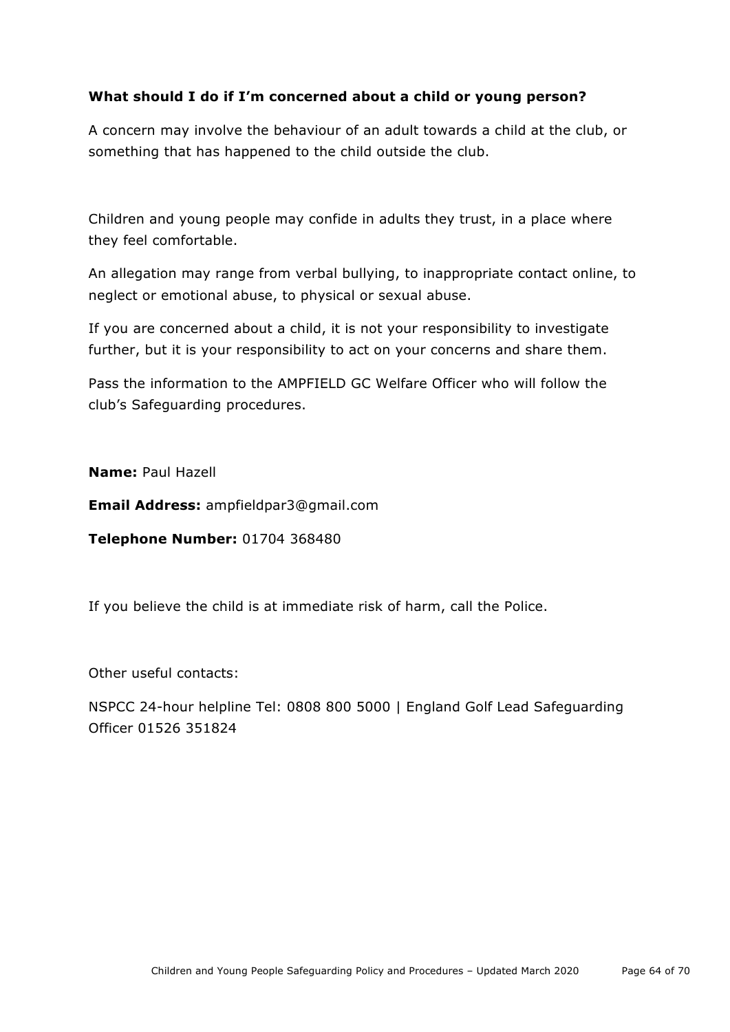**What should I do if I'm concerned about a child or young person?**

A concern may involve the behaviour of an adult towards a child at the club, or something that has happened to the child outside the club.

Children and young people may confide in adults they trust, in a place where they feel comfortable.

An allegation may range from verbal bullying, to inappropriate contact online, to neglect or emotional abuse, to physical or sexual abuse.

If you are concerned about a child, it is not your responsibility to investigate further, but it is your responsibility to act on your concerns and share them.

Pass the information to the AMPFIELD GC Welfare Officer who will follow the club's Safeguarding procedures.

**Name:** Paul Hazell

**Email Address:** ampfieldpar3@gmail.com

**Telephone Number:** 01704 368480

If you believe the child is at immediate risk of harm, call the Police.

Other useful contacts:

NSPCC 24-hour helpline Tel: 0808 800 5000 | England Golf Lead Safeguarding Officer 01526 351824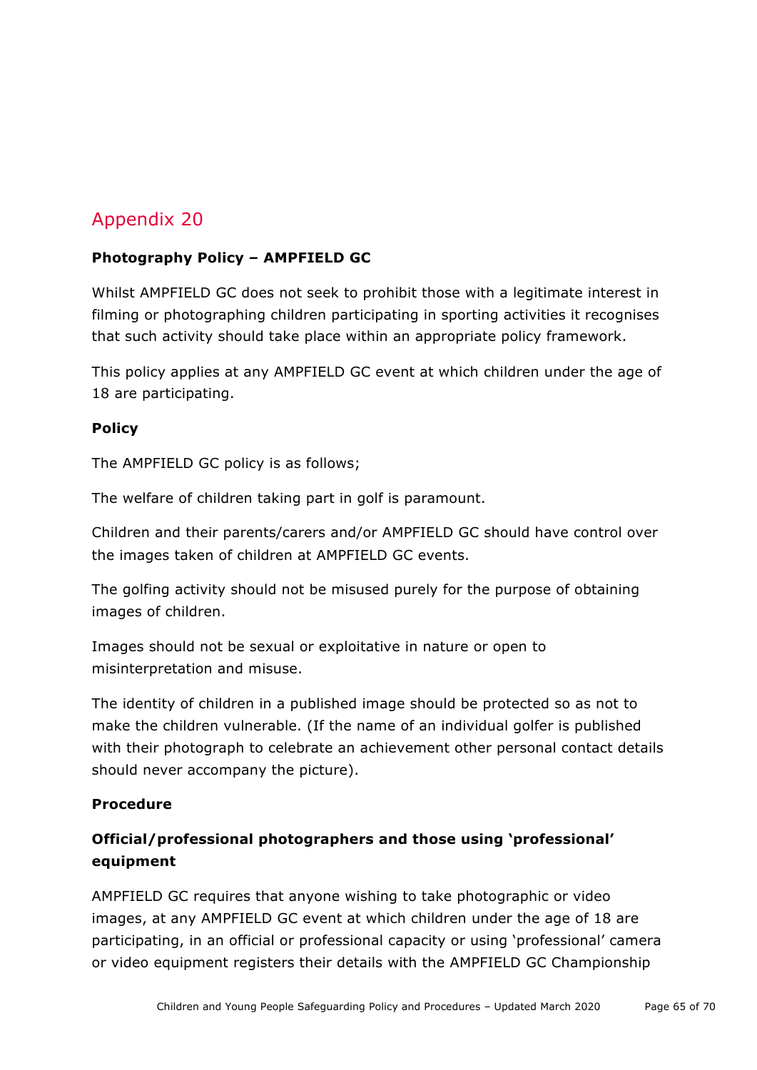## Appendix 20

**Photography Policy – AMPFIELD GC**

Whilst AMPFIELD GC does not seek to prohibit those with a legitimate interest in filming or photographing children participating in sporting activities it recognises that such activity should take place within an appropriate policy framework.

This policy applies at any AMPFIELD GC event at which children under the age of 18 are participating.

**Policy**

The AMPFIELD GC policy is as follows;

The welfare of children taking part in golf is paramount.

Children and their parents/carers and/or AMPFIELD GC should have control over the images taken of children at AMPFIELD GC events.

The golfing activity should not be misused purely for the purpose of obtaining images of children.

Images should not be sexual or exploitative in nature or open to misinterpretation and misuse.

The identity of children in a published image should be protected so as not to make the children vulnerable. (If the name of an individual golfer is published with their photograph to celebrate an achievement other personal contact details should never accompany the picture).

**Procedure**

**Official/professional photographers and those using 'professional' equipment**

AMPFIELD GC requires that anyone wishing to take photographic or video images, at any AMPFIELD GC event at which children under the age of 18 are participating, in an official or professional capacity or using 'professional' camera or video equipment registers their details with the AMPFIELD GC Championship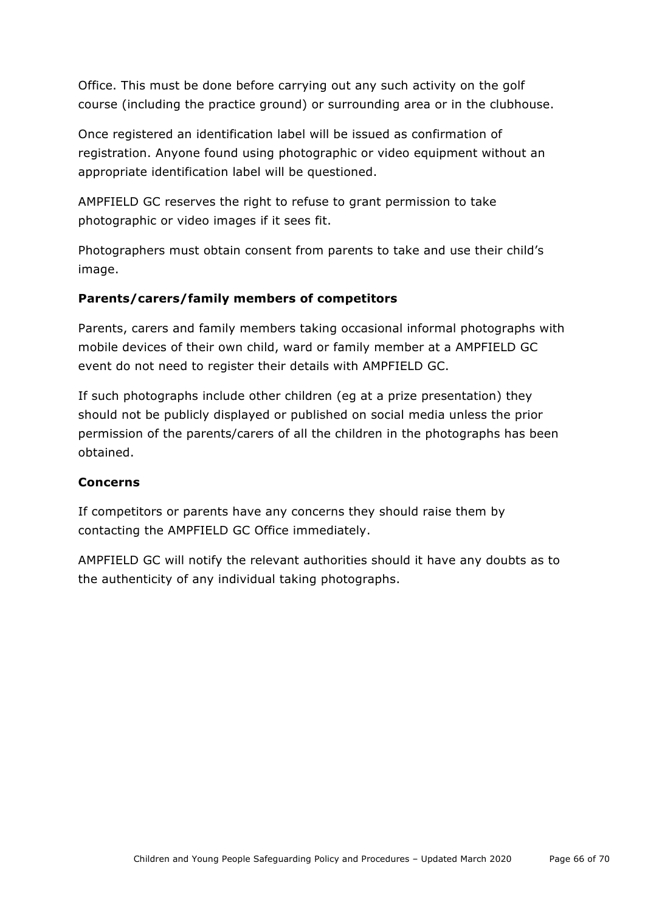Office. This must be done before carrying out any such activity on the golf course (including the practice ground) or surrounding area or in the clubhouse.

Once registered an identification label will be issued as confirmation of registration. Anyone found using photographic or video equipment without an appropriate identification label will be questioned.

AMPFIELD GC reserves the right to refuse to grant permission to take photographic or video images if it sees fit.

Photographers must obtain consent from parents to take and use their child's image.

**Parents/carers/family members of competitors**

Parents, carers and family members taking occasional informal photographs with mobile devices of their own child, ward or family member at a AMPFIELD GC event do not need to register their details with AMPFIELD GC.

If such photographs include other children (eg at a prize presentation) they should not be publicly displayed or published on social media unless the prior permission of the parents/carers of all the children in the photographs has been obtained.

**Concerns**

If competitors or parents have any concerns they should raise them by contacting the AMPFIELD GC Office immediately.

AMPFIELD GC will notify the relevant authorities should it have any doubts as to the authenticity of any individual taking photographs.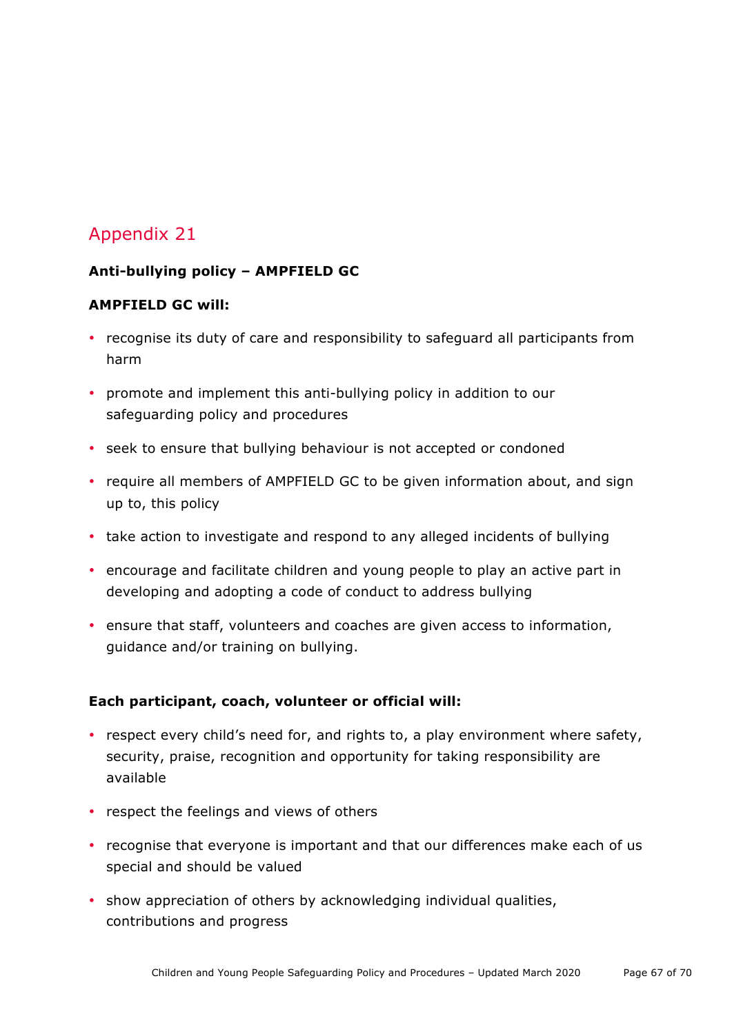## Appendix 21

**Anti-bullying policy – AMPFIELD GC**

**AMPFIELD GC will:**

- recognise its duty of care and responsibility to safeguard all participants from harm
- promote and implement this anti-bullying policy in addition to our safeguarding policy and procedures
- seek to ensure that bullying behaviour is not accepted or condoned
- require all members of AMPFIELD GC to be given information about, and sign up to, this policy
- take action to investigate and respond to any alleged incidents of bullying
- encourage and facilitate children and young people to play an active part in developing and adopting a code of conduct to address bullying
- ensure that staff, volunteers and coaches are given access to information, guidance and/or training on bullying.

**Each participant, coach, volunteer or official will:**

- respect every child's need for, and rights to, a play environment where safety, security, praise, recognition and opportunity for taking responsibility are available
- respect the feelings and views of others
- recognise that everyone is important and that our differences make each of us special and should be valued
- show appreciation of others by acknowledging individual qualities, contributions and progress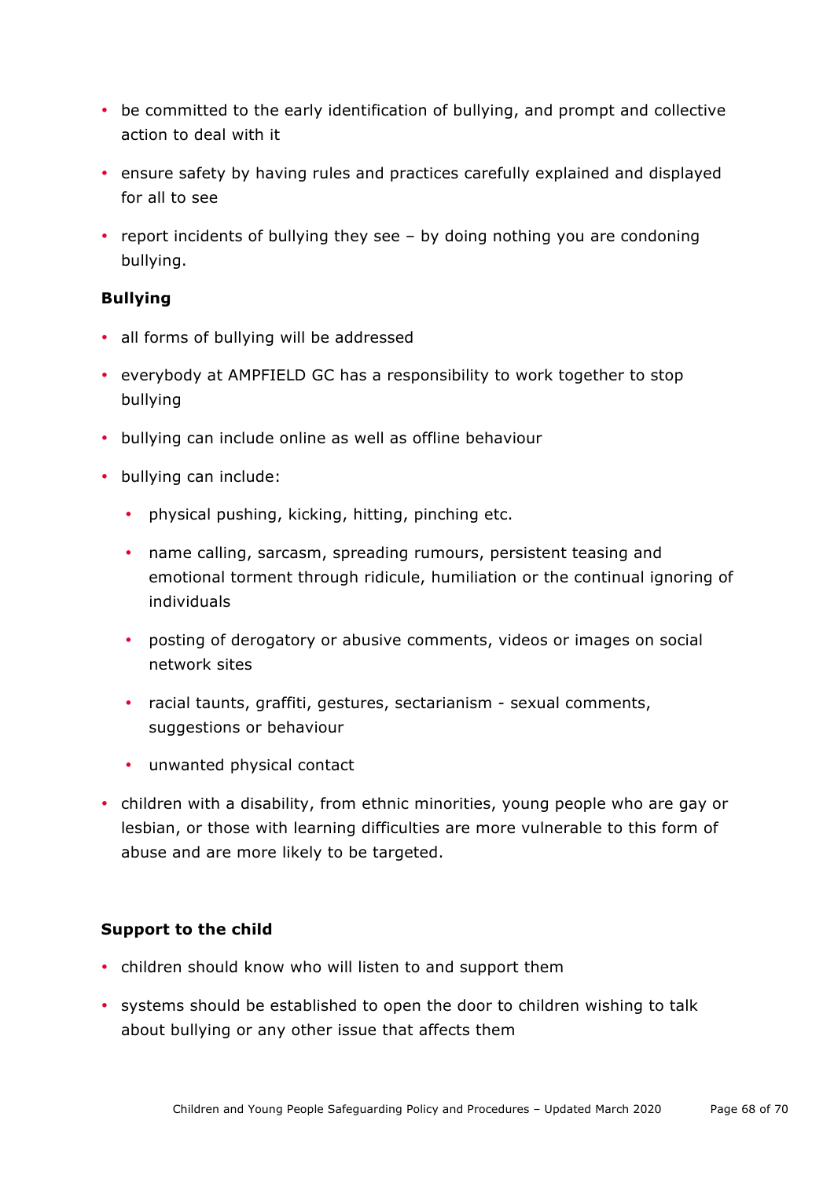- be committed to the early identification of bullying, and prompt and collective action to deal with it
- ensure safety by having rules and practices carefully explained and displayed for all to see
- report incidents of bullying they see – by doing nothing you are condoning bullying.

**Bullying**

- all forms of bullying will be addressed
- everybody at AMPFIELD GC has a responsibility to work together to stop bullying
- bullying can include online as well as offline behaviour
- bullying can include:
  - physical pushing, kicking, hitting, pinching etc.
  - name calling, sarcasm, spreading rumours, persistent teasing and emotional torment through ridicule, humiliation or the continual ignoring of individuals
  - posting of derogatory or abusive comments, videos or images on social network sites
  - racial taunts, graffiti, gestures, sectarianism - sexual comments, suggestions or behaviour
  - unwanted physical contact
- children with a disability, from ethnic minorities, young people who are gay or lesbian, or those with learning difficulties are more vulnerable to this form of abuse and are more likely to be targeted.

**Support to the child**

- children should know who will listen to and support them
- systems should be established to open the door to children wishing to talk about bullying or any other issue that affects them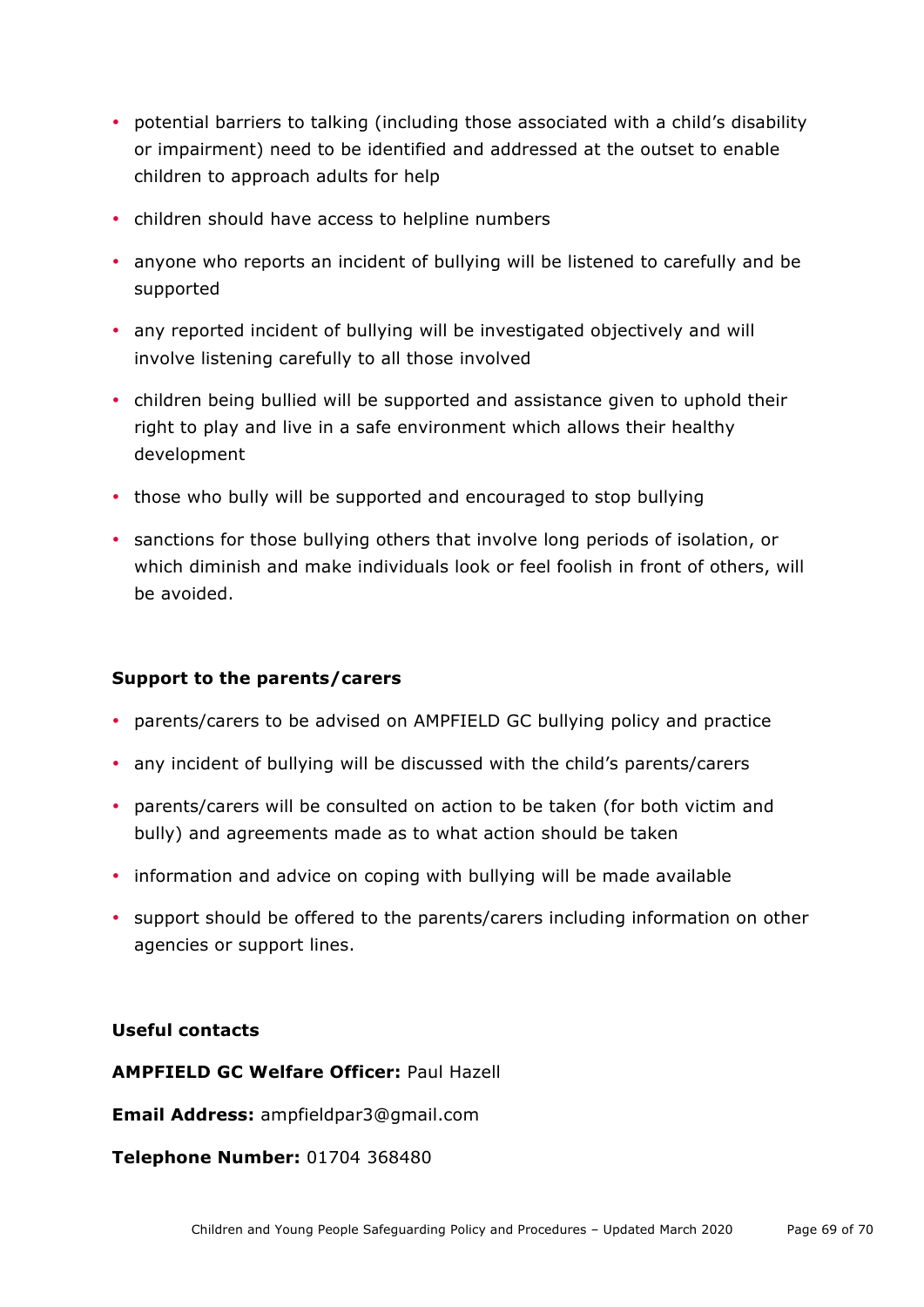- potential barriers to talking (including those associated with a child's disability or impairment) need to be identified and addressed at the outset to enable children to approach adults for help
- children should have access to helpline numbers
- anyone who reports an incident of bullying will be listened to carefully and be supported
- any reported incident of bullying will be investigated objectively and will involve listening carefully to all those involved
- children being bullied will be supported and assistance given to uphold their right to play and live in a safe environment which allows their healthy development
- those who bully will be supported and encouraged to stop bullying
- sanctions for those bullying others that involve long periods of isolation, or which diminish and make individuals look or feel foolish in front of others, will be avoided.

**Support to the parents/carers**

- parents/carers to be advised on AMPFIELD GC bullying policy and practice
- any incident of bullying will be discussed with the child's parents/carers
- parents/carers will be consulted on action to be taken (for both victim and bully) and agreements made as to what action should be taken
- information and advice on coping with bullying will be made available
- support should be offered to the parents/carers including information on other agencies or support lines.

**Useful contacts**

**AMPFIELD GC Welfare Officer:** Paul Hazell

**Email Address:** ampfieldpar3@gmail.com

**Telephone Number:** 01704 368480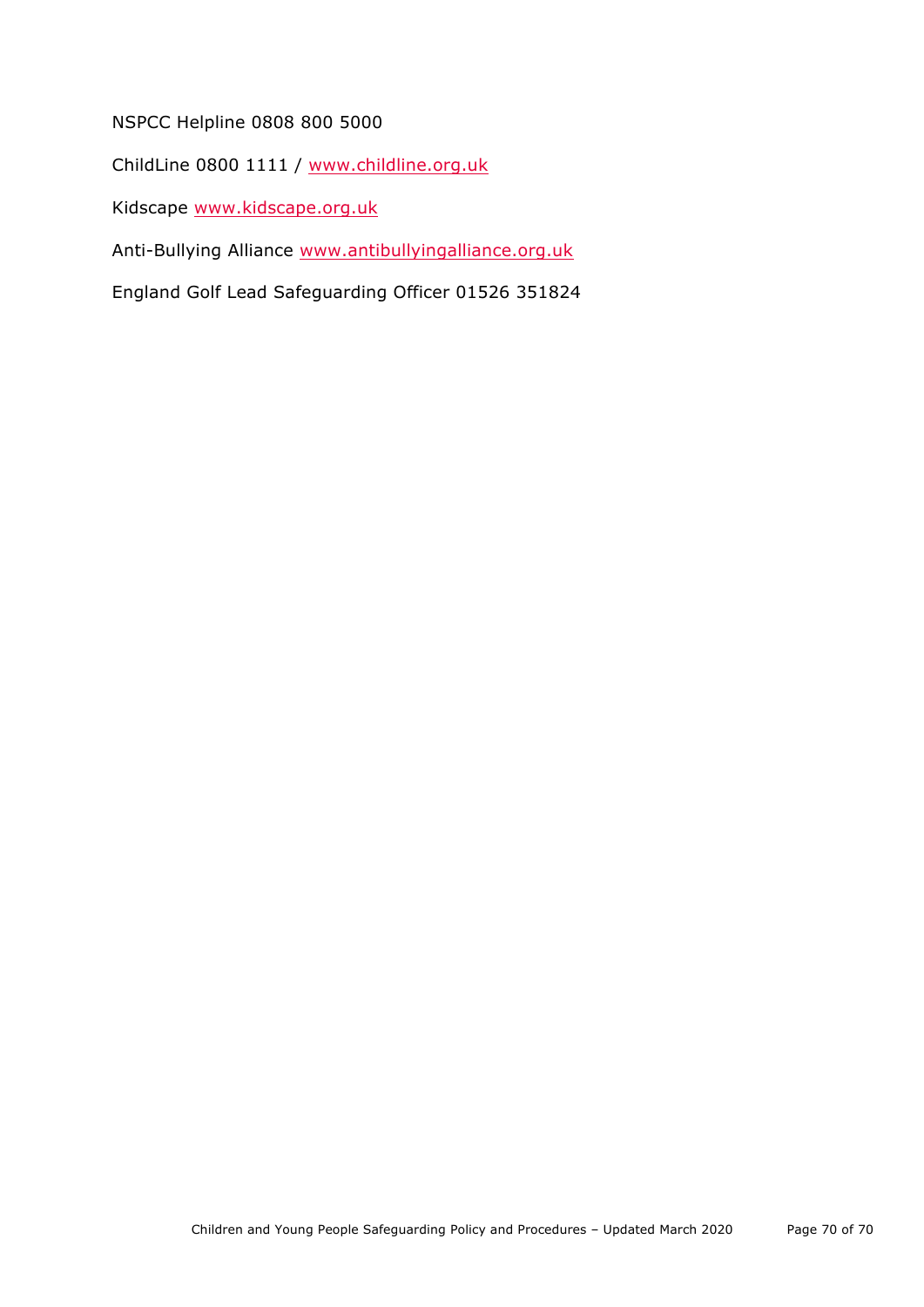NSPCC Helpline 0808 800 5000

ChildLine 0800 1111 / www.childline.org.uk

Kidscape www.kidscape.org.uk

Anti-Bullying Alliance www.antibullyingalliance.org.uk

England Golf Lead Safeguarding Officer 01526 351824